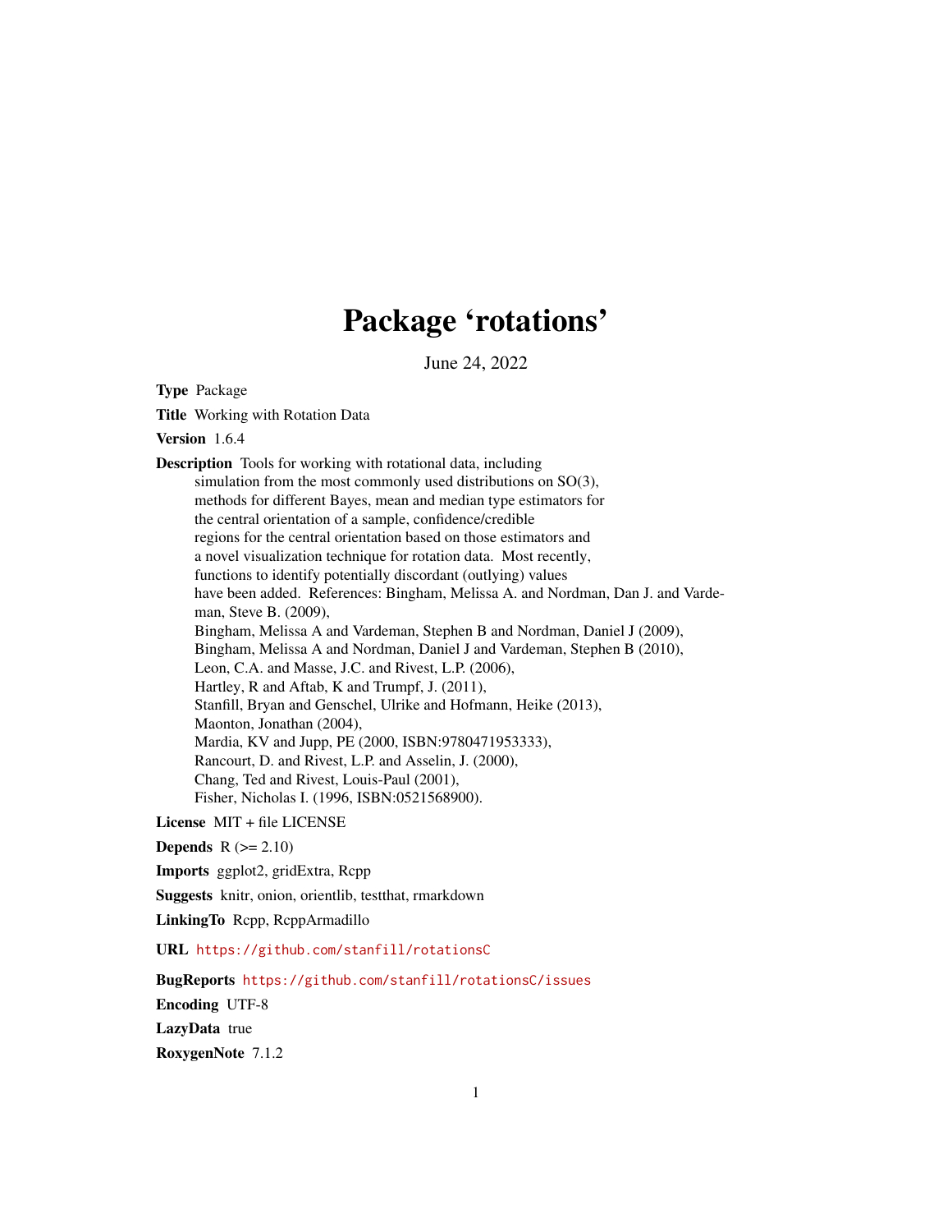# Package 'rotations'

June 24, 2022

**Type** Package

**Title** Working with Rotation Data

**Version** 1.6.4

**Description** Tools for working with rotational data, including simulation from the most commonly used distributions on SO(3), methods for different Bayes, mean and median type estimators for the central orientation of a sample, confidence/credible regions for the central orientation based on those estimators and a novel visualization technique for rotation data. Most recently, functions to identify potentially discordant (outlying) values have been added. References: Bingham, Melissa A. and Nordman, Dan J. and Vardeman, Steve B. (2009), Bingham, Melissa A and Vardeman, Stephen B and Nordman, Daniel J (2009), Bingham, Melissa A and Nordman, Daniel J and Vardeman, Stephen B (2010), Leon, C.A. and Masse, J.C. and Rivest, L.P. (2006), Hartley, R and Aftab, K and Trumpf, J. (2011), Stanfill, Bryan and Genschel, Ulrike and Hofmann, Heike (2013), Maonton, Jonathan (2004), Mardia, KV and Jupp, PE (2000, ISBN:9780471953333), Rancourt, D. and Rivest, L.P. and Asselin, J. (2000), Chang, Ted and Rivest, Louis-Paul (2001), Fisher, Nicholas I. (1996, ISBN:0521568900).

**License** MIT + file LICENSE

**Depends** R (>= 2.10)

**Imports** ggplot2, gridExtra, Rcpp

**Suggests** knitr, onion, orientlib, testthat, rmarkdown

**LinkingTo** Rcpp, RcppArmadillo

**URL** https://github.com/stanfill/rotationsC

**BugReports** https://github.com/stanfill/rotationsC/issues

**Encoding** UTF-8

**LazyData** true

**RoxygenNote** 7.1.2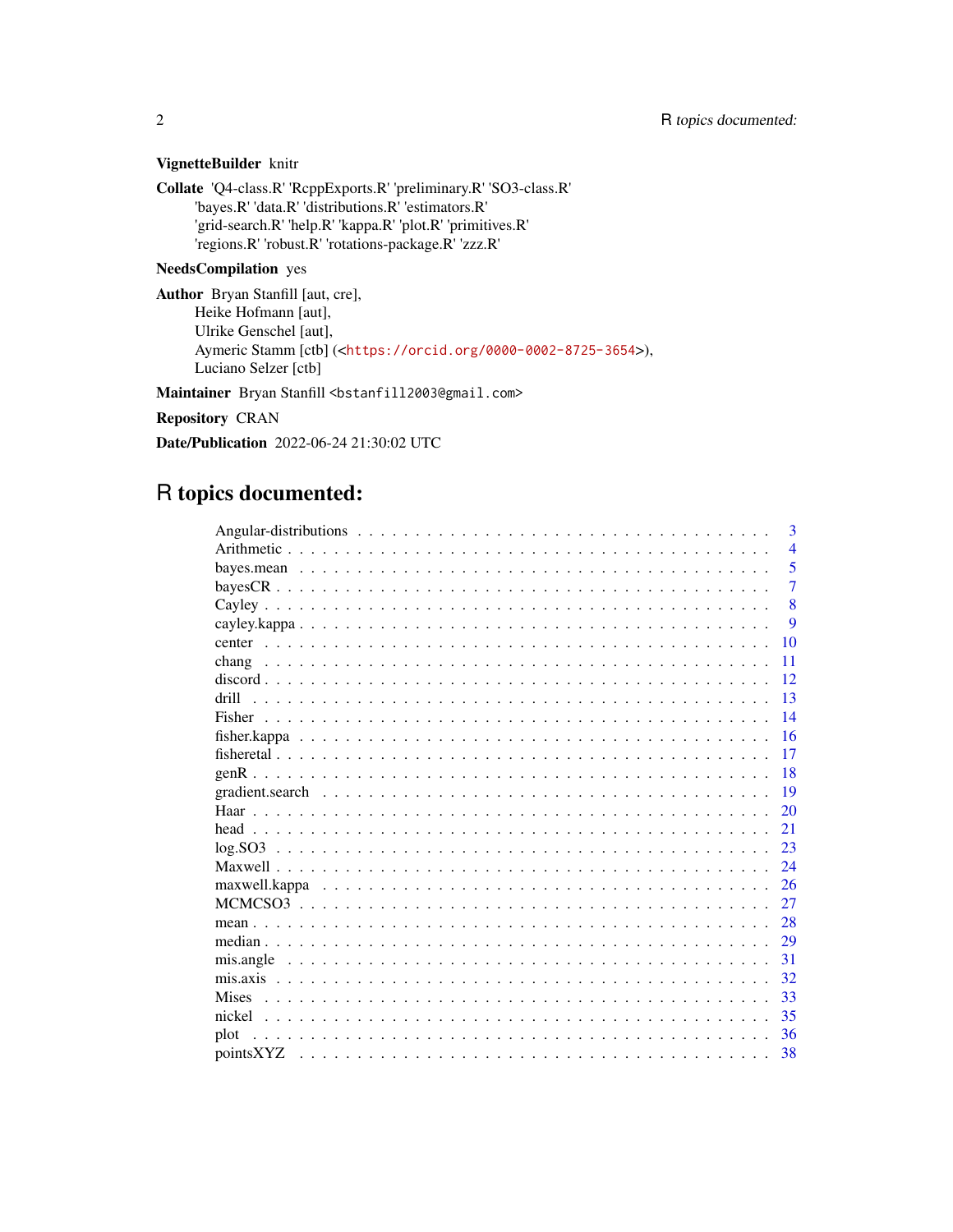**VignetteBuilder** knitr

**Collate** 'Q4-class.R' 'RcppExports.R' 'preliminary.R' 'SO3-class.R' 'bayes.R' 'data.R' 'distributions.R' 'estimators.R' 'grid-search.R' 'help.R' 'kappa.R' 'plot.R' 'primitives.R' 'regions.R' 'robust.R' 'rotations-package.R' 'zzz.R'

**NeedsCompilation** yes

**Author** Bryan Stanfill [aut, cre],
Heike Hofmann [aut],
Ulrike Genschel [aut],
Aymeric Stamm [ctb] (<https://orcid.org/0000-0002-8725-3654>),
Luciano Selzer [ctb]

**Maintainer** Bryan Stanfill <bstanfill2003@gmail.com>

**Repository** CRAN

**Date/Publication** 2022-06-24 21:30:02 UTC

# R topics documented:

| | |
|---|---|
| Angular-distributions | 3 |
| Arithmetic | 4 |
| bayes.mean | 5 |
| bayesCR | 7 |
| Cayley | 8 |
| cayley.kappa | 9 |
| center | 10 |
| chang | 11 |
| discord | 12 |
| drill | 13 |
| Fisher | 14 |
| fisher.kappa | 16 |
| fisheretal | 17 |
| genR | 18 |
| gradient.search | 19 |
| Haar | 20 |
| head | 21 |
| log.SO3 | 23 |
| Maxwell | 24 |
| maxwell.kappa | 26 |
| MCMCSO3 | 27 |
| mean | 28 |
| median | 29 |
| mis.angle | 31 |
| mis.axis | 32 |
| Mises | 33 |
| nickel | 35 |
| plot | 36 |
| pointsXYZ | 38 |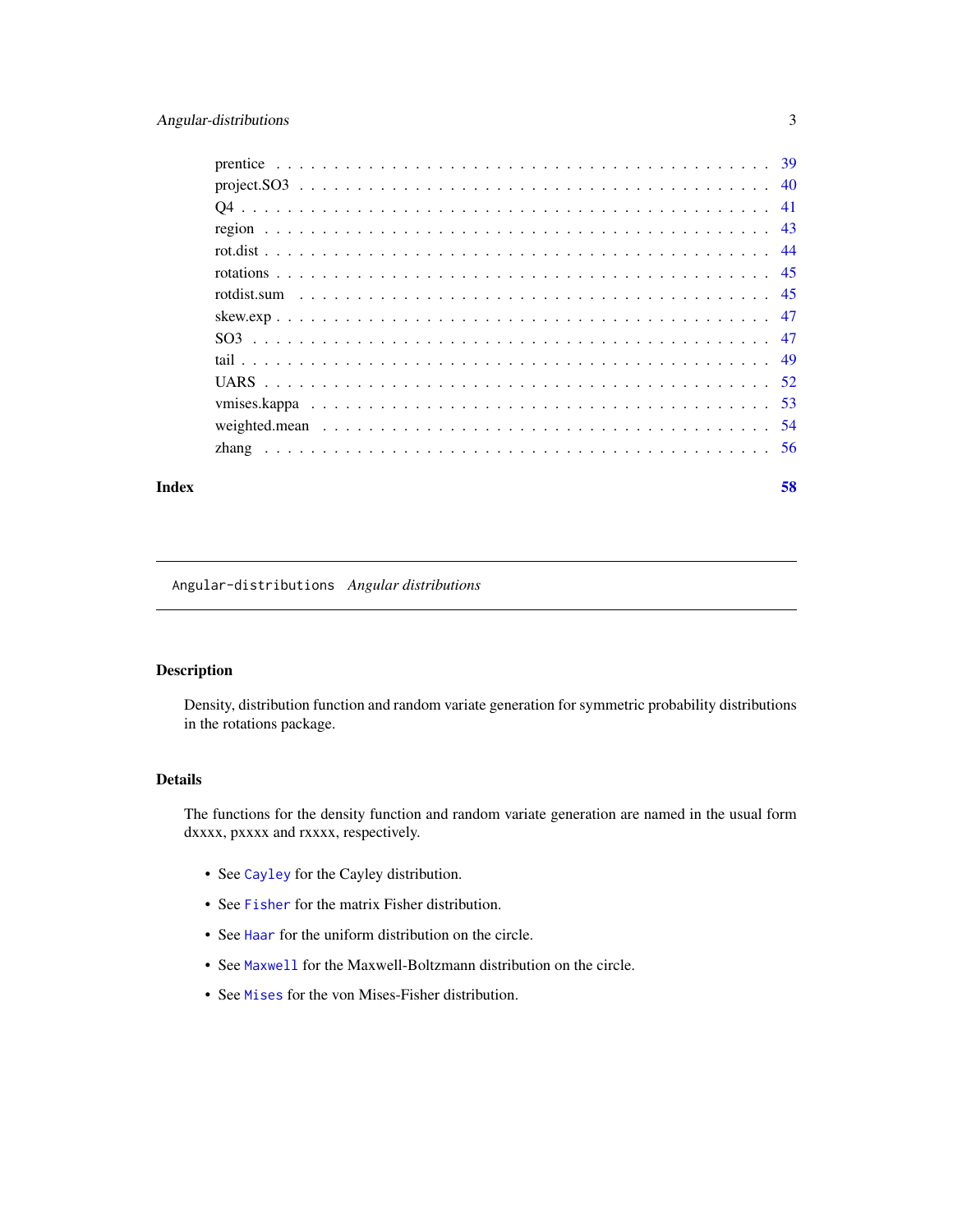| | |
|---|---|
| prentice | 39 |
| project.SO3 | 40 |
| Q4 | 41 |
| region | 43 |
| rot.dist | 44 |
| rotations | 45 |
| rotdist.sum | 45 |
| skew.exp | 47 |
| SO3 | 47 |
| tail | 49 |
| UARS | 52 |
| vmises.kappa | 53 |
| weighted.mean | 54 |
| zhang | 56 |

**Index** **58**

---

## Angular-distributions *Angular distributions*

---

### Description

Density, distribution function and random variate generation for symmetric probability distributions in the rotations package.

### Details

The functions for the density function and random variate generation are named in the usual form dxxxx, pxxxx and rxxxx, respectively.

- See `Cayley` for the Cayley distribution.
- See `Fisher` for the matrix Fisher distribution.
- See `Haar` for the uniform distribution on the circle.
- See `Maxwell` for the Maxwell-Boltzmann distribution on the circle.
- See `Mises` for the von Mises-Fisher distribution.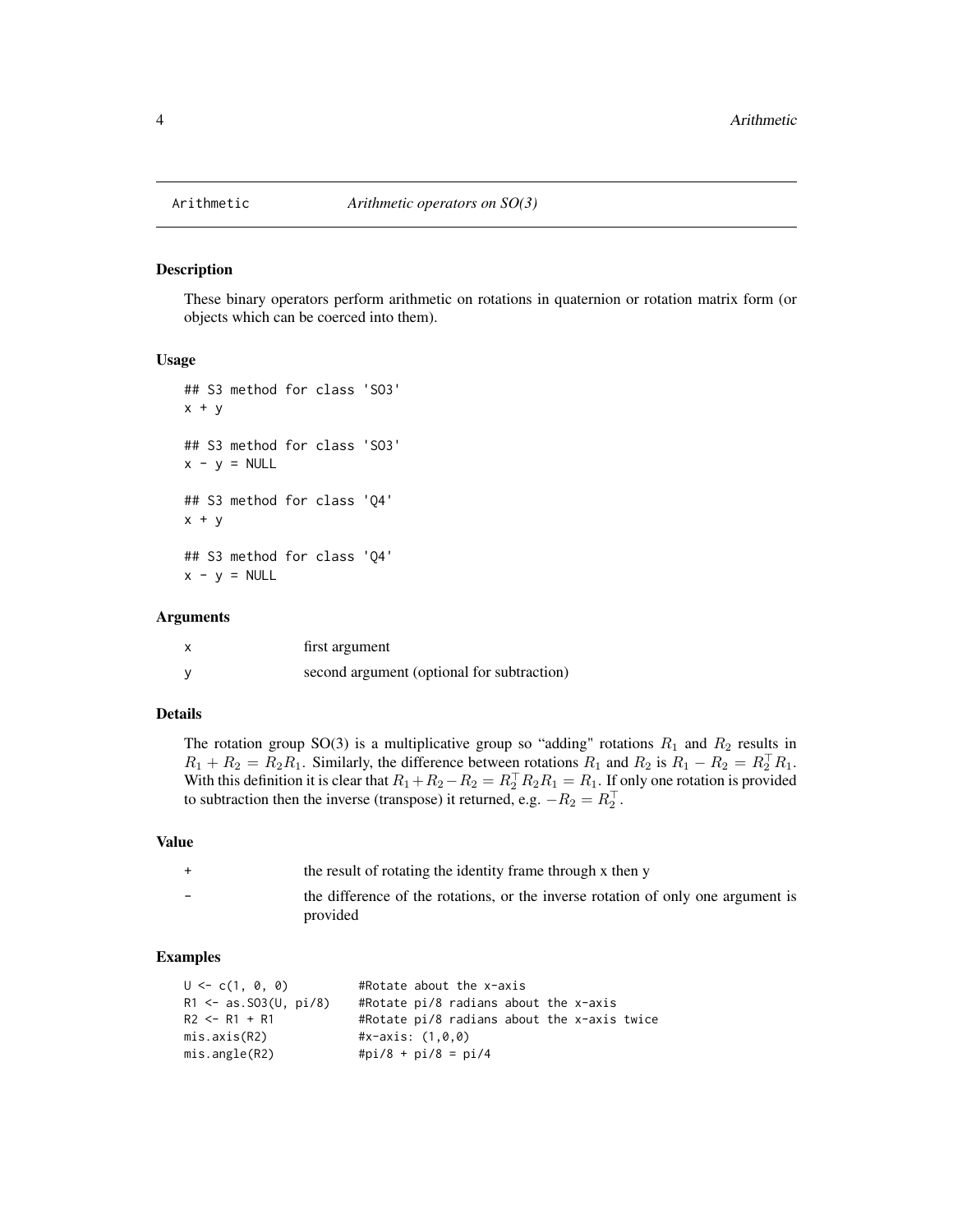Arithmetic *Arithmetic operators on SO(3)*

## Description

These binary operators perform arithmetic on rotations in quaternion or rotation matrix form (or objects which can be coerced into them).

## Usage

```
## S3 method for class 'SO3'
x + y

## S3 method for class 'SO3'
x - y = NULL

## S3 method for class 'Q4'
x + y

## S3 method for class 'Q4'
x - y = NULL
```

## Arguments

| | |
|---|---|
| x | first argument |
| y | second argument (optional for subtraction) |

## Details

The rotation group SO(3) is a multiplicative group so "adding" rotations $R_1$ and $R_2$ results in $R_1 + R_2 = R_2 R_1$. Similarly, the difference between rotations $R_1$ and $R_2$ is $R_1 - R_2 = R_2^\top R_1$. With this definition it is clear that $R_1 + R_2 - R_2 = R_2^\top R_2 R_1 = R_1$. If only one rotation is provided to subtraction then the inverse (transpose) it returned, e.g. $-R_2 = R_2^\top$.

## Value

| | |
|---|---|
| + | the result of rotating the identity frame through x then y |
| - | the difference of the rotations, or the inverse rotation of only one argument is provided |

## Examples

```
U <- c(1, 0, 0)          #Rotate about the x-axis
R1 <- as.SO3(U, pi/8)    #Rotate pi/8 radians about the x-axis
R2 <- R1 + R1            #Rotate pi/8 radians about the x-axis twice
mis.axis(R2)             #x-axis: (1,0,0)
mis.angle(R2)            #pi/8 + pi/8 = pi/4
```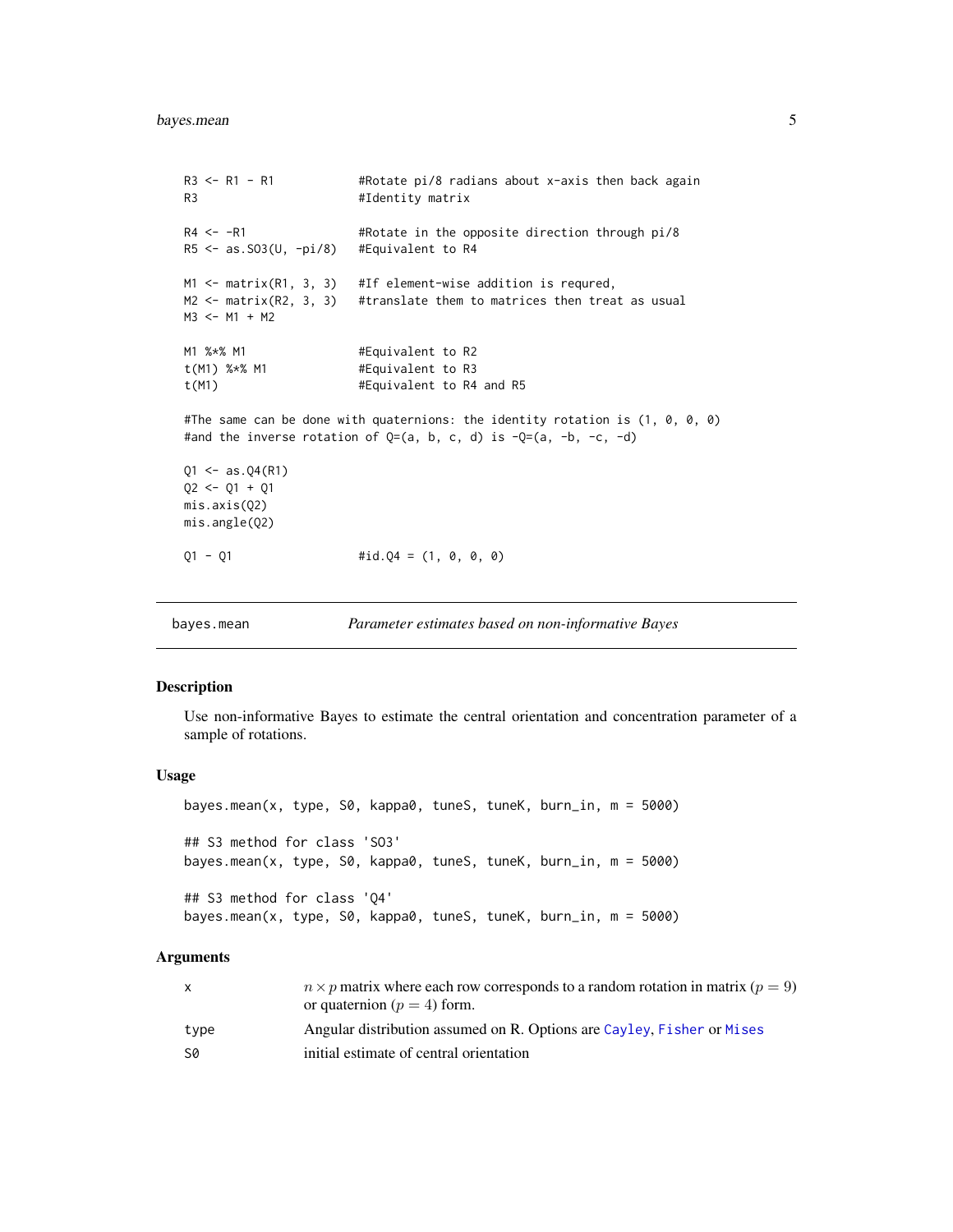```
R3 <- R1 - R1            #Rotate pi/8 radians about x-axis then back again
R3                       #Identity matrix

R4 <- -R1                #Rotate in the opposite direction through pi/8
R5 <- as.SO3(U, -pi/8)   #Equivalent to R4

M1 <- matrix(R1, 3, 3)   #If element-wise addition is requred,
M2 <- matrix(R2, 3, 3)   #translate them to matrices then treat as usual
M3 <- M1 + M2

M1 %*% M1                #Equivalent to R2
t(M1) %*% M1             #Equivalent to R3
t(M1)                    #Equivalent to R4 and R5

#The same can be done with quaternions: the identity rotation is (1, 0, 0, 0)
#and the inverse rotation of Q=(a, b, c, d) is -Q=(a, -b, -c, -d)

Q1 <- as.Q4(R1)
Q2 <- Q1 + Q1
mis.axis(Q2)
mis.angle(Q2)

Q1 - Q1                  #id.Q4 = (1, 0, 0, 0)
```

## bayes.mean — *Parameter estimates based on non-informative Bayes*

### Description

Use non-informative Bayes to estimate the central orientation and concentration parameter of a sample of rotations.

### Usage

```
bayes.mean(x, type, S0, kappa0, tuneS, tuneK, burn_in, m = 5000)

## S3 method for class 'SO3'
bayes.mean(x, type, S0, kappa0, tuneS, tuneK, burn_in, m = 5000)

## S3 method for class 'Q4'
bayes.mean(x, type, S0, kappa0, tuneS, tuneK, burn_in, m = 5000)
```

### Arguments

| | |
|---|---|
| x | $n \times p$ matrix where each row corresponds to a random rotation in matrix ($p = 9$) or quaternion ($p = 4$) form. |
| type | Angular distribution assumed on R. Options are Cayley, Fisher or Mises |
| S0 | initial estimate of central orientation |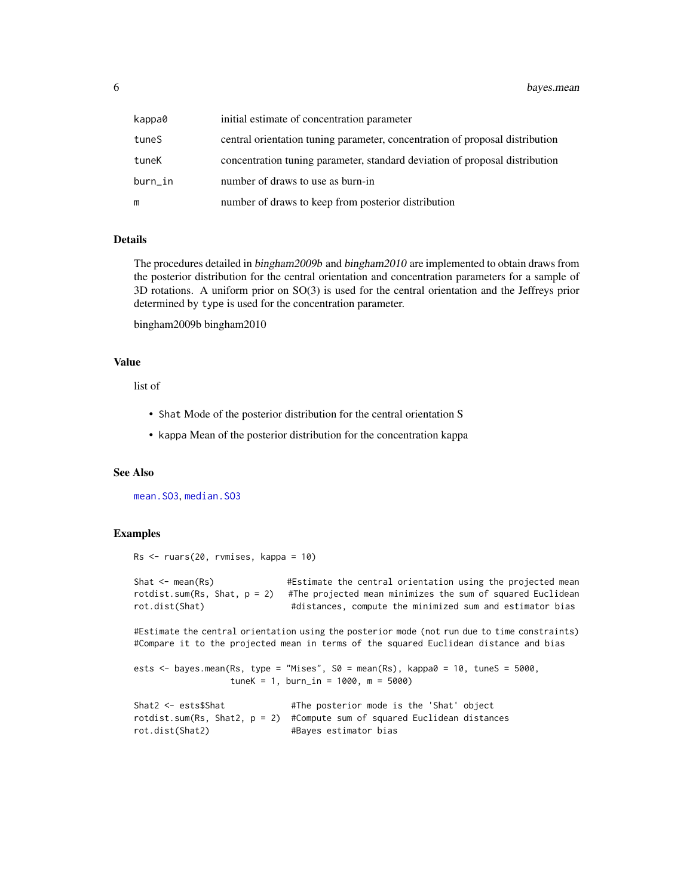| | |
|---|---|
| kappa0 | initial estimate of concentration parameter |
| tuneS | central orientation tuning parameter, concentration of proposal distribution |
| tuneK | concentration tuning parameter, standard deviation of proposal distribution |
| burn_in | number of draws to use as burn-in |
| m | number of draws to keep from posterior distribution |

### Details

The procedures detailed in *bingham2009b* and *bingham2010* are implemented to obtain draws from the posterior distribution for the central orientation and concentration parameters for a sample of 3D rotations. A uniform prior on SO(3) is used for the central orientation and the Jeffreys prior determined by type is used for the concentration parameter.

bingham2009b bingham2010

### Value

list of

- Shat Mode of the posterior distribution for the central orientation S
- kappa Mean of the posterior distribution for the concentration kappa

### See Also

mean.SO3, median.SO3

### Examples

```
Rs <- ruars(20, rvmises, kappa = 10)

Shat <- mean(Rs)              #Estimate the central orientation using the projected mean
rotdist.sum(Rs, Shat, p = 2)  #The projected mean minimizes the sum of squared Euclidean
rot.dist(Shat)                #distances, compute the minimized sum and estimator bias

#Estimate the central orientation using the posterior mode (not run due to time constraints)
#Compare it to the projected mean in terms of the squared Euclidean distance and bias

ests <- bayes.mean(Rs, type = "Mises", S0 = mean(Rs), kappa0 = 10, tuneS = 5000,
                   tuneK = 1, burn_in = 1000, m = 5000)

Shat2 <- ests$Shat             #The posterior mode is the 'Shat' object
rotdist.sum(Rs, Shat2, p = 2)  #Compute sum of squared Euclidean distances
rot.dist(Shat2)                #Bayes estimator bias
```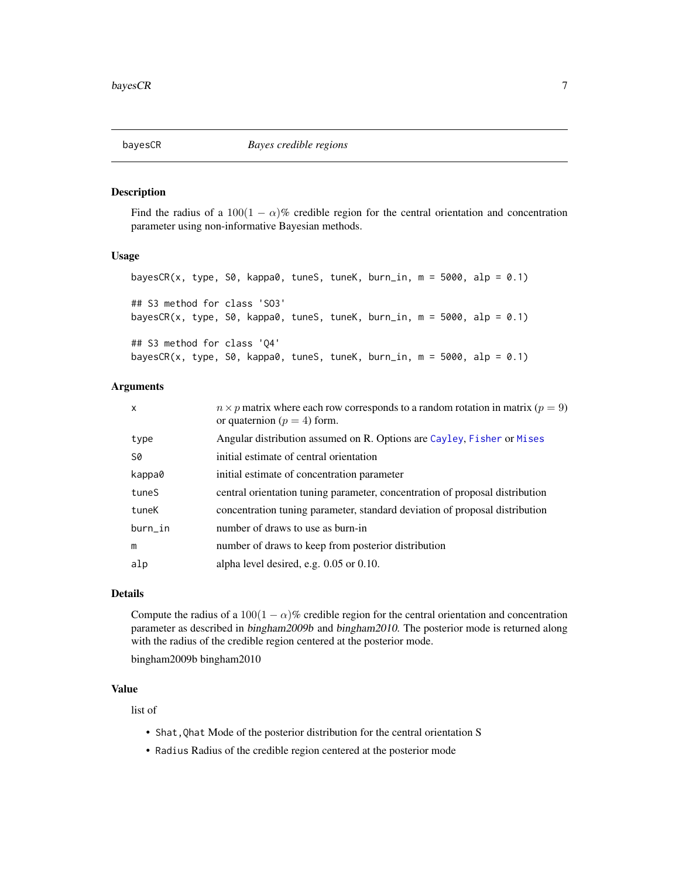# bayesCR *Bayes credible regions*

## Description

Find the radius of a $100(1-\alpha)\%$ credible region for the central orientation and concentration parameter using non-informative Bayesian methods.

## Usage

```
bayesCR(x, type, S0, kappa0, tuneS, tuneK, burn_in, m = 5000, alp = 0.1)

## S3 method for class 'SO3'
bayesCR(x, type, S0, kappa0, tuneS, tuneK, burn_in, m = 5000, alp = 0.1)

## S3 method for class 'Q4'
bayesCR(x, type, S0, kappa0, tuneS, tuneK, burn_in, m = 5000, alp = 0.1)
```

## Arguments

| | |
|---|---|
| x | $n \times p$ matrix where each row corresponds to a random rotation in matrix ($p = 9$) or quaternion ($p = 4$) form. |
| type | Angular distribution assumed on R. Options are Cayley, Fisher or Mises |
| S0 | initial estimate of central orientation |
| kappa0 | initial estimate of concentration parameter |
| tuneS | central orientation tuning parameter, concentration of proposal distribution |
| tuneK | concentration tuning parameter, standard deviation of proposal distribution |
| burn_in | number of draws to use as burn-in |
| m | number of draws to keep from posterior distribution |
| alp | alpha level desired, e.g. 0.05 or 0.10. |

## Details

Compute the radius of a $100(1-\alpha)\%$ credible region for the central orientation and concentration parameter as described in *bingham2009b* and *bingham2010*. The posterior mode is returned along with the radius of the credible region centered at the posterior mode.

bingham2009b bingham2010

## Value

list of

- `Shat,Qhat` Mode of the posterior distribution for the central orientation S
- `Radius` Radius of the credible region centered at the posterior mode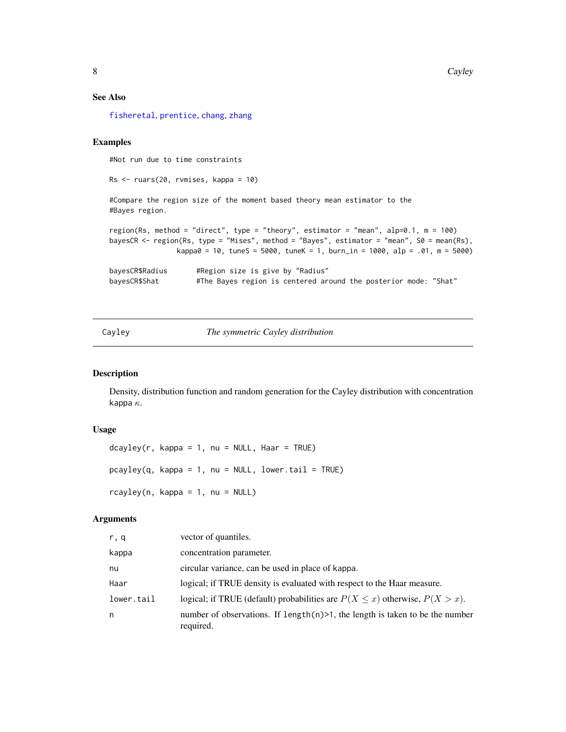### See Also

fisheretal, prentice, chang, zhang

### Examples

```
#Not run due to time constraints

Rs <- ruars(20, rvmises, kappa = 10)

#Compare the region size of the moment based theory mean estimator to the
#Bayes region.

region(Rs, method = "direct", type = "theory", estimator = "mean", alp=0.1, m = 100)
bayesCR <- region(Rs, type = "Mises", method = "Bayes", estimator = "mean", S0 = mean(Rs),
                  kappa0 = 10, tuneS = 5000, tuneK = 1, burn_in = 1000, alp = .01, m = 5000)

bayesCR$Radius       #Region size is give by "Radius"
bayesCR$Shat         #The Bayes region is centered around the posterior mode: "Shat"
```

---

## Cayley — *The symmetric Cayley distribution*

### Description

Density, distribution function and random generation for the Cayley distribution with concentration kappa $\kappa$.

### Usage

```
dcayley(r, kappa = 1, nu = NULL, Haar = TRUE)

pcayley(q, kappa = 1, nu = NULL, lower.tail = TRUE)

rcayley(n, kappa = 1, nu = NULL)
```

### Arguments

| | |
|---|---|
| r, q | vector of quantiles. |
| kappa | concentration parameter. |
| nu | circular variance, can be used in place of kappa. |
| Haar | logical; if TRUE density is evaluated with respect to the Haar measure. |
| lower.tail | logical; if TRUE (default) probabilities are $P(X \leq x)$ otherwise, $P(X > x)$. |
| n | number of observations. If length(n)>1, the length is taken to be the number required. |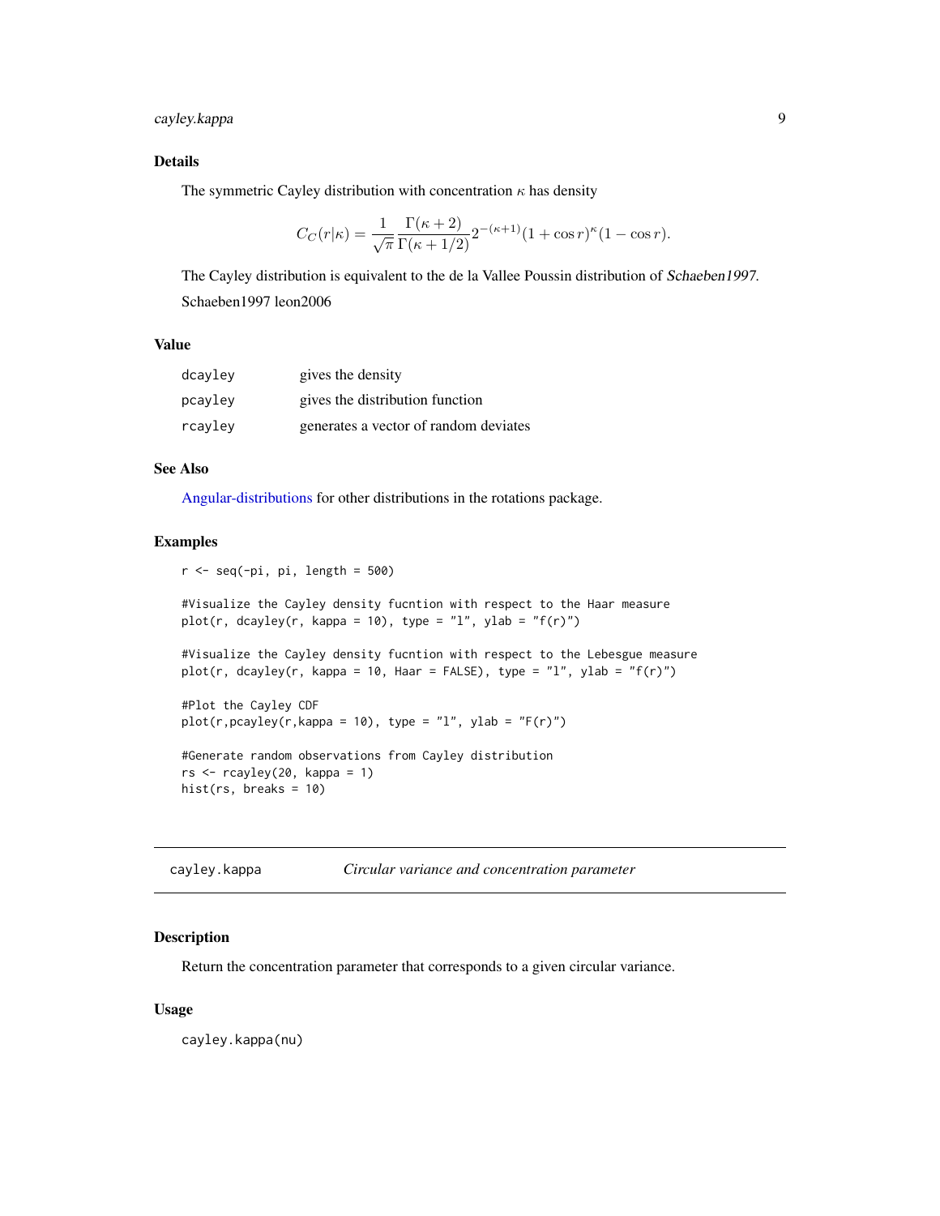### Details

The symmetric Cayley distribution with concentration $\kappa$ has density

$$C_C(r|\kappa) = \frac{1}{\sqrt{\pi}} \frac{\Gamma(\kappa+2)}{\Gamma(\kappa+1/2)} 2^{-(\kappa+1)} (1+\cos r)^{\kappa} (1-\cos r).$$

The Cayley distribution is equivalent to the de la Vallee Poussin distribution of *Schaeben1997*.

Schaeben1997 leon2006

### Value

| | |
|---|---|
| dcayley | gives the density |
| pcayley | gives the distribution function |
| rcayley | generates a vector of random deviates |

### See Also

Angular-distributions for other distributions in the rotations package.

### Examples

```
r <- seq(-pi, pi, length = 500)

#Visualize the Cayley density fucntion with respect to the Haar measure
plot(r, dcayley(r, kappa = 10), type = "l", ylab = "f(r)")

#Visualize the Cayley density fucntion with respect to the Lebesgue measure
plot(r, dcayley(r, kappa = 10, Haar = FALSE), type = "l", ylab = "f(r)")

#Plot the Cayley CDF
plot(r,pcayley(r,kappa = 10), type = "l", ylab = "F(r)")

#Generate random observations from Cayley distribution
rs <- rcayley(20, kappa = 1)
hist(rs, breaks = 10)
```

---

## cayley.kappa *Circular variance and concentration parameter*

### Description

Return the concentration parameter that corresponds to a given circular variance.

### Usage

```
cayley.kappa(nu)
```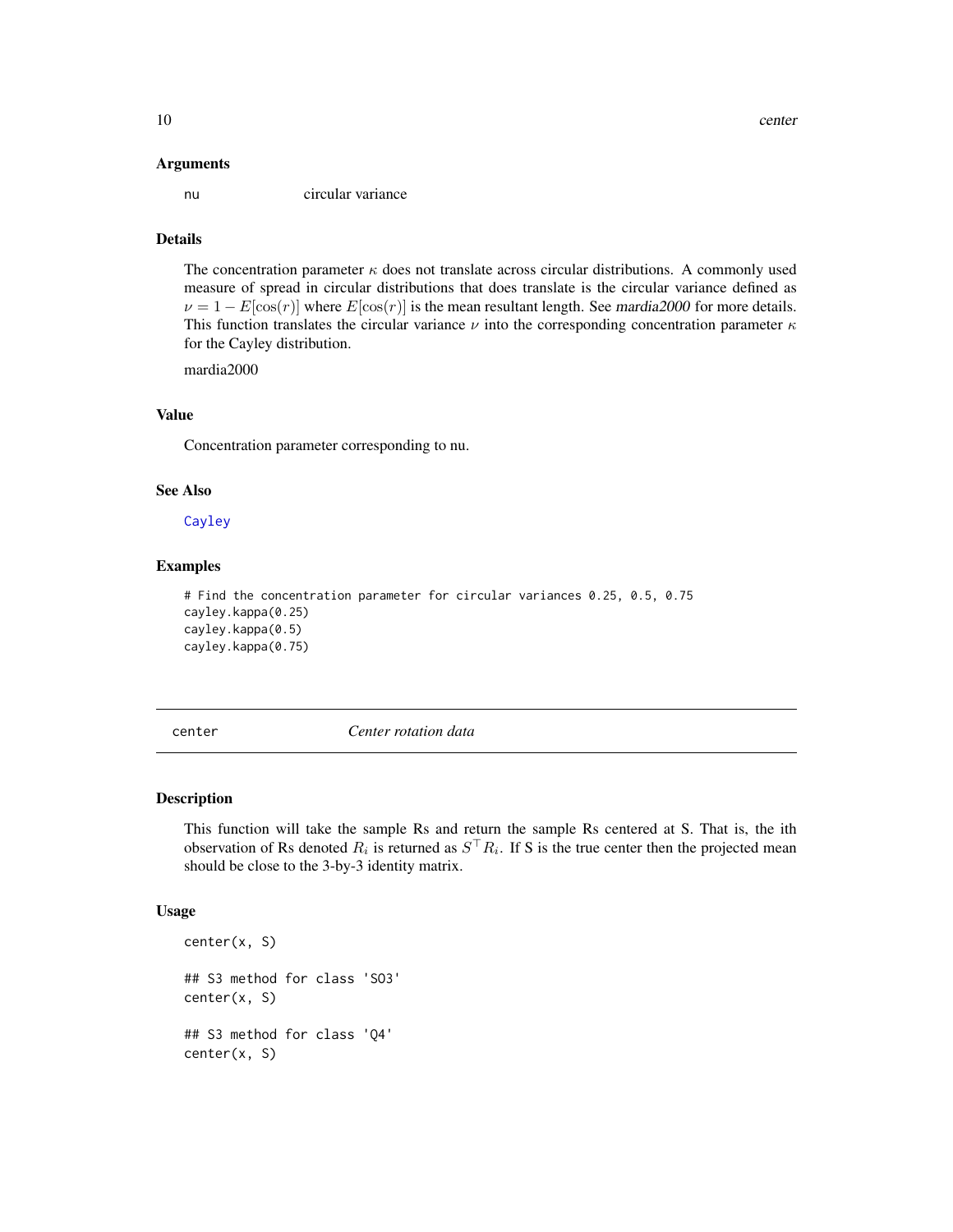### Arguments

nu circular variance

### Details

The concentration parameter $\kappa$ does not translate across circular distributions. A commonly used measure of spread in circular distributions that does translate is the circular variance defined as $\nu = 1 - E[\cos(r)]$ where $E[\cos(r)]$ is the mean resultant length. See *mardia2000* for more details. This function translates the circular variance $\nu$ into the corresponding concentration parameter $\kappa$ for the Cayley distribution.

mardia2000

### Value

Concentration parameter corresponding to nu.

### See Also

Cayley

### Examples

```
# Find the concentration parameter for circular variances 0.25, 0.5, 0.75
cayley.kappa(0.25)
cayley.kappa(0.5)
cayley.kappa(0.75)
```

---

## center *Center rotation data*

### Description

This function will take the sample Rs and return the sample Rs centered at S. That is, the ith observation of Rs denoted $R_i$ is returned as $S^\top R_i$. If S is the true center then the projected mean should be close to the 3-by-3 identity matrix.

### Usage

```
center(x, S)

## S3 method for class 'SO3'
center(x, S)

## S3 method for class 'Q4'
center(x, S)
```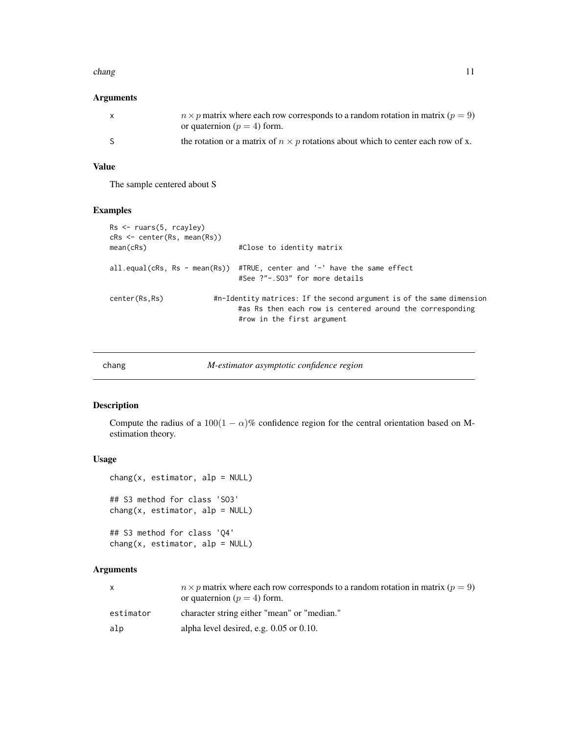### Arguments

| | |
|---|---|
| x | $n \times p$ matrix where each row corresponds to a random rotation in matrix ($p = 9$) or quaternion ($p = 4$) form. |
| S | the rotation or a matrix of $n \times p$ rotations about which to center each row of x. |

### Value

The sample centered about S

### Examples

```
Rs <- ruars(5, rcayley)
cRs <- center(Rs, mean(Rs))
mean(cRs)                       #Close to identity matrix

all.equal(cRs, Rs - mean(Rs))  #TRUE, center and '-' have the same effect
                                #See ?"-.SO3" for more details

center(Rs,Rs)            #n-Identity matrices: If the second argument is of the same dimension
                                #as Rs then each row is centered around the corresponding
                                #row in the first argument
```

---

## chang — *M-estimator asymptotic confidence region*

### Description

Compute the radius of a $100(1 - \alpha)\%$ confidence region for the central orientation based on M-estimation theory.

### Usage

```
chang(x, estimator, alp = NULL)

## S3 method for class 'SO3'
chang(x, estimator, alp = NULL)

## S3 method for class 'Q4'
chang(x, estimator, alp = NULL)
```

### Arguments

| | |
|---|---|
| x | $n \times p$ matrix where each row corresponds to a random rotation in matrix ($p = 9$) or quaternion ($p = 4$) form. |
| estimator | character string either "mean" or "median." |
| alp | alpha level desired, e.g. 0.05 or 0.10. |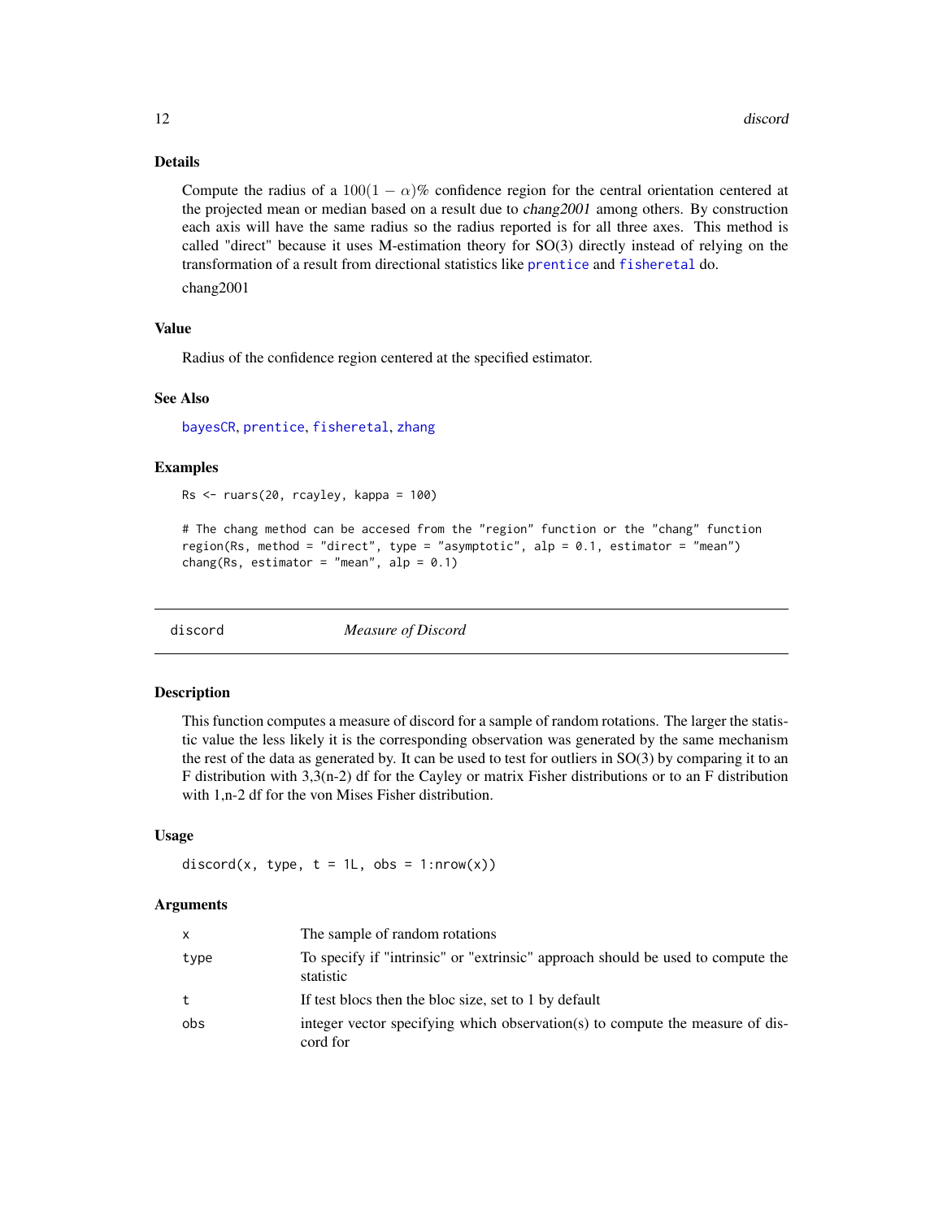## Details

Compute the radius of a $100(1-\alpha)\%$ confidence region for the central orientation centered at the projected mean or median based on a result due to *chang2001* among others. By construction each axis will have the same radius so the radius reported is for all three axes. This method is called "direct" because it uses M-estimation theory for SO(3) directly instead of relying on the transformation of a result from directional statistics like prentice and fisheretal do.

chang2001

## Value

Radius of the confidence region centered at the specified estimator.

## See Also

bayesCR, prentice, fisheretal, zhang

## Examples

```
Rs <- ruars(20, rcayley, kappa = 100)

# The chang method can be accesed from the "region" function or the "chang" function
region(Rs, method = "direct", type = "asymptotic", alp = 0.1, estimator = "mean")
chang(Rs, estimator = "mean", alp = 0.1)
```

---

# discord — *Measure of Discord*

## Description

This function computes a measure of discord for a sample of random rotations. The larger the statistic value the less likely it is the corresponding observation was generated by the same mechanism the rest of the data as generated by. It can be used to test for outliers in SO(3) by comparing it to an F distribution with 3,3(n-2) df for the Cayley or matrix Fisher distributions or to an F distribution with 1,n-2 df for the von Mises Fisher distribution.

## Usage

```
discord(x, type, t = 1L, obs = 1:nrow(x))
```

## Arguments

| | |
|---|---|
| x | The sample of random rotations |
| type | To specify if "intrinsic" or "extrinsic" approach should be used to compute the statistic |
| t | If test blocs then the bloc size, set to 1 by default |
| obs | integer vector specifying which observation(s) to compute the measure of discord for |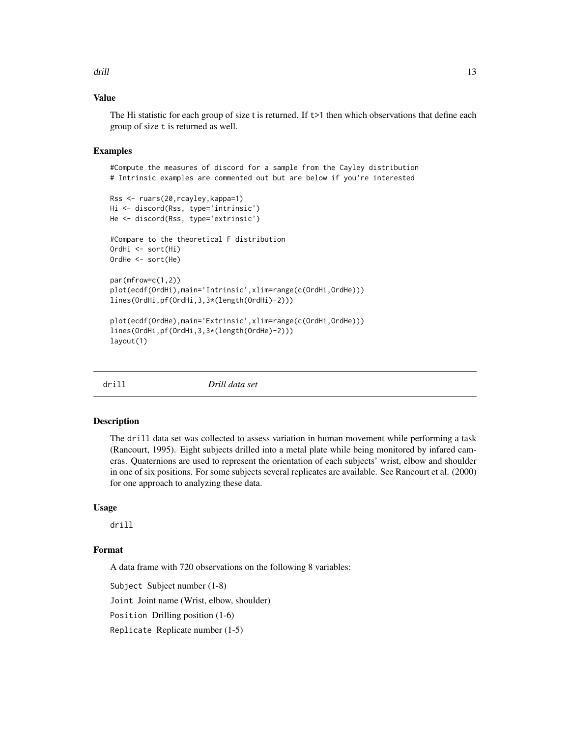### Value

The Hi statistic for each group of size t is returned. If t>1 then which observations that define each group of size t is returned as well.

### Examples

```
#Compute the measures of discord for a sample from the Cayley distribution
# Intrinsic examples are commented out but are below if you're interested

Rss <- ruars(20,rcayley,kappa=1)
Hi <- discord(Rss, type='intrinsic')
He <- discord(Rss, type='extrinsic')

#Compare to the theoretical F distribution
OrdHi <- sort(Hi)
OrdHe <- sort(He)

par(mfrow=c(1,2))
plot(ecdf(OrdHi),main='Intrinsic',xlim=range(c(OrdHi,OrdHe)))
lines(OrdHi,pf(OrdHi,3,3*(length(OrdHi)-2)))

plot(ecdf(OrdHe),main='Extrinsic',xlim=range(c(OrdHi,OrdHe)))
lines(OrdHi,pf(OrdHi,3,3*(length(OrdHe)-2)))
layout(1)
```

---

## drill *Drill data set*

---

### Description

The drill data set was collected to assess variation in human movement while performing a task (Rancourt, 1995). Eight subjects drilled into a metal plate while being monitored by infared cameras. Quaternions are used to represent the orientation of each subjects' wrist, elbow and shoulder in one of six positions. For some subjects several replicates are available. See Rancourt et al. (2000) for one approach to analyzing these data.

### Usage

drill

### Format

A data frame with 720 observations on the following 8 variables:

Subject Subject number (1-8)

Joint Joint name (Wrist, elbow, shoulder)

Position Drilling position (1-6)

Replicate Replicate number (1-5)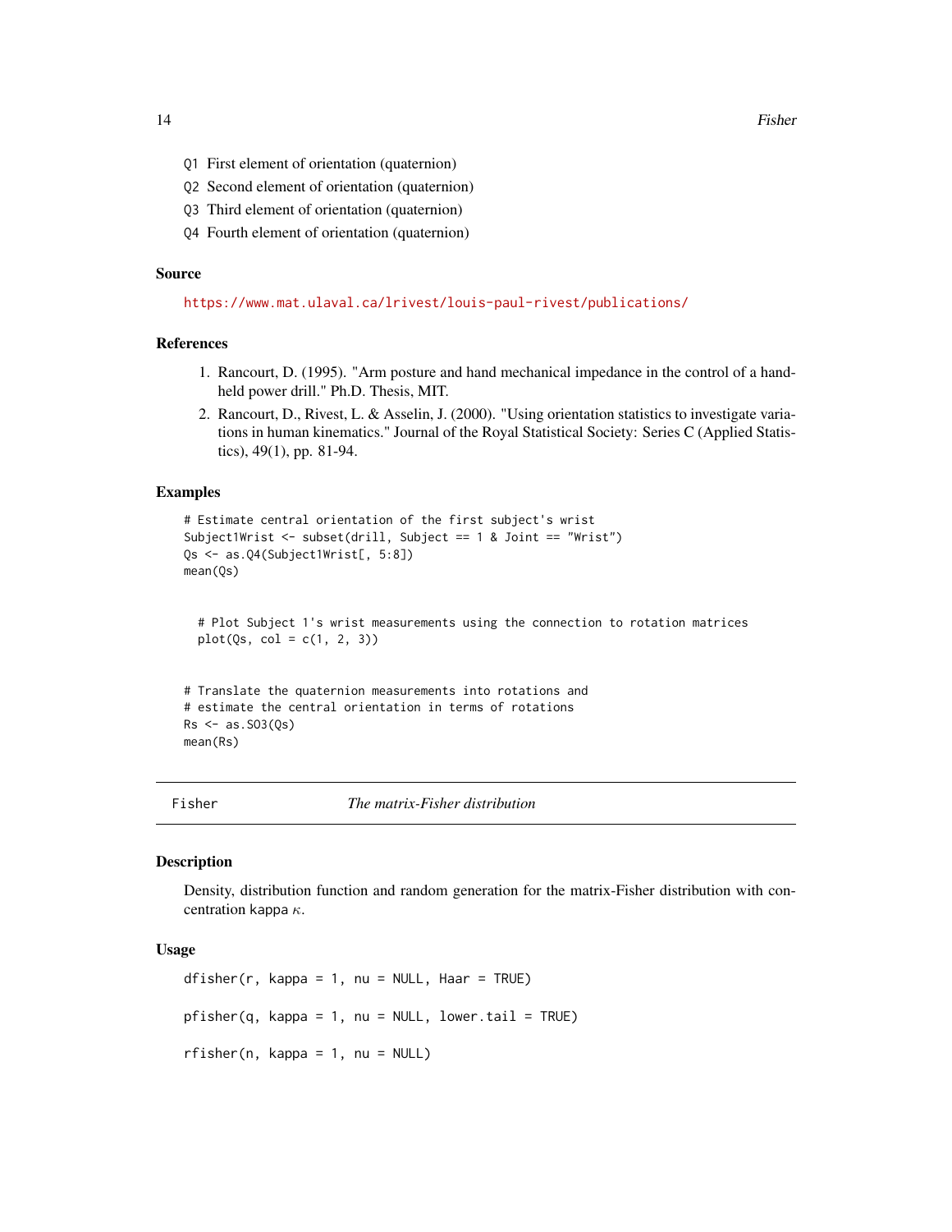- `Q1` First element of orientation (quaternion)
- `Q2` Second element of orientation (quaternion)
- `Q3` Third element of orientation (quaternion)
- `Q4` Fourth element of orientation (quaternion)

### Source

https://www.mat.ulaval.ca/lrivest/louis-paul-rivest/publications/

### References

1. Rancourt, D. (1995). "Arm posture and hand mechanical impedance in the control of a hand-held power drill." Ph.D. Thesis, MIT.
2. Rancourt, D., Rivest, L. & Asselin, J. (2000). "Using orientation statistics to investigate variations in human kinematics." Journal of the Royal Statistical Society: Series C (Applied Statistics), 49(1), pp. 81-94.

### Examples

```
# Estimate central orientation of the first subject's wrist
Subject1Wrist <- subset(drill, Subject == 1 & Joint == "Wrist")
Qs <- as.Q4(Subject1Wrist[, 5:8])
mean(Qs)


  # Plot Subject 1's wrist measurements using the connection to rotation matrices
  plot(Qs, col = c(1, 2, 3))


# Translate the quaternion measurements into rotations and
# estimate the central orientation in terms of rotations
Rs <- as.SO3(Qs)
mean(Rs)
```

---

## Fisher — *The matrix-Fisher distribution*

---

### Description

Density, distribution function and random generation for the matrix-Fisher distribution with concentration kappa $\kappa$.

### Usage

```
dfisher(r, kappa = 1, nu = NULL, Haar = TRUE)

pfisher(q, kappa = 1, nu = NULL, lower.tail = TRUE)

rfisher(n, kappa = 1, nu = NULL)
```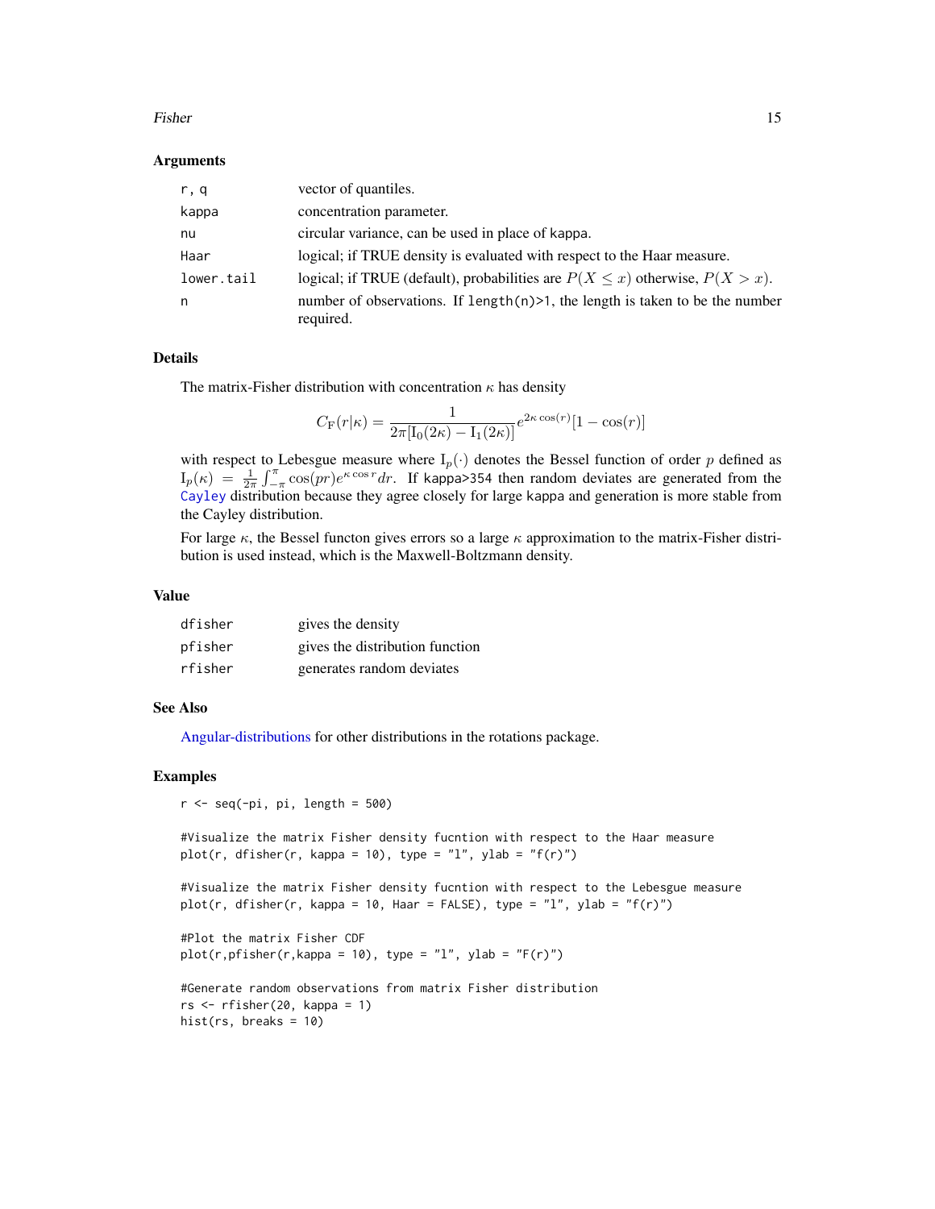### Arguments

| | |
|---|---|
| r, q | vector of quantiles. |
| kappa | concentration parameter. |
| nu | circular variance, can be used in place of kappa. |
| Haar | logical; if TRUE density is evaluated with respect to the Haar measure. |
| lower.tail | logical; if TRUE (default), probabilities are $P(X \leq x)$ otherwise, $P(X > x)$. |
| n | number of observations. If length(n)>1, the length is taken to be the number required. |

### Details

The matrix-Fisher distribution with concentration $\kappa$ has density

$$C_{\mathrm{F}}(r|\kappa) = \frac{1}{2\pi[\mathrm{I}_0(2\kappa) - \mathrm{I}_1(2\kappa)]} e^{2\kappa \cos(r)}[1 - \cos(r)]$$

with respect to Lebesgue measure where $\mathrm{I}_p(\cdot)$ denotes the Bessel function of order $p$ defined as $\mathrm{I}_p(\kappa) = \frac{1}{2\pi}\int_{-\pi}^{\pi} \cos(pr)e^{\kappa \cos r} dr$. If kappa>354 then random deviates are generated from the Cayley distribution because they agree closely for large kappa and generation is more stable from the Cayley distribution.

For large $\kappa$, the Bessel functon gives errors so a large $\kappa$ approximation to the matrix-Fisher distribution is used instead, which is the Maxwell-Boltzmann density.

### Value

| | |
|---|---|
| dfisher | gives the density |
| pfisher | gives the distribution function |
| rfisher | generates random deviates |

### See Also

Angular-distributions for other distributions in the rotations package.

### Examples

```
r <- seq(-pi, pi, length = 500)

#Visualize the matrix Fisher density fucntion with respect to the Haar measure
plot(r, dfisher(r, kappa = 10), type = "l", ylab = "f(r)")

#Visualize the matrix Fisher density fucntion with respect to the Lebesgue measure
plot(r, dfisher(r, kappa = 10, Haar = FALSE), type = "l", ylab = "f(r)")

#Plot the matrix Fisher CDF
plot(r,pfisher(r,kappa = 10), type = "l", ylab = "F(r)")

#Generate random observations from matrix Fisher distribution
rs <- rfisher(20, kappa = 1)
hist(rs, breaks = 10)
```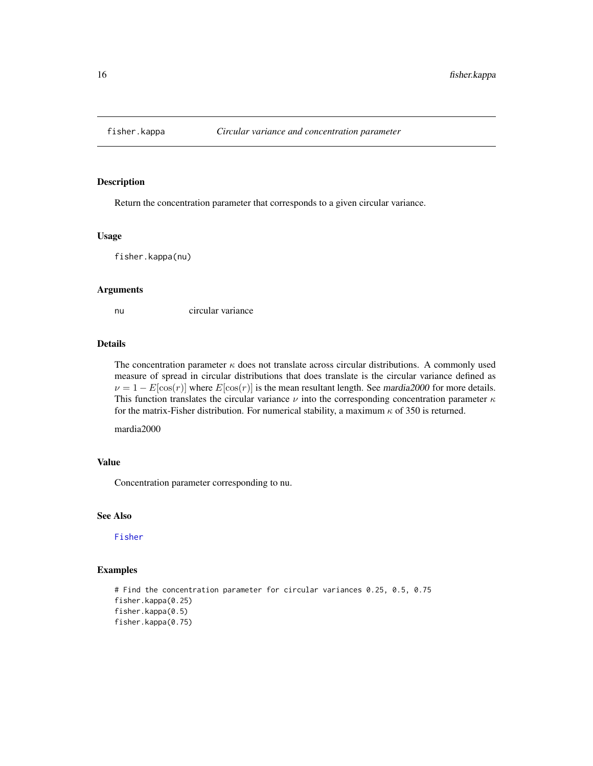fisher.kappa *Circular variance and concentration parameter*

## Description

Return the concentration parameter that corresponds to a given circular variance.

## Usage

```
fisher.kappa(nu)
```

## Arguments

nu circular variance

## Details

The concentration parameter $\kappa$ does not translate across circular distributions. A commonly used measure of spread in circular distributions that does translate is the circular variance defined as $\nu = 1 - E[\cos(r)]$ where $E[\cos(r)]$ is the mean resultant length. See *mardia2000* for more details. This function translates the circular variance $\nu$ into the corresponding concentration parameter $\kappa$ for the matrix-Fisher distribution. For numerical stability, a maximum $\kappa$ of 350 is returned.

mardia2000

## Value

Concentration parameter corresponding to nu.

## See Also

Fisher

## Examples

```
# Find the concentration parameter for circular variances 0.25, 0.5, 0.75
fisher.kappa(0.25)
fisher.kappa(0.5)
fisher.kappa(0.75)
```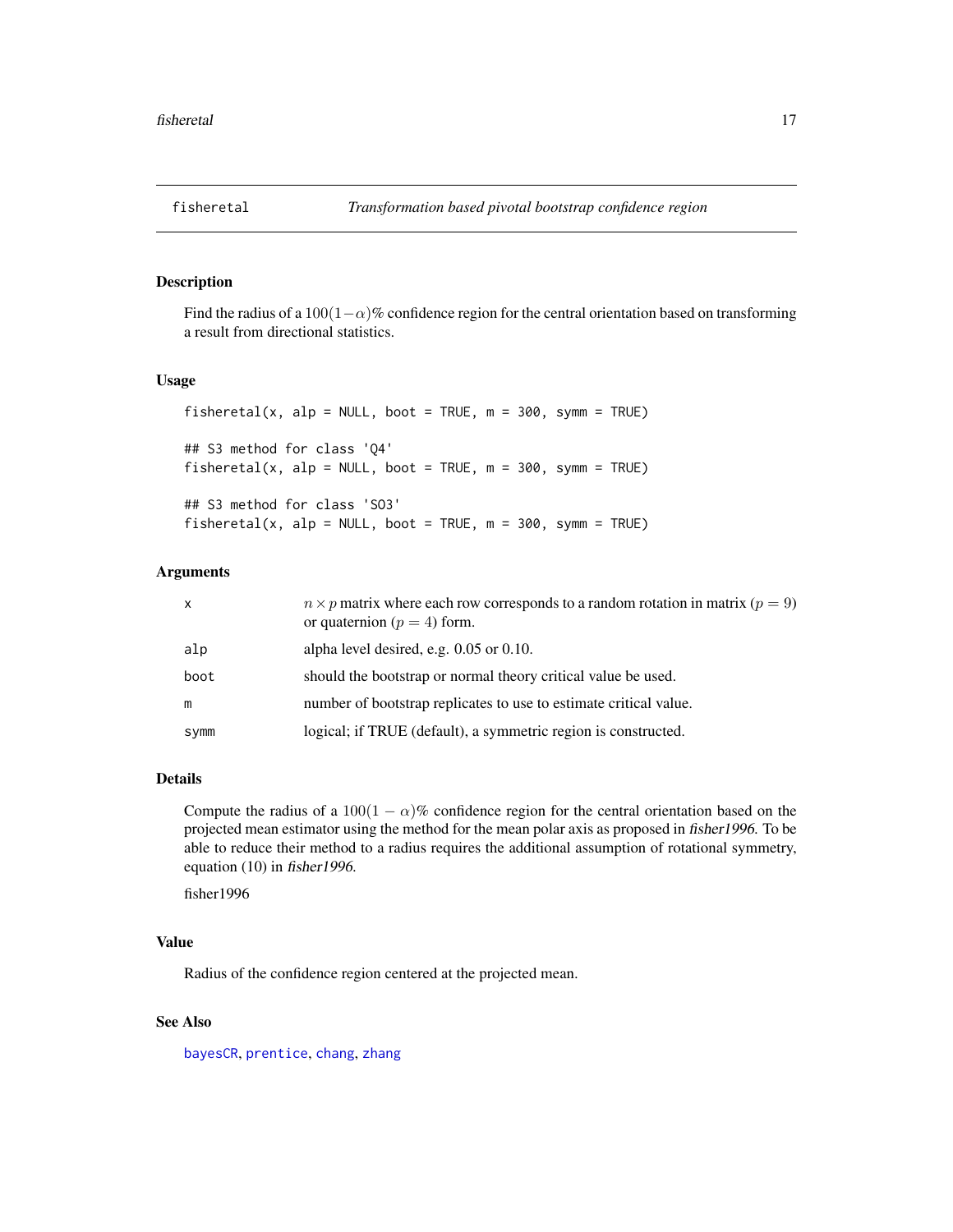# fisheretal — *Transformation based pivotal bootstrap confidence region*

## Description

Find the radius of a $100(1-\alpha)\%$ confidence region for the central orientation based on transforming a result from directional statistics.

## Usage

```
fisheretal(x, alp = NULL, boot = TRUE, m = 300, symm = TRUE)

## S3 method for class 'Q4'
fisheretal(x, alp = NULL, boot = TRUE, m = 300, symm = TRUE)

## S3 method for class 'SO3'
fisheretal(x, alp = NULL, boot = TRUE, m = 300, symm = TRUE)
```

## Arguments

| | |
|---|---|
| x | $n \times p$ matrix where each row corresponds to a random rotation in matrix ($p = 9$) or quaternion ($p = 4$) form. |
| alp | alpha level desired, e.g. 0.05 or 0.10. |
| boot | should the bootstrap or normal theory critical value be used. |
| m | number of bootstrap replicates to use to estimate critical value. |
| symm | logical; if TRUE (default), a symmetric region is constructed. |

## Details

Compute the radius of a $100(1-\alpha)\%$ confidence region for the central orientation based on the projected mean estimator using the method for the mean polar axis as proposed in *fisher1996*. To be able to reduce their method to a radius requires the additional assumption of rotational symmetry, equation (10) in *fisher1996*.

fisher1996

## Value

Radius of the confidence region centered at the projected mean.

## See Also

bayesCR, prentice, chang, zhang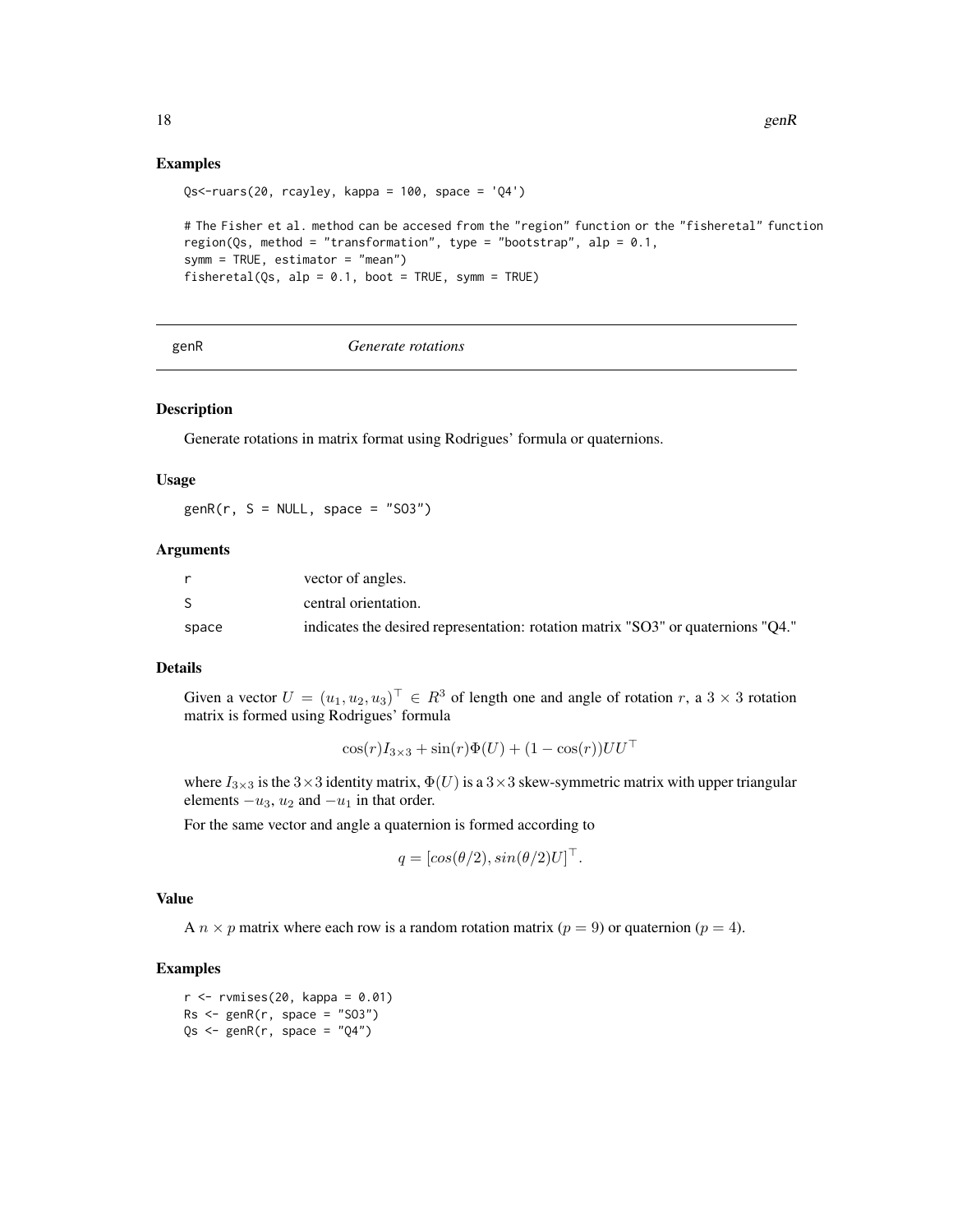### Examples

```
Qs<-ruars(20, rcayley, kappa = 100, space = 'Q4')

# The Fisher et al. method can be accesed from the "region" function or the "fisheretal" function
region(Qs, method = "transformation", type = "bootstrap", alp = 0.1,
symm = TRUE, estimator = "mean")
fisheretal(Qs, alp = 0.1, boot = TRUE, symm = TRUE)
```

---

## genR *Generate rotations*

### Description

Generate rotations in matrix format using Rodrigues' formula or quaternions.

### Usage

```
genR(r, S = NULL, space = "SO3")
```

### Arguments

| | |
|---|---|
| r | vector of angles. |
| S | central orientation. |
| space | indicates the desired representation: rotation matrix "SO3" or quaternions "Q4." |

### Details

Given a vector $U = (u_1, u_2, u_3)^\top \in R^3$ of length one and angle of rotation $r$, a $3 \times 3$ rotation matrix is formed using Rodrigues' formula

$$\cos(r)I_{3\times 3} + \sin(r)\Phi(U) + (1 - \cos(r))UU^\top$$

where $I_{3\times 3}$ is the $3\times 3$ identity matrix, $\Phi(U)$ is a $3\times 3$ skew-symmetric matrix with upper triangular elements $-u_3$, $u_2$ and $-u_1$ in that order.

For the same vector and angle a quaternion is formed according to

$$q = [cos(\theta/2), sin(\theta/2)U]^\top.$$

### Value

A $n \times p$ matrix where each row is a random rotation matrix ($p = 9$) or quaternion ($p = 4$).

### Examples

```
r <- rvmises(20, kappa = 0.01)
Rs <- genR(r, space = "SO3")
Qs <- genR(r, space = "Q4")
```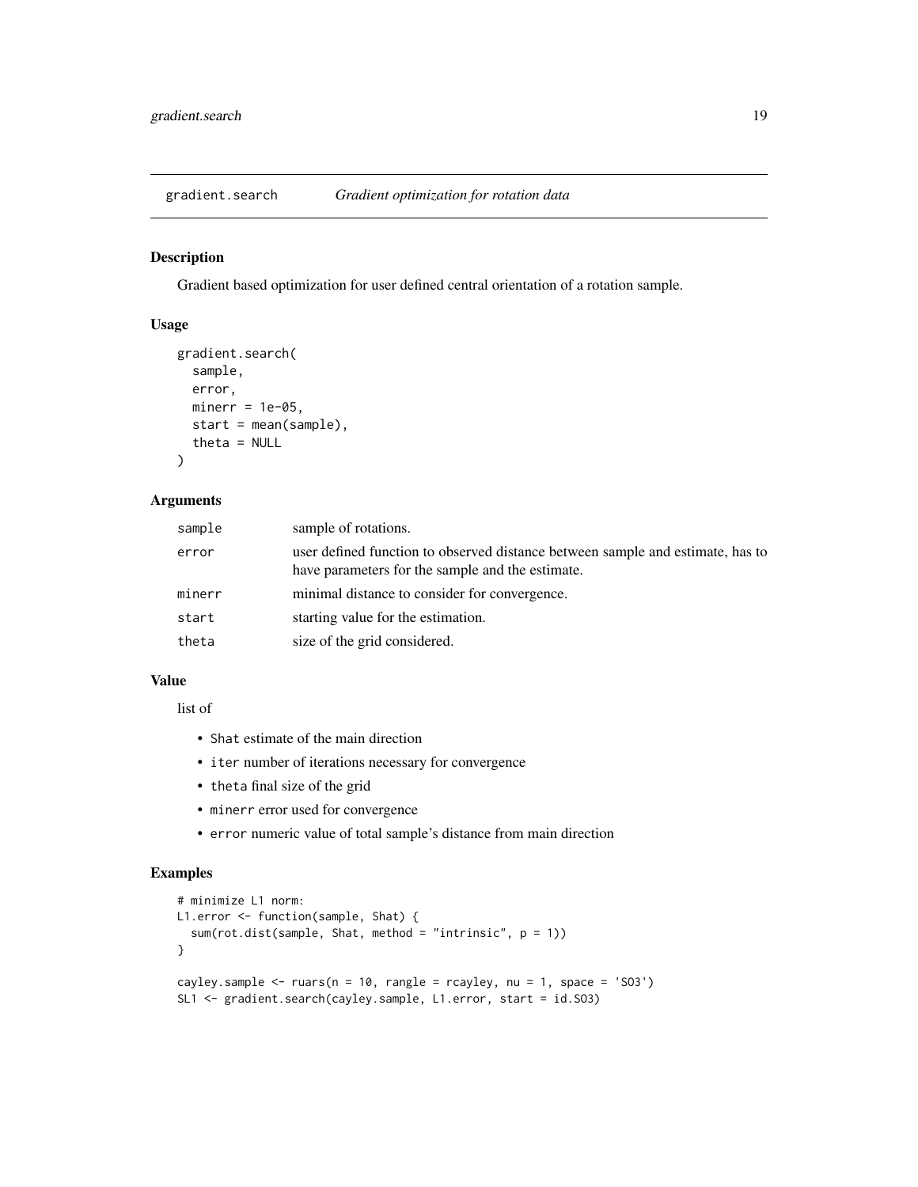## gradient.search *Gradient optimization for rotation data*

### Description

Gradient based optimization for user defined central orientation of a rotation sample.

### Usage

```
gradient.search(
  sample,
  error,
  minerr = 1e-05,
  start = mean(sample),
  theta = NULL
)
```

### Arguments

| | |
|---|---|
| sample | sample of rotations. |
| error | user defined function to observed distance between sample and estimate, has to have parameters for the sample and the estimate. |
| minerr | minimal distance to consider for convergence. |
| start | starting value for the estimation. |
| theta | size of the grid considered. |

### Value

list of

- `Shat` estimate of the main direction
- `iter` number of iterations necessary for convergence
- `theta` final size of the grid
- `minerr` error used for convergence
- `error` numeric value of total sample's distance from main direction

### Examples

```
# minimize L1 norm:
L1.error <- function(sample, Shat) {
  sum(rot.dist(sample, Shat, method = "intrinsic", p = 1))
}

cayley.sample <- ruars(n = 10, rangle = rcayley, nu = 1, space = 'SO3')
SL1 <- gradient.search(cayley.sample, L1.error, start = id.SO3)
```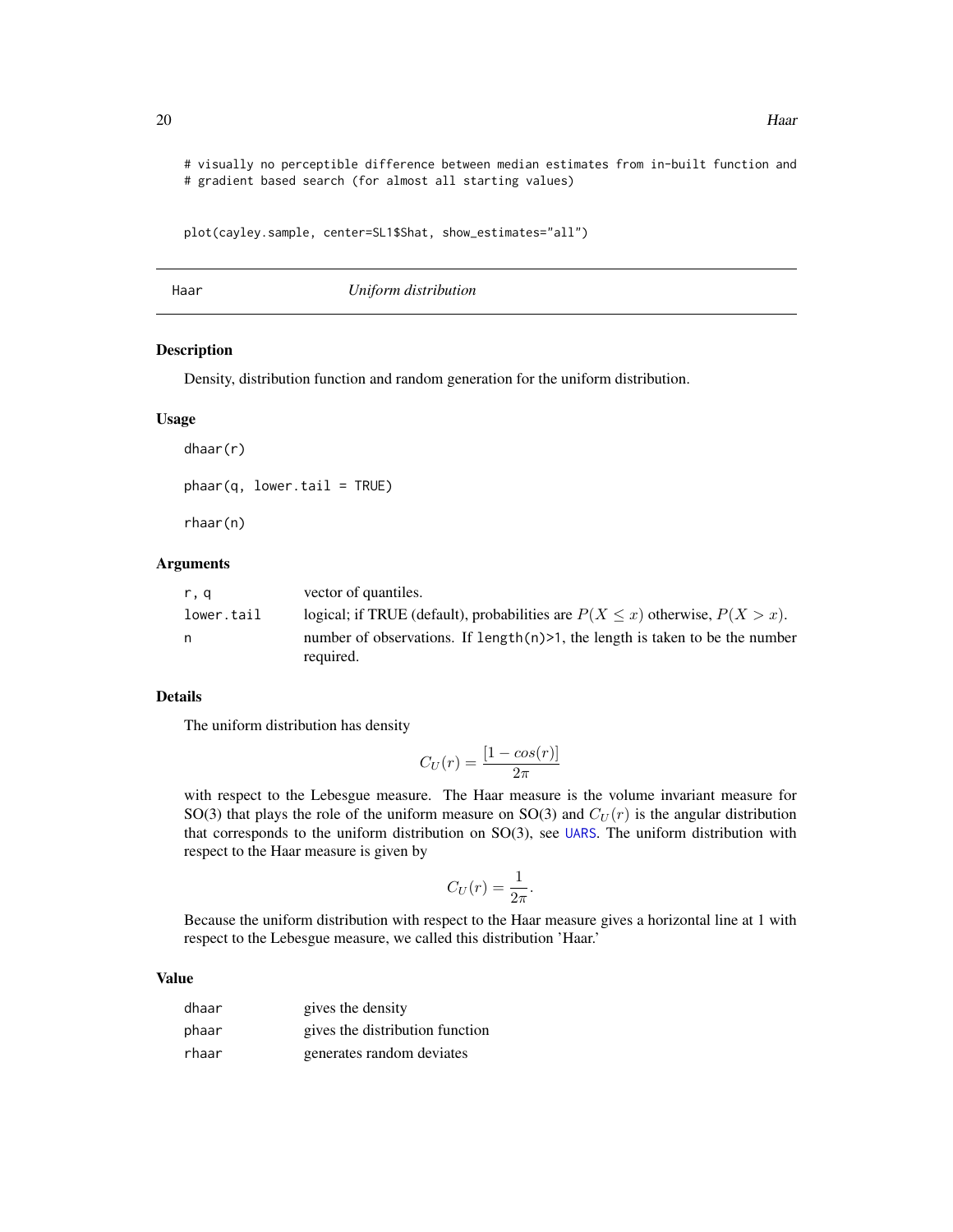```
# visually no perceptible difference between median estimates from in-built function and
# gradient based search (for almost all starting values)


plot(cayley.sample, center=SL1$Shat, show_estimates="all")
```

---

Haar *Uniform distribution*

---

### Description

Density, distribution function and random generation for the uniform distribution.

### Usage

```
dhaar(r)

phaar(q, lower.tail = TRUE)

rhaar(n)
```

### Arguments

| | |
|---|---|
| r, q | vector of quantiles. |
| lower.tail | logical; if TRUE (default), probabilities are $P(X \leq x)$ otherwise, $P(X > x)$. |
| n | number of observations. If `length(n)>1`, the length is taken to be the number required. |

### Details

The uniform distribution has density

$$C_U(r) = \frac{[1 - cos(r)]}{2\pi}$$

with respect to the Lebesgue measure. The Haar measure is the volume invariant measure for SO(3) that plays the role of the uniform measure on SO(3) and $C_U(r)$ is the angular distribution that corresponds to the uniform distribution on SO(3), see UARS. The uniform distribution with respect to the Haar measure is given by

$$C_U(r) = \frac{1}{2\pi}.$$

Because the uniform distribution with respect to the Haar measure gives a horizontal line at 1 with respect to the Lebesgue measure, we called this distribution 'Haar.'

### Value

| | |
|---|---|
| dhaar | gives the density |
| phaar | gives the distribution function |
| rhaar | generates random deviates |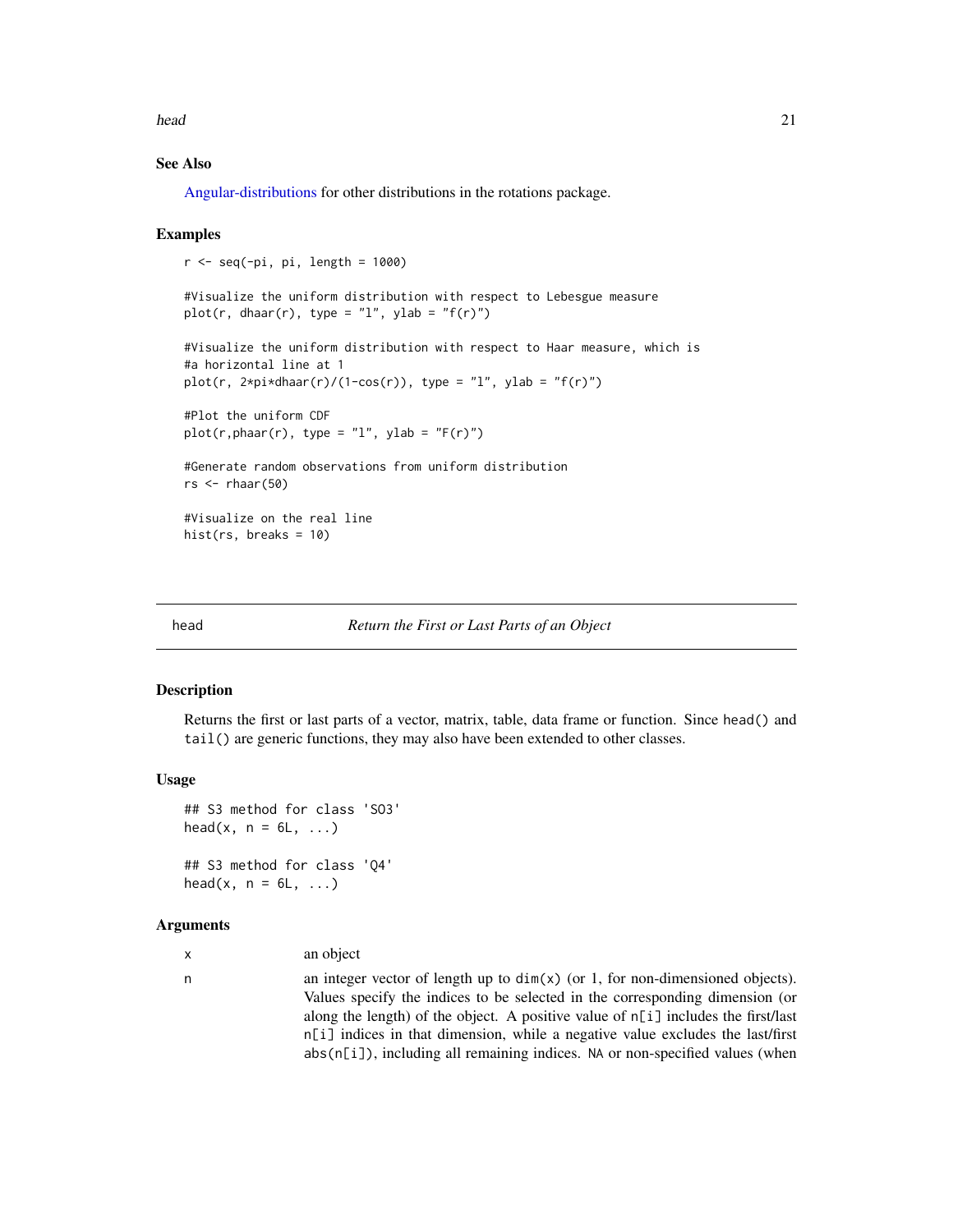## See Also

Angular-distributions for other distributions in the rotations package.

## Examples

```
r <- seq(-pi, pi, length = 1000)

#Visualize the uniform distribution with respect to Lebesgue measure
plot(r, dhaar(r), type = "l", ylab = "f(r)")

#Visualize the uniform distribution with respect to Haar measure, which is
#a horizontal line at 1
plot(r, 2*pi*dhaar(r)/(1-cos(r)), type = "l", ylab = "f(r)")

#Plot the uniform CDF
plot(r,phaar(r), type = "l", ylab = "F(r)")

#Generate random observations from uniform distribution
rs <- rhaar(50)

#Visualize on the real line
hist(rs, breaks = 10)
```

---

# head — *Return the First or Last Parts of an Object*

## Description

Returns the first or last parts of a vector, matrix, table, data frame or function. Since head() and tail() are generic functions, they may also have been extended to other classes.

## Usage

```
## S3 method for class 'SO3'
head(x, n = 6L, ...)

## S3 method for class 'Q4'
head(x, n = 6L, ...)
```

## Arguments

| | |
|---|---|
| x | an object |
| n | an integer vector of length up to dim(x) (or 1, for non-dimensioned objects). Values specify the indices to be selected in the corresponding dimension (or along the length) of the object. A positive value of n[i] includes the first/last n[i] indices in that dimension, while a negative value excludes the last/first abs(n[i]), including all remaining indices. NA or non-specified values (when |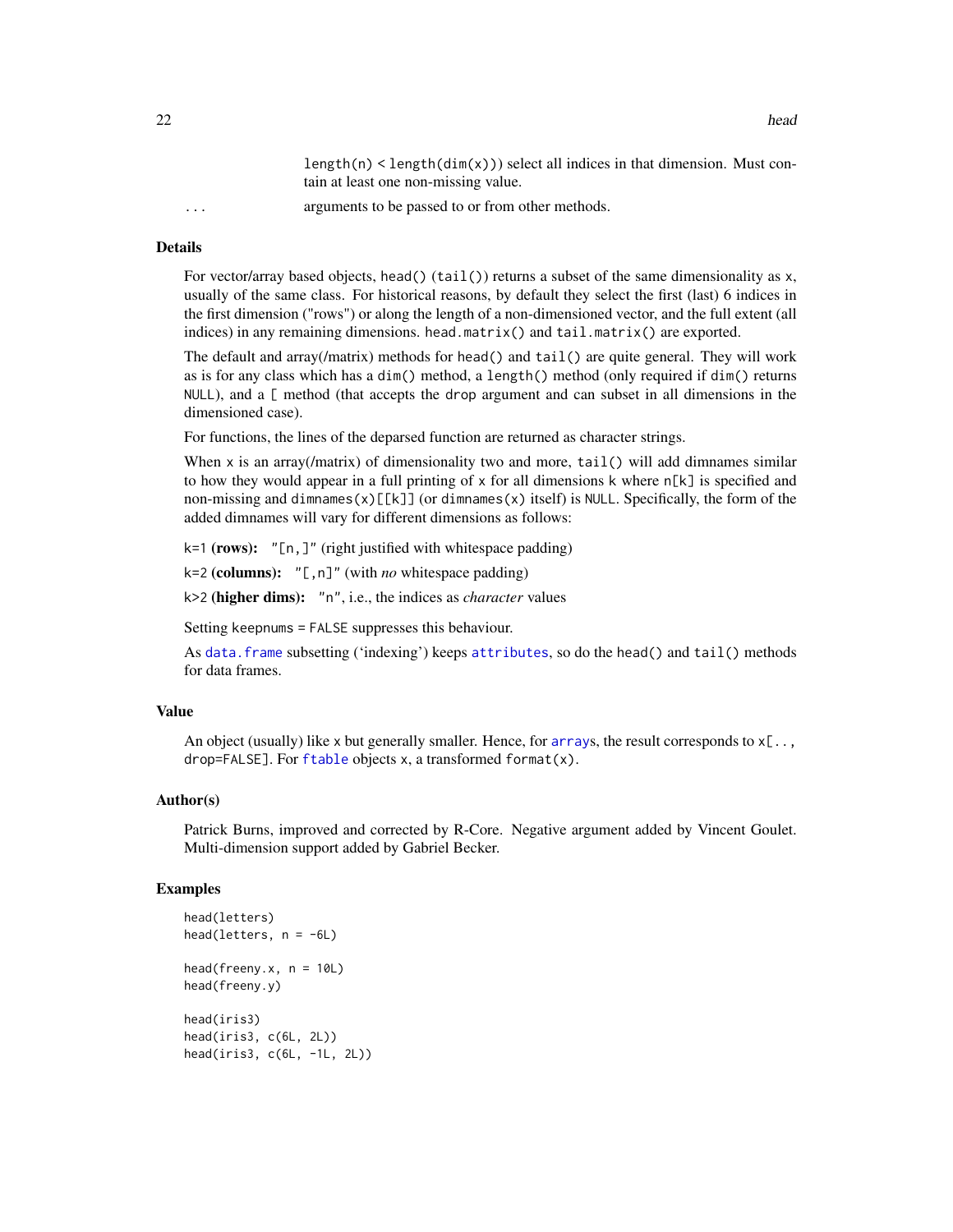length(n) < length(dim(x))) select all indices in that dimension. Must contain at least one non-missing value.

... arguments to be passed to or from other methods.

### Details

For vector/array based objects, head() (tail()) returns a subset of the same dimensionality as x, usually of the same class. For historical reasons, by default they select the first (last) 6 indices in the first dimension ("rows") or along the length of a non-dimensioned vector, and the full extent (all indices) in any remaining dimensions. head.matrix() and tail.matrix() are exported.

The default and array(/matrix) methods for head() and tail() are quite general. They will work as is for any class which has a dim() method, a length() method (only required if dim() returns NULL), and a [ method (that accepts the drop argument and can subset in all dimensions in the dimensioned case).

For functions, the lines of the deparsed function are returned as character strings.

When x is an array(/matrix) of dimensionality two and more, tail() will add dimnames similar to how they would appear in a full printing of x for all dimensions k where n[k] is specified and non-missing and dimnames(x)[[k]] (or dimnames(x) itself) is NULL. Specifically, the form of the added dimnames will vary for different dimensions as follows:

k=1 **(rows):** "[n,]" (right justified with whitespace padding)

k=2 **(columns):** "[,n]" (with *no* whitespace padding)

k>2 **(higher dims):** "n", i.e., the indices as *character* values

Setting keepnums = FALSE suppresses this behaviour.

As data.frame subsetting ('indexing') keeps attributes, so do the head() and tail() methods for data frames.

### Value

An object (usually) like x but generally smaller. Hence, for arrays, the result corresponds to x[.., drop=FALSE]. For ftable objects x, a transformed format(x).

### Author(s)

Patrick Burns, improved and corrected by R-Core. Negative argument added by Vincent Goulet. Multi-dimension support added by Gabriel Becker.

### Examples

```
head(letters)
head(letters, n = -6L)

head(freeny.x, n = 10L)
head(freeny.y)

head(iris3)
head(iris3, c(6L, 2L))
head(iris3, c(6L, -1L, 2L))
```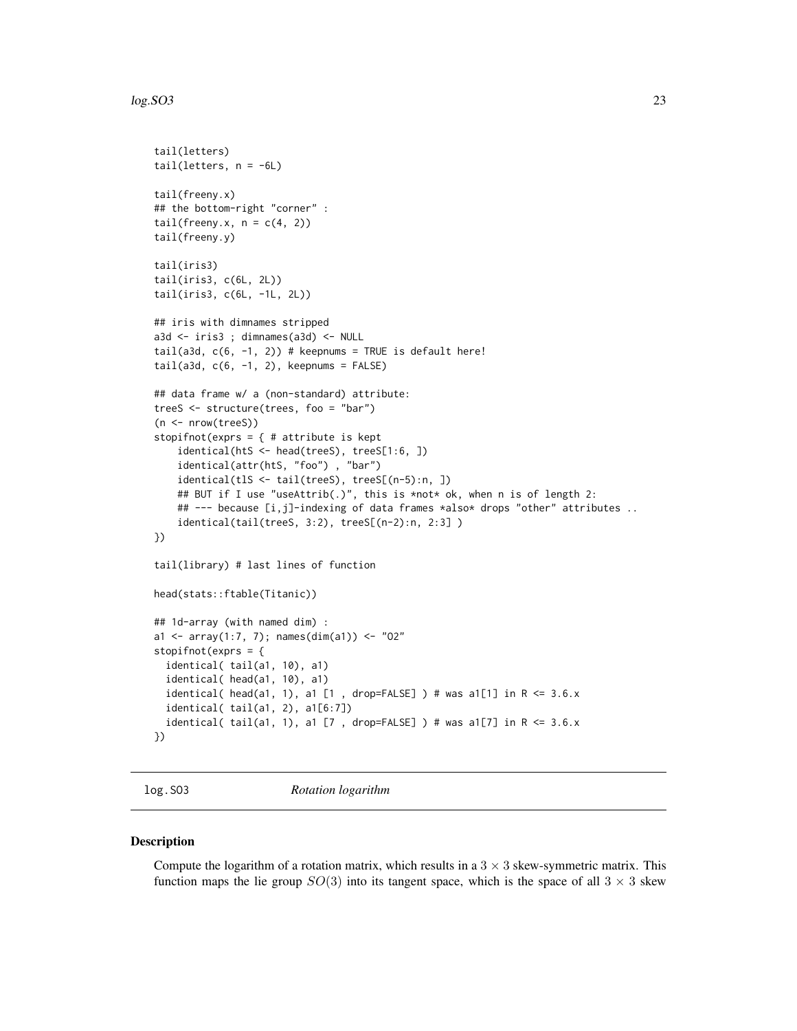```
tail(letters)
tail(letters, n = -6L)

tail(freeny.x)
## the bottom-right "corner" :
tail(freeny.x, n = c(4, 2))
tail(freeny.y)

tail(iris3)
tail(iris3, c(6L, 2L))
tail(iris3, c(6L, -1L, 2L))

## iris with dimnames stripped
a3d <- iris3 ; dimnames(a3d) <- NULL
tail(a3d, c(6, -1, 2)) # keepnums = TRUE is default here!
tail(a3d, c(6, -1, 2), keepnums = FALSE)

## data frame w/ a (non-standard) attribute:
treeS <- structure(trees, foo = "bar")
(n <- nrow(treeS))
stopifnot(exprs = { # attribute is kept
    identical(htS <- head(treeS), treeS[1:6, ])
    identical(attr(htS, "foo") , "bar")
    identical(tlS <- tail(treeS), treeS[(n-5):n, ])
    ## BUT if I use "useAttrib(.)", this is *not* ok, when n is of length 2:
    ## --- because [i,j]-indexing of data frames *also* drops "other" attributes ..
    identical(tail(treeS, 3:2), treeS[(n-2):n, 2:3] )
})

tail(library) # last lines of function

head(stats::ftable(Titanic))

## 1d-array (with named dim) :
a1 <- array(1:7, 7); names(dim(a1)) <- "O2"
stopifnot(exprs = {
  identical( tail(a1, 10), a1)
  identical( head(a1, 10), a1)
  identical( head(a1, 1), a1 [1 , drop=FALSE] ) # was a1[1] in R <= 3.6.x
  identical( tail(a1, 2), a1[6:7])
  identical( tail(a1, 1), a1 [7 , drop=FALSE] ) # was a1[7] in R <= 3.6.x
})
```

## log.SO3 — *Rotation logarithm*

### Description

Compute the logarithm of a rotation matrix, which results in a $3 \times 3$ skew-symmetric matrix. This function maps the lie group $SO(3)$ into its tangent space, which is the space of all $3 \times 3$ skew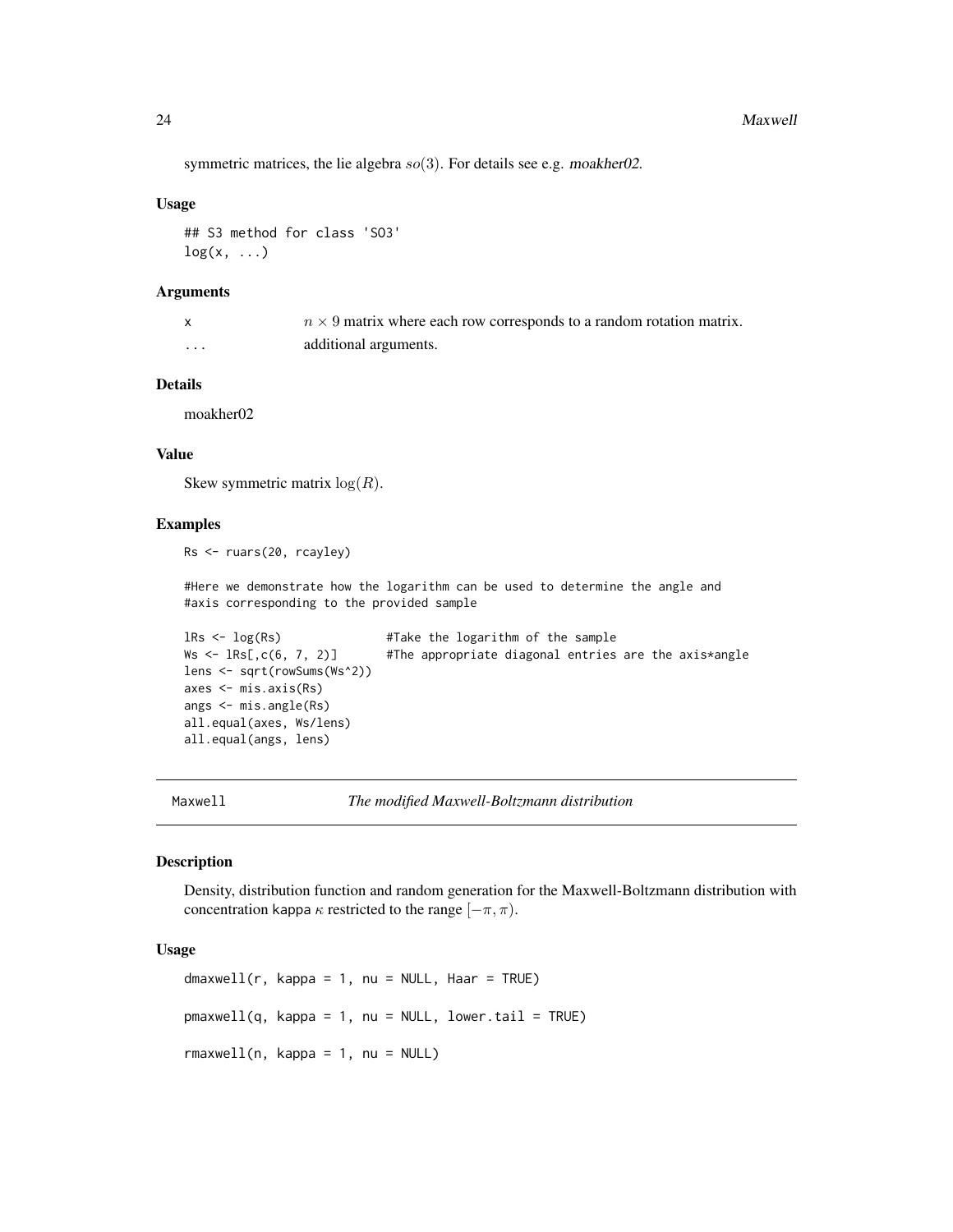symmetric matrices, the lie algebra $so(3)$. For details see e.g. moakher02.

### Usage

```
## S3 method for class 'SO3'
log(x, ...)
```

### Arguments

| | |
|---|---|
| x | $n \times 9$ matrix where each row corresponds to a random rotation matrix. |
| ... | additional arguments. |

### Details

moakher02

### Value

Skew symmetric matrix $\log(R)$.

### Examples

```
Rs <- ruars(20, rcayley)

#Here we demonstrate how the logarithm can be used to determine the angle and
#axis corresponding to the provided sample

lRs <- log(Rs)              #Take the logarithm of the sample
Ws <- lRs[,c(6, 7, 2)]      #The appropriate diagonal entries are the axis*angle
lens <- sqrt(rowSums(Ws^2))
axes <- mis.axis(Rs)
angs <- mis.angle(Rs)
all.equal(axes, Ws/lens)
all.equal(angs, lens)
```

## Maxwell — *The modified Maxwell-Boltzmann distribution*

### Description

Density, distribution function and random generation for the Maxwell-Boltzmann distribution with concentration kappa $\kappa$ restricted to the range $[-\pi, \pi)$.

### Usage

```
dmaxwell(r, kappa = 1, nu = NULL, Haar = TRUE)

pmaxwell(q, kappa = 1, nu = NULL, lower.tail = TRUE)

rmaxwell(n, kappa = 1, nu = NULL)
```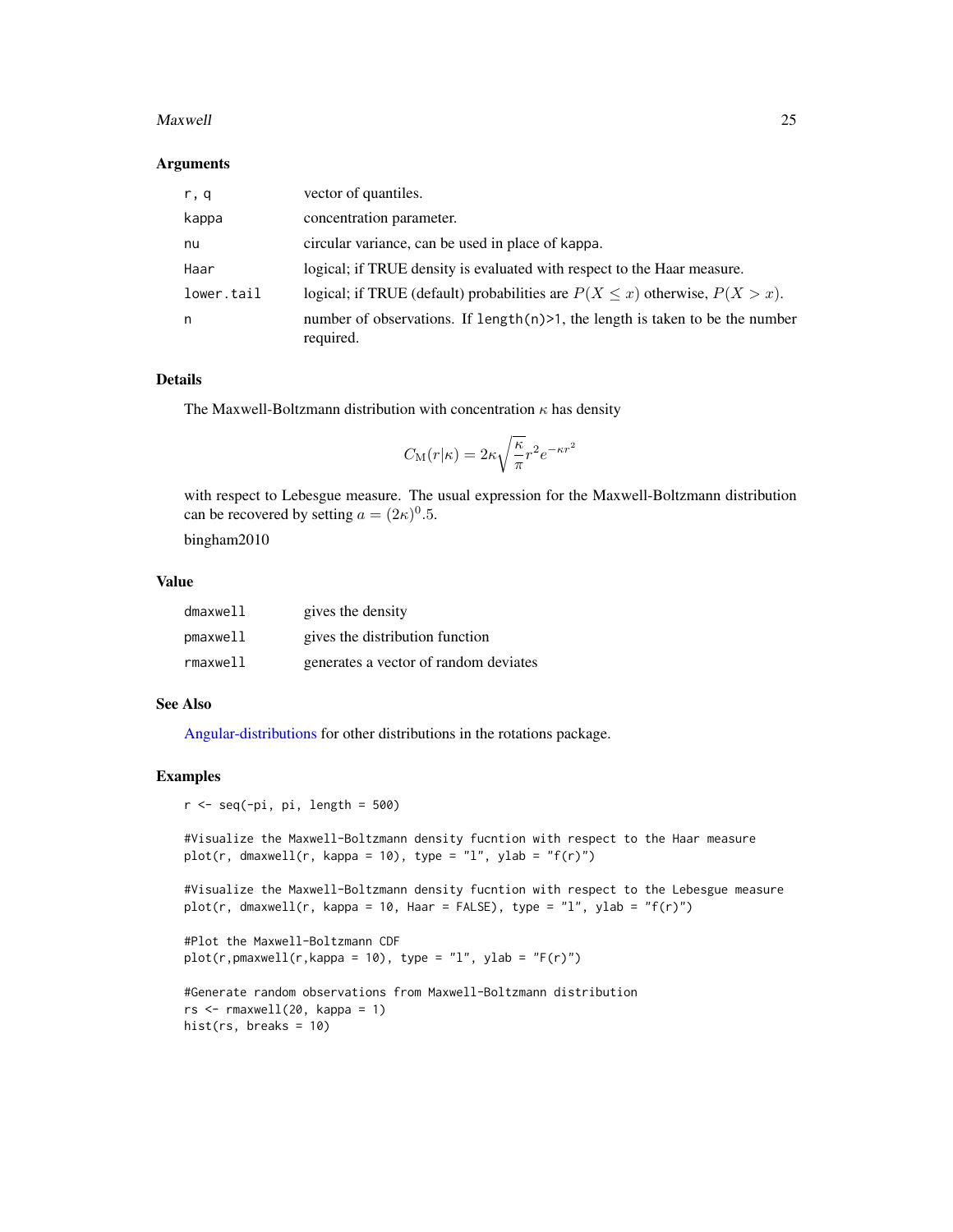### Arguments

| | |
|---|---|
| r, q | vector of quantiles. |
| kappa | concentration parameter. |
| nu | circular variance, can be used in place of kappa. |
| Haar | logical; if TRUE density is evaluated with respect to the Haar measure. |
| lower.tail | logical; if TRUE (default) probabilities are $P(X \leq x)$ otherwise, $P(X > x)$. |
| n | number of observations. If length(n)>1, the length is taken to be the number required. |

### Details

The Maxwell-Boltzmann distribution with concentration $\kappa$ has density

$$C_{\mathrm{M}}(r|\kappa) = 2\kappa\sqrt{\frac{\kappa}{\pi}}r^2 e^{-\kappa r^2}$$

with respect to Lebesgue measure. The usual expression for the Maxwell-Boltzmann distribution can be recovered by setting $a = (2\kappa)^0.5$.

bingham2010

### Value

| | |
|---|---|
| dmaxwell | gives the density |
| pmaxwell | gives the distribution function |
| rmaxwell | generates a vector of random deviates |

### See Also

Angular-distributions for other distributions in the rotations package.

### Examples

```
r <- seq(-pi, pi, length = 500)

#Visualize the Maxwell-Boltzmann density fucntion with respect to the Haar measure
plot(r, dmaxwell(r, kappa = 10), type = "l", ylab = "f(r)")

#Visualize the Maxwell-Boltzmann density fucntion with respect to the Lebesgue measure
plot(r, dmaxwell(r, kappa = 10, Haar = FALSE), type = "l", ylab = "f(r)")

#Plot the Maxwell-Boltzmann CDF
plot(r,pmaxwell(r,kappa = 10), type = "l", ylab = "F(r)")

#Generate random observations from Maxwell-Boltzmann distribution
rs <- rmaxwell(20, kappa = 1)
hist(rs, breaks = 10)
```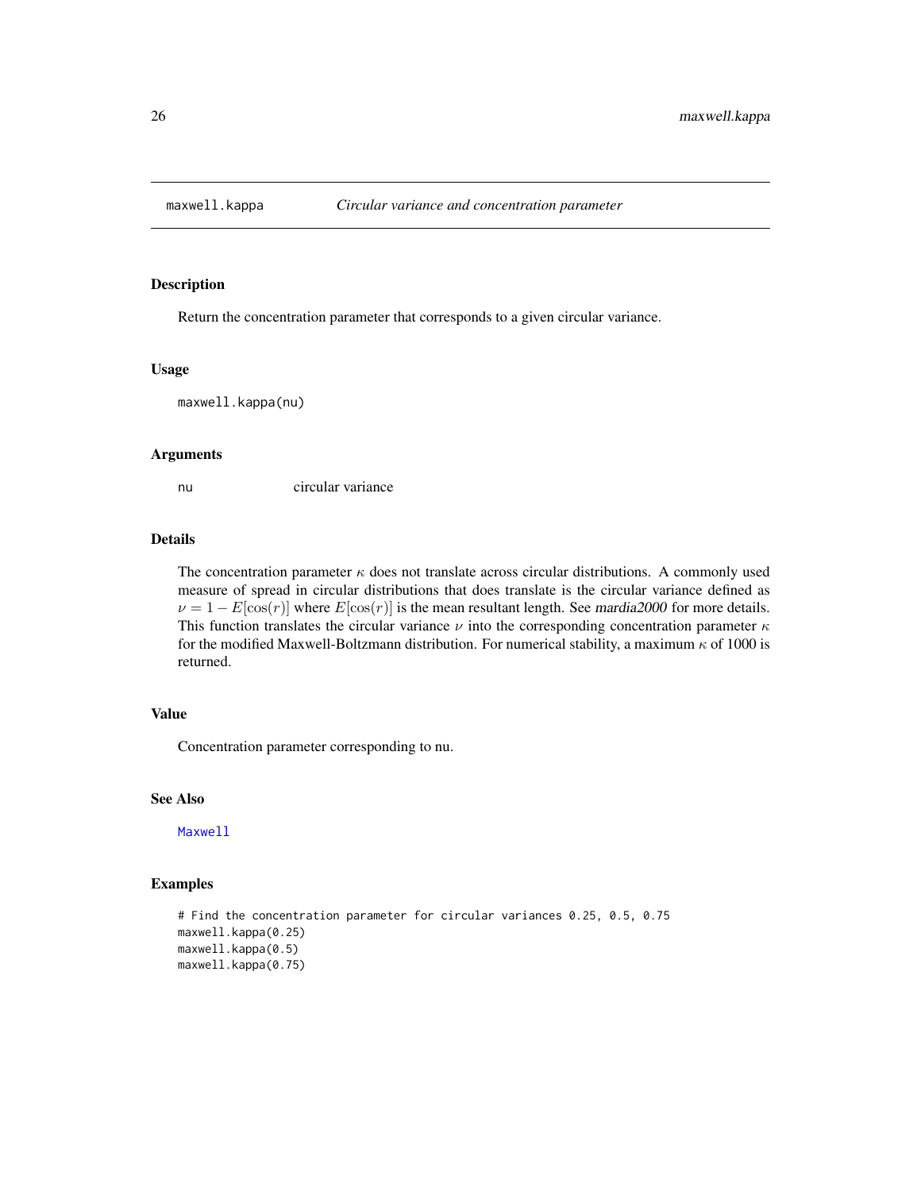## maxwell.kappa *Circular variance and concentration parameter*

### Description

Return the concentration parameter that corresponds to a given circular variance.

### Usage

```
maxwell.kappa(nu)
```

### Arguments

| | |
|---|---|
| nu | circular variance |

### Details

The concentration parameter $\kappa$ does not translate across circular distributions. A commonly used measure of spread in circular distributions that does translate is the circular variance defined as $\nu = 1 - E[\cos(r)]$ where $E[\cos(r)]$ is the mean resultant length. See *mardia2000* for more details. This function translates the circular variance $\nu$ into the corresponding concentration parameter $\kappa$ for the modified Maxwell-Boltzmann distribution. For numerical stability, a maximum $\kappa$ of 1000 is returned.

### Value

Concentration parameter corresponding to nu.

### See Also

Maxwell

### Examples

```
# Find the concentration parameter for circular variances 0.25, 0.5, 0.75
maxwell.kappa(0.25)
maxwell.kappa(0.5)
maxwell.kappa(0.75)
```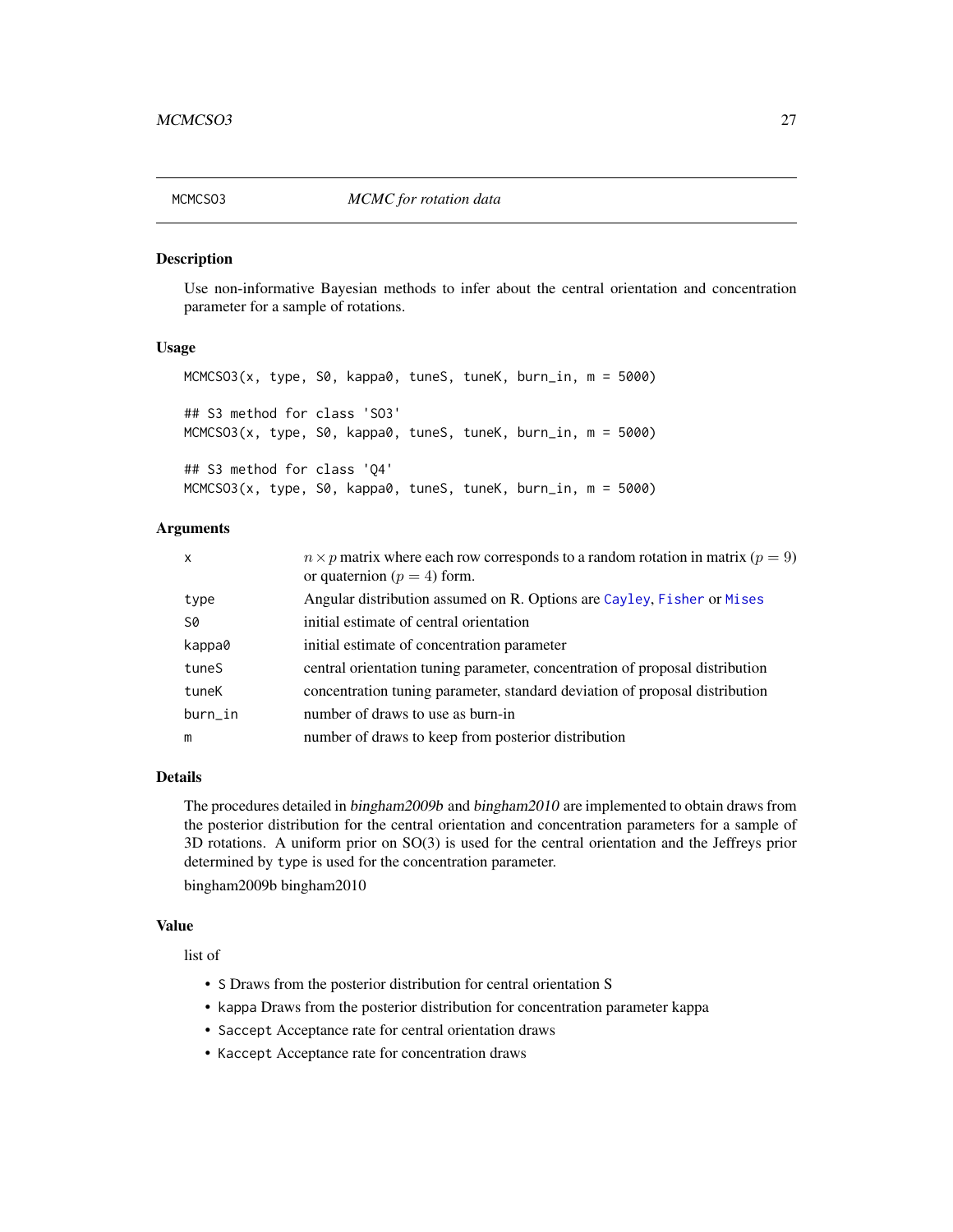## MCMCSO3 — *MCMC for rotation data*

### Description

Use non-informative Bayesian methods to infer about the central orientation and concentration parameter for a sample of rotations.

### Usage

```
MCMCSO3(x, type, S0, kappa0, tuneS, tuneK, burn_in, m = 5000)

## S3 method for class 'SO3'
MCMCSO3(x, type, S0, kappa0, tuneS, tuneK, burn_in, m = 5000)

## S3 method for class 'Q4'
MCMCSO3(x, type, S0, kappa0, tuneS, tuneK, burn_in, m = 5000)
```

### Arguments

| | |
|---|---|
| `x` | $n \times p$ matrix where each row corresponds to a random rotation in matrix ($p = 9$) or quaternion ($p = 4$) form. |
| `type` | Angular distribution assumed on R. Options are `Cayley`, `Fisher` or `Mises` |
| `S0` | initial estimate of central orientation |
| `kappa0` | initial estimate of concentration parameter |
| `tuneS` | central orientation tuning parameter, concentration of proposal distribution |
| `tuneK` | concentration tuning parameter, standard deviation of proposal distribution |
| `burn_in` | number of draws to use as burn-in |
| `m` | number of draws to keep from posterior distribution |

### Details

The procedures detailed in *bingham2009b* and *bingham2010* are implemented to obtain draws from the posterior distribution for the central orientation and concentration parameters for a sample of 3D rotations. A uniform prior on SO(3) is used for the central orientation and the Jeffreys prior determined by `type` is used for the concentration parameter.

bingham2009b bingham2010

### Value

list of

- `S` Draws from the posterior distribution for central orientation S
- `kappa` Draws from the posterior distribution for concentration parameter kappa
- `Saccept` Acceptance rate for central orientation draws
- `Kaccept` Acceptance rate for concentration draws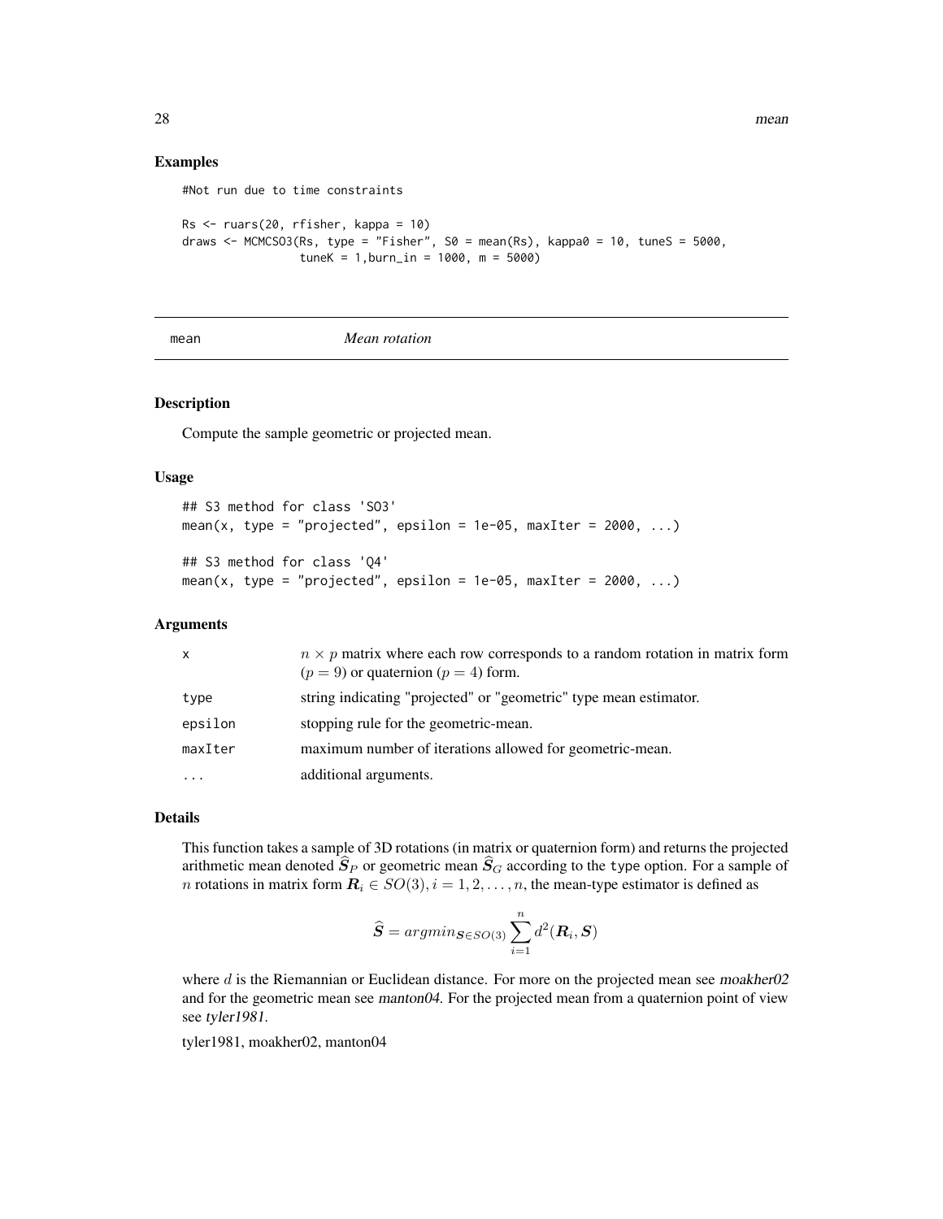### Examples

```
#Not run due to time constraints

Rs <- ruars(20, rfisher, kappa = 10)
draws <- MCMCSO3(Rs, type = "Fisher", S0 = mean(Rs), kappa0 = 10, tuneS = 5000,
                 tuneK = 1,burn_in = 1000, m = 5000)
```

---

## mean *Mean rotation*

---

### Description

Compute the sample geometric or projected mean.

### Usage

```
## S3 method for class 'SO3'
mean(x, type = "projected", epsilon = 1e-05, maxIter = 2000, ...)

## S3 method for class 'Q4'
mean(x, type = "projected", epsilon = 1e-05, maxIter = 2000, ...)
```

### Arguments

| | |
|---|---|
| x | $n \times p$ matrix where each row corresponds to a random rotation in matrix form ($p = 9$) or quaternion ($p = 4$) form. |
| type | string indicating "projected" or "geometric" type mean estimator. |
| epsilon | stopping rule for the geometric-mean. |
| maxIter | maximum number of iterations allowed for geometric-mean. |
| ... | additional arguments. |

### Details

This function takes a sample of 3D rotations (in matrix or quaternion form) and returns the projected arithmetic mean denoted $\widehat{\boldsymbol{S}}_P$ or geometric mean $\widehat{\boldsymbol{S}}_G$ according to the `type` option. For a sample of $n$ rotations in matrix form $\boldsymbol{R}_i \in SO(3), i = 1, 2, \dots, n$, the mean-type estimator is defined as

$$\widehat{\boldsymbol{S}} = argmin_{\boldsymbol{S} \in SO(3)} \sum_{i=1}^{n} d^2(\boldsymbol{R}_i, \boldsymbol{S})$$

where $d$ is the Riemannian or Euclidean distance. For more on the projected mean see *moakher02* and for the geometric mean see *manton04*. For the projected mean from a quaternion point of view see *tyler1981*.

tyler1981, moakher02, manton04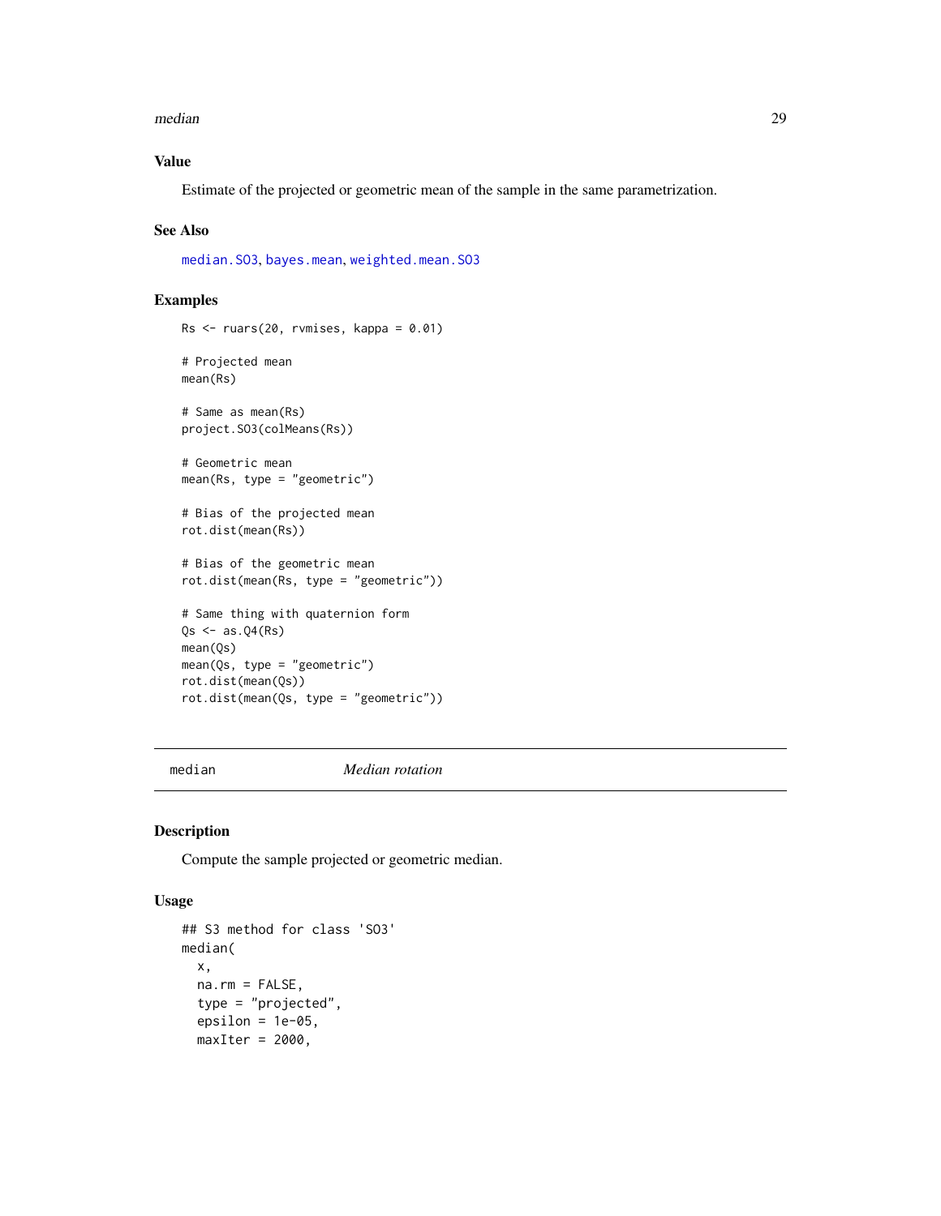### Value

Estimate of the projected or geometric mean of the sample in the same parametrization.

### See Also

median.SO3, bayes.mean, weighted.mean.SO3

### Examples

```
Rs <- ruars(20, rvmises, kappa = 0.01)

# Projected mean
mean(Rs)

# Same as mean(Rs)
project.SO3(colMeans(Rs))

# Geometric mean
mean(Rs, type = "geometric")

# Bias of the projected mean
rot.dist(mean(Rs))

# Bias of the geometric mean
rot.dist(mean(Rs, type = "geometric"))

# Same thing with quaternion form
Qs <- as.Q4(Rs)
mean(Qs)
mean(Qs, type = "geometric")
rot.dist(mean(Qs))
rot.dist(mean(Qs, type = "geometric"))
```

---

## median *Median rotation*

### Description

Compute the sample projected or geometric median.

### Usage

```
## S3 method for class 'SO3'
median(
  x,
  na.rm = FALSE,
  type = "projected",
  epsilon = 1e-05,
  maxIter = 2000,
```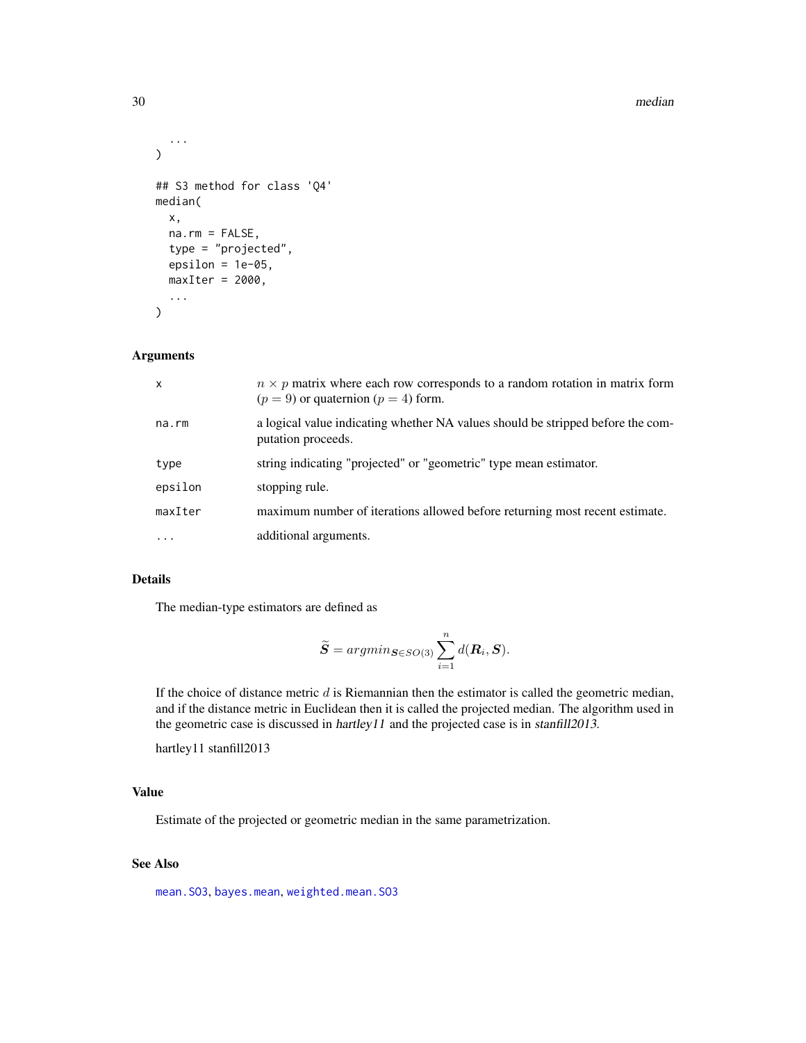```
  ...
)

## S3 method for class 'Q4'
median(
  x,
  na.rm = FALSE,
  type = "projected",
  epsilon = 1e-05,
  maxIter = 2000,
  ...
)
```

### Arguments

| | |
|---|---|
| x | $n \times p$ matrix where each row corresponds to a random rotation in matrix form ($p = 9$) or quaternion ($p = 4$) form. |
| na.rm | a logical value indicating whether NA values should be stripped before the computation proceeds. |
| type | string indicating "projected" or "geometric" type mean estimator. |
| epsilon | stopping rule. |
| maxIter | maximum number of iterations allowed before returning most recent estimate. |
| ... | additional arguments. |

### Details

The median-type estimators are defined as

$$\widetilde{\boldsymbol{S}} = argmin_{\boldsymbol{S} \in SO(3)} \sum_{i=1}^{n} d(\boldsymbol{R}_i, \boldsymbol{S}).$$

If the choice of distance metric $d$ is Riemannian then the estimator is called the geometric median, and if the distance metric in Euclidean then it is called the projected median. The algorithm used in the geometric case is discussed in *hartley11* and the projected case is in *stanfill2013*.

hartley11 stanfill2013

### Value

Estimate of the projected or geometric median in the same parametrization.

### See Also

mean.SO3, bayes.mean, weighted.mean.SO3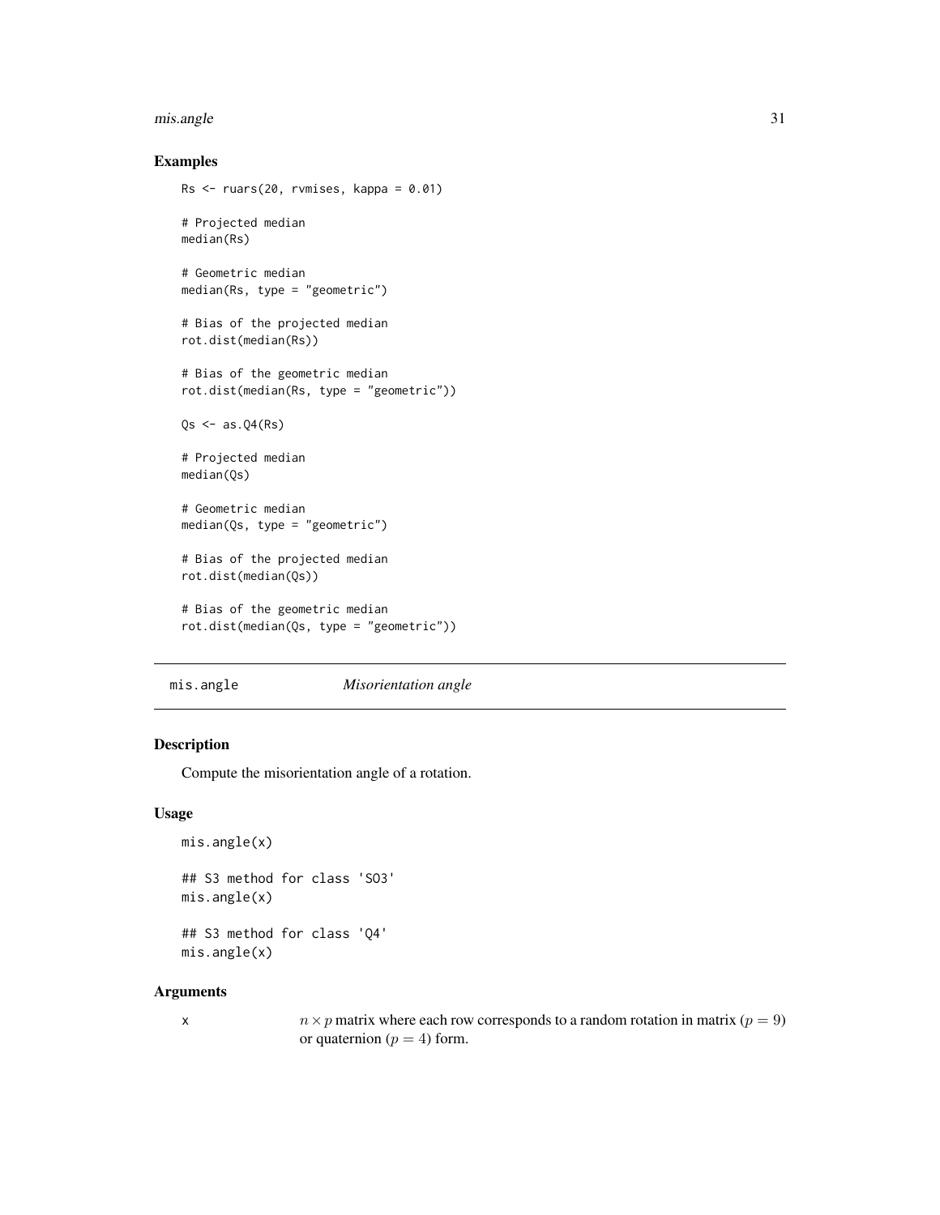## Examples

```
Rs <- ruars(20, rvmises, kappa = 0.01)

# Projected median
median(Rs)

# Geometric median
median(Rs, type = "geometric")

# Bias of the projected median
rot.dist(median(Rs))

# Bias of the geometric median
rot.dist(median(Rs, type = "geometric"))

Qs <- as.Q4(Rs)

# Projected median
median(Qs)

# Geometric median
median(Qs, type = "geometric")

# Bias of the projected median
rot.dist(median(Qs))

# Bias of the geometric median
rot.dist(median(Qs, type = "geometric"))
```

---

# mis.angle *Misorientation angle*

---

## Description

Compute the misorientation angle of a rotation.

## Usage

```
mis.angle(x)

## S3 method for class 'SO3'
mis.angle(x)

## S3 method for class 'Q4'
mis.angle(x)
```

## Arguments

| | |
|---|---|
| x | $n \times p$ matrix where each row corresponds to a random rotation in matrix ($p = 9$) or quaternion ($p = 4$) form. |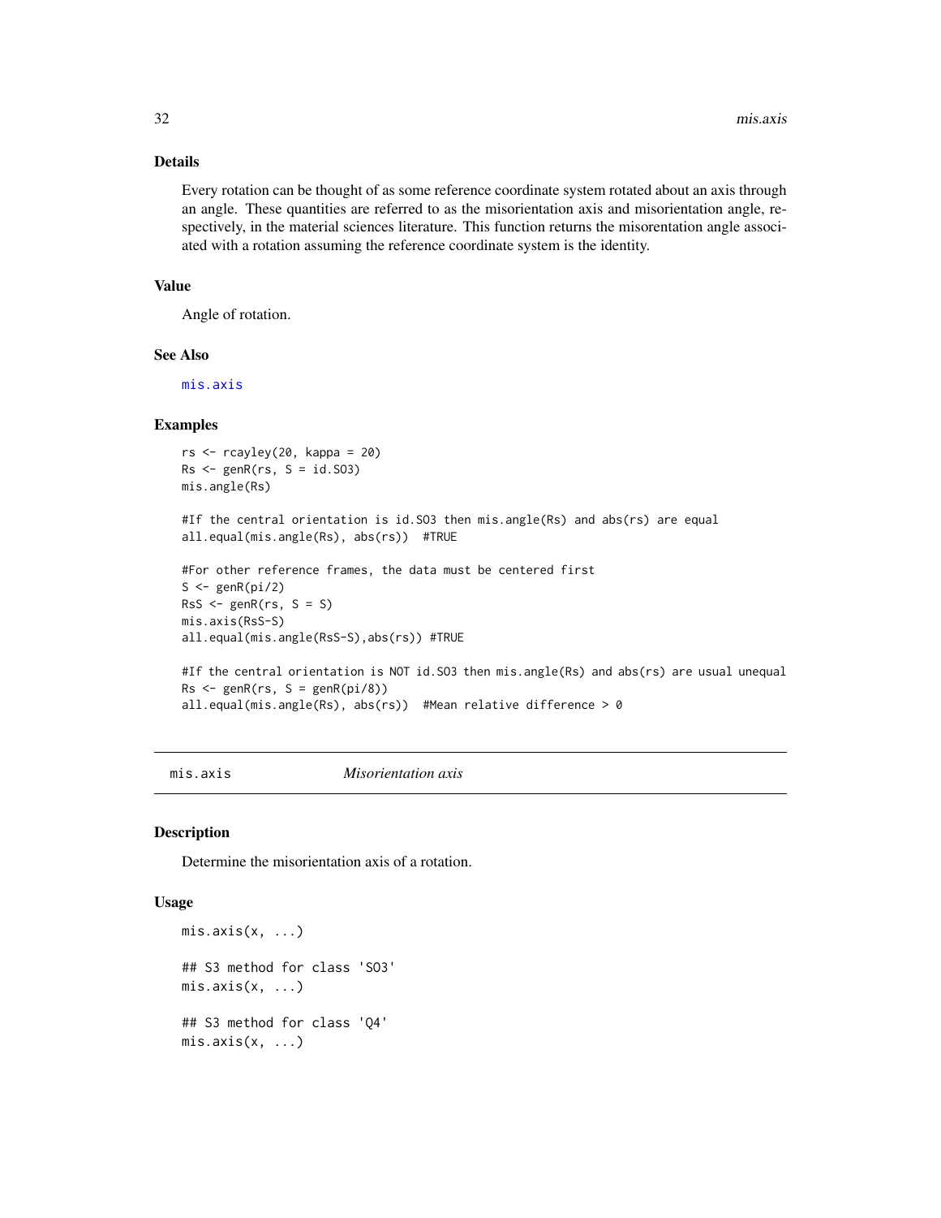## Details

Every rotation can be thought of as some reference coordinate system rotated about an axis through an angle. These quantities are referred to as the misorientation axis and misorientation angle, respectively, in the material sciences literature. This function returns the misorentation angle associated with a rotation assuming the reference coordinate system is the identity.

## Value

Angle of rotation.

## See Also

mis.axis

## Examples

```
rs <- rcayley(20, kappa = 20)
Rs <- genR(rs, S = id.SO3)
mis.angle(Rs)

#If the central orientation is id.SO3 then mis.angle(Rs) and abs(rs) are equal
all.equal(mis.angle(Rs), abs(rs))  #TRUE

#For other reference frames, the data must be centered first
S <- genR(pi/2)
RsS <- genR(rs, S = S)
mis.axis(RsS-S)
all.equal(mis.angle(RsS-S),abs(rs)) #TRUE

#If the central orientation is NOT id.SO3 then mis.angle(Rs) and abs(rs) are usual unequal
Rs <- genR(rs, S = genR(pi/8))
all.equal(mis.angle(Rs), abs(rs))  #Mean relative difference > 0
```

---

# mis.axis *Misorientation axis*

## Description

Determine the misorientation axis of a rotation.

## Usage

```
mis.axis(x, ...)

## S3 method for class 'SO3'
mis.axis(x, ...)

## S3 method for class 'Q4'
mis.axis(x, ...)
```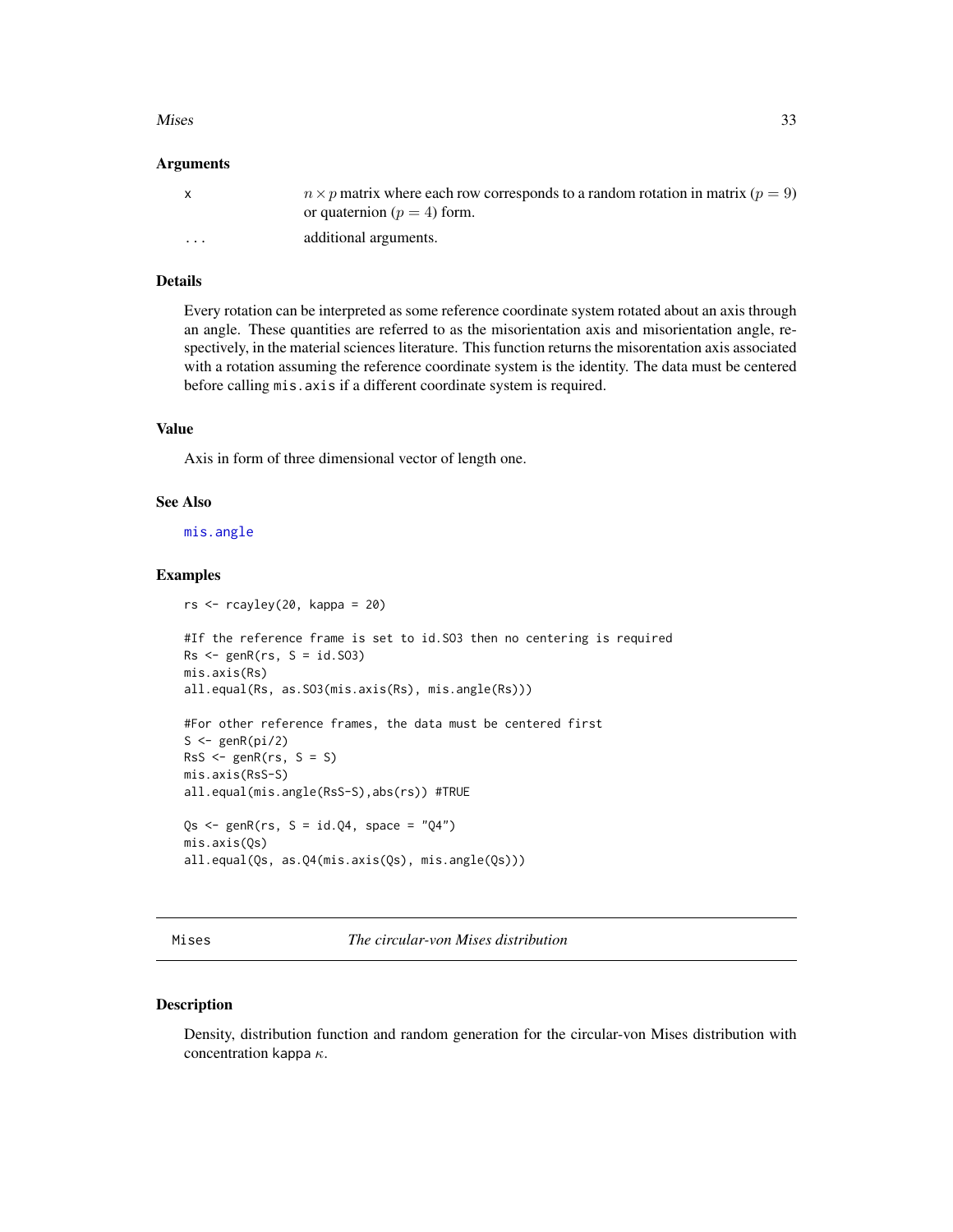### Arguments

| | |
|---|---|
| x | $n \times p$ matrix where each row corresponds to a random rotation in matrix ($p = 9$) or quaternion ($p = 4$) form. |
| ... | additional arguments. |

### Details

Every rotation can be interpreted as some reference coordinate system rotated about an axis through an angle. These quantities are referred to as the misorientation axis and misorientation angle, respectively, in the material sciences literature. This function returns the misorentation axis associated with a rotation assuming the reference coordinate system is the identity. The data must be centered before calling `mis.axis` if a different coordinate system is required.

### Value

Axis in form of three dimensional vector of length one.

### See Also

mis.angle

### Examples

```
rs <- rcayley(20, kappa = 20)

#If the reference frame is set to id.SO3 then no centering is required
Rs <- genR(rs, S = id.SO3)
mis.axis(Rs)
all.equal(Rs, as.SO3(mis.axis(Rs), mis.angle(Rs)))

#For other reference frames, the data must be centered first
S <- genR(pi/2)
RsS <- genR(rs, S = S)
mis.axis(RsS-S)
all.equal(mis.angle(RsS-S),abs(rs)) #TRUE

Qs <- genR(rs, S = id.Q4, space = "Q4")
mis.axis(Qs)
all.equal(Qs, as.Q4(mis.axis(Qs), mis.angle(Qs)))
```

---

## Mises — *The circular-von Mises distribution*

### Description

Density, distribution function and random generation for the circular-von Mises distribution with concentration kappa $\kappa$.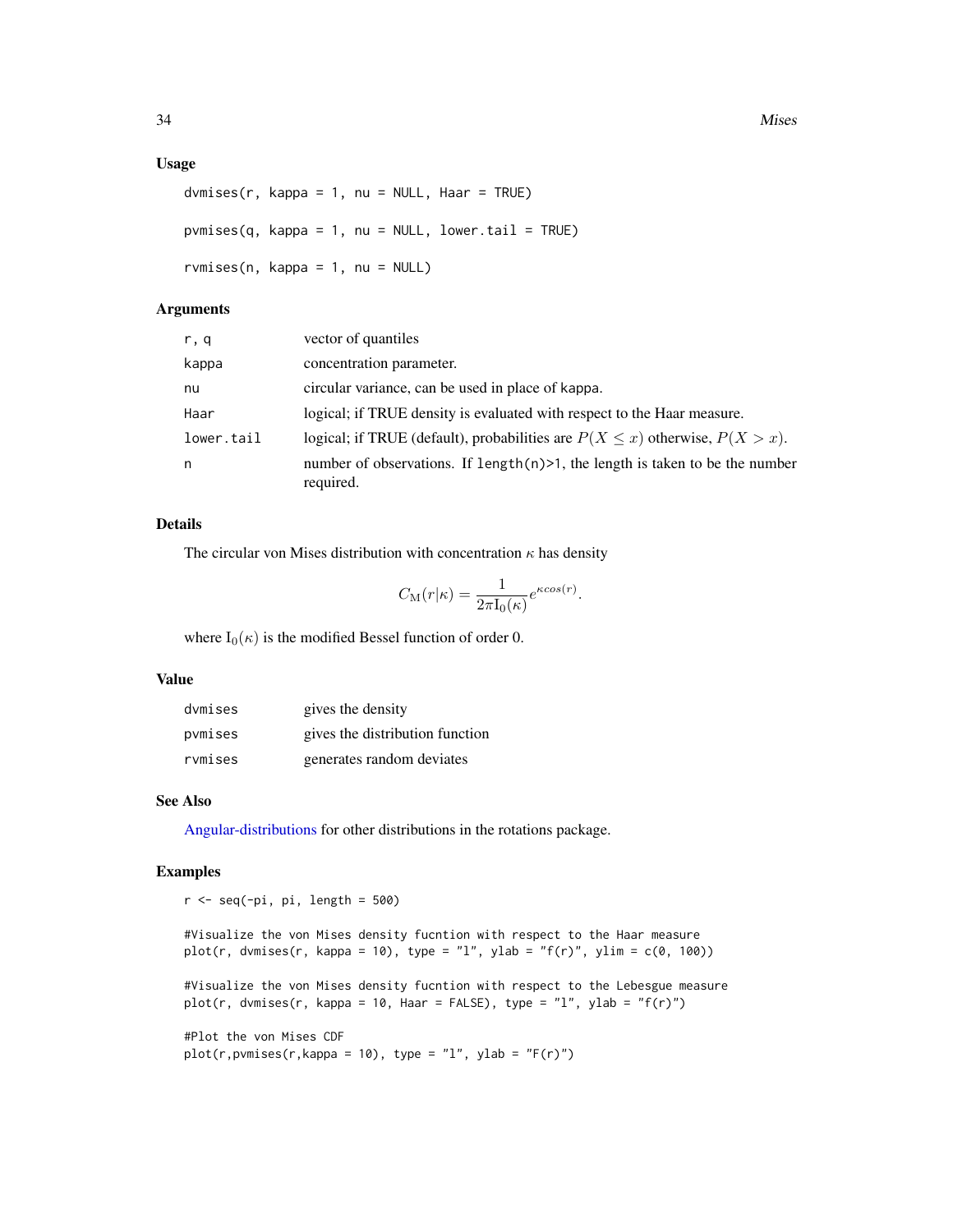## Usage

```
dvmises(r, kappa = 1, nu = NULL, Haar = TRUE)

pvmises(q, kappa = 1, nu = NULL, lower.tail = TRUE)

rvmises(n, kappa = 1, nu = NULL)
```

## Arguments

| | |
|---|---|
| r, q | vector of quantiles |
| kappa | concentration parameter. |
| nu | circular variance, can be used in place of kappa. |
| Haar | logical; if TRUE density is evaluated with respect to the Haar measure. |
| lower.tail | logical; if TRUE (default), probabilities are $P(X \leq x)$ otherwise, $P(X > x)$. |
| n | number of observations. If length(n)>1, the length is taken to be the number required. |

## Details

The circular von Mises distribution with concentration $\kappa$ has density

$$C_{\mathrm{M}}(r|\kappa) = \frac{1}{2\pi \mathrm{I}_0(\kappa)} e^{\kappa cos(r)}.$$

where $\mathrm{I}_0(\kappa)$ is the modified Bessel function of order 0.

## Value

| | |
|---|---|
| dvmises | gives the density |
| pvmises | gives the distribution function |
| rvmises | generates random deviates |

## See Also

Angular-distributions for other distributions in the rotations package.

## Examples

```
r <- seq(-pi, pi, length = 500)

#Visualize the von Mises density fucntion with respect to the Haar measure
plot(r, dvmises(r, kappa = 10), type = "l", ylab = "f(r)", ylim = c(0, 100))

#Visualize the von Mises density fucntion with respect to the Lebesgue measure
plot(r, dvmises(r, kappa = 10, Haar = FALSE), type = "l", ylab = "f(r)")

#Plot the von Mises CDF
plot(r,pvmises(r,kappa = 10), type = "l", ylab = "F(r)")
```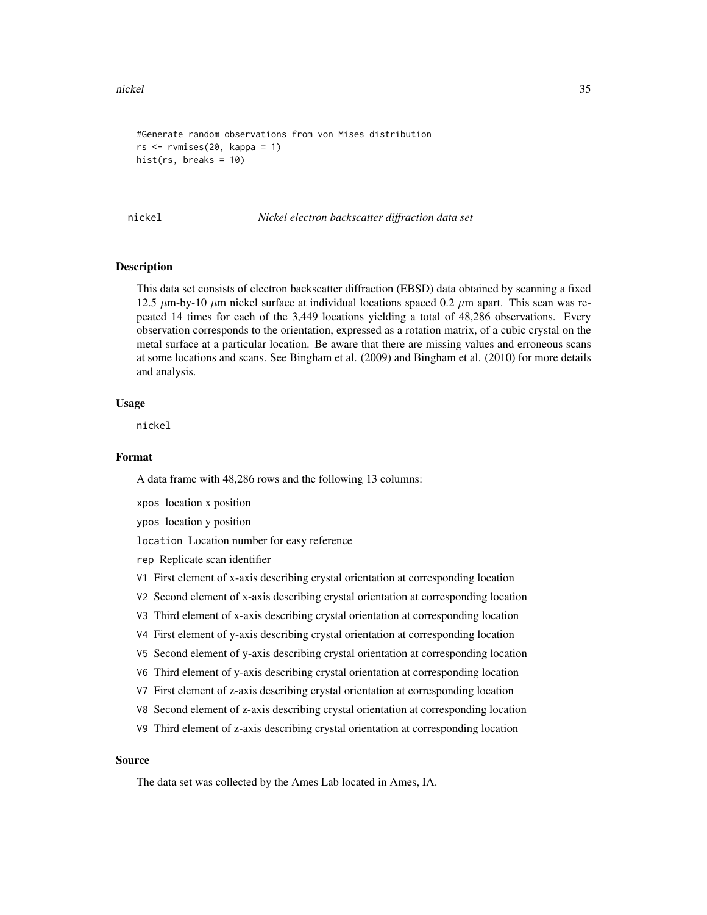```
#Generate random observations from von Mises distribution
rs <- rvmises(20, kappa = 1)
hist(rs, breaks = 10)
```

---

## nickel *Nickel electron backscatter diffraction data set*

### Description

This data set consists of electron backscatter diffraction (EBSD) data obtained by scanning a fixed 12.5 $\mu$m-by-10 $\mu$m nickel surface at individual locations spaced 0.2 $\mu$m apart. This scan was repeated 14 times for each of the 3,449 locations yielding a total of 48,286 observations. Every observation corresponds to the orientation, expressed as a rotation matrix, of a cubic crystal on the metal surface at a particular location. Be aware that there are missing values and erroneous scans at some locations and scans. See Bingham et al. (2009) and Bingham et al. (2010) for more details and analysis.

### Usage

```
nickel
```

### Format

A data frame with 48,286 rows and the following 13 columns:

`xpos` location x position

`ypos` location y position

`location` Location number for easy reference

`rep` Replicate scan identifier

`V1` First element of x-axis describing crystal orientation at corresponding location

`V2` Second element of x-axis describing crystal orientation at corresponding location

`V3` Third element of x-axis describing crystal orientation at corresponding location

`V4` First element of y-axis describing crystal orientation at corresponding location

`V5` Second element of y-axis describing crystal orientation at corresponding location

`V6` Third element of y-axis describing crystal orientation at corresponding location

`V7` First element of z-axis describing crystal orientation at corresponding location

`V8` Second element of z-axis describing crystal orientation at corresponding location

`V9` Third element of z-axis describing crystal orientation at corresponding location

### Source

The data set was collected by the Ames Lab located in Ames, IA.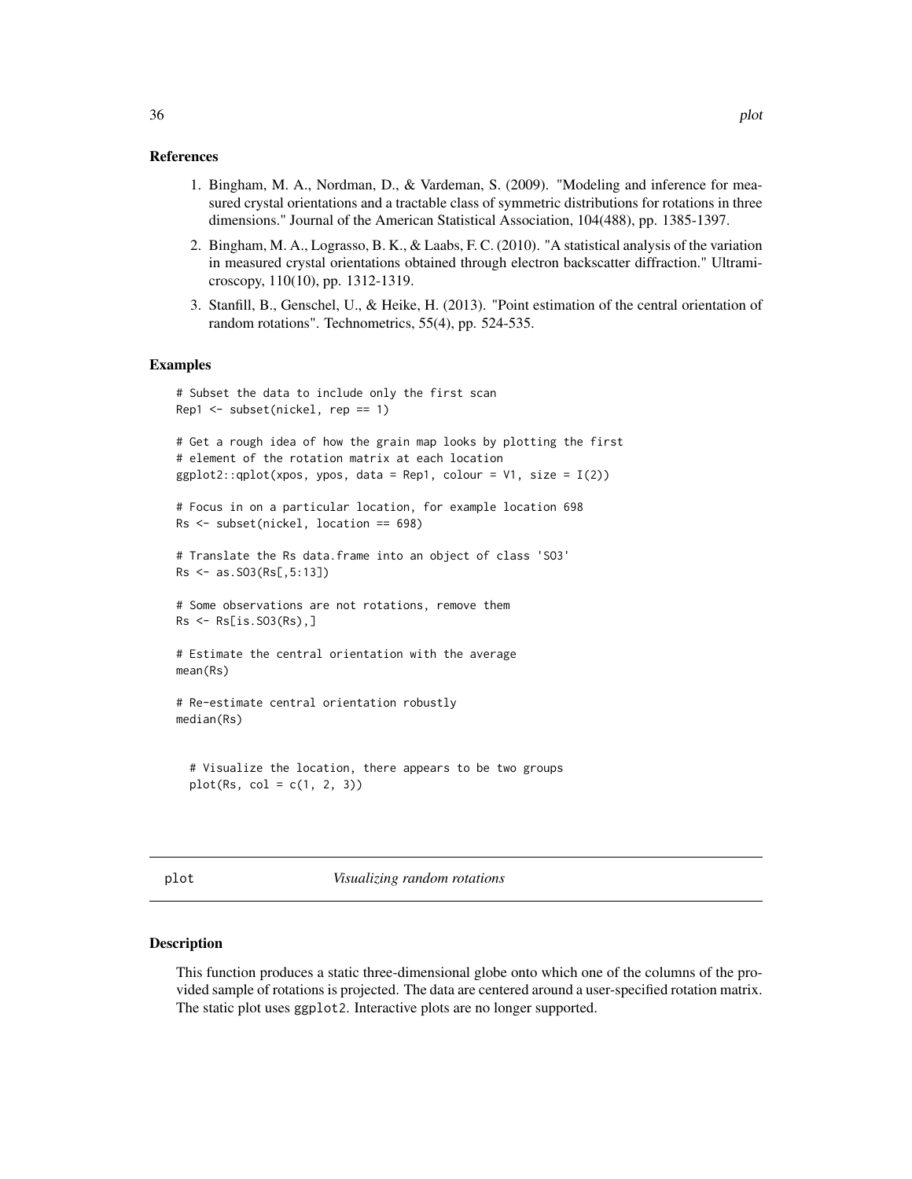### References

1. Bingham, M. A., Nordman, D., & Vardeman, S. (2009). "Modeling and inference for measured crystal orientations and a tractable class of symmetric distributions for rotations in three dimensions." Journal of the American Statistical Association, 104(488), pp. 1385-1397.
2. Bingham, M. A., Lograsso, B. K., & Laabs, F. C. (2010). "A statistical analysis of the variation in measured crystal orientations obtained through electron backscatter diffraction." Ultramicroscopy, 110(10), pp. 1312-1319.
3. Stanfill, B., Genschel, U., & Heike, H. (2013). "Point estimation of the central orientation of random rotations". Technometrics, 55(4), pp. 524-535.

### Examples

```
# Subset the data to include only the first scan
Rep1 <- subset(nickel, rep == 1)

# Get a rough idea of how the grain map looks by plotting the first
# element of the rotation matrix at each location
ggplot2::qplot(xpos, ypos, data = Rep1, colour = V1, size = I(2))

# Focus in on a particular location, for example location 698
Rs <- subset(nickel, location == 698)

# Translate the Rs data.frame into an object of class 'SO3'
Rs <- as.SO3(Rs[,5:13])

# Some observations are not rotations, remove them
Rs <- Rs[is.SO3(Rs),]

# Estimate the central orientation with the average
mean(Rs)

# Re-estimate central orientation robustly
median(Rs)


  # Visualize the location, there appears to be two groups
  plot(Rs, col = c(1, 2, 3))
```

---

## plot    *Visualizing random rotations*

### Description

This function produces a static three-dimensional globe onto which one of the columns of the provided sample of rotations is projected. The data are centered around a user-specified rotation matrix. The static plot uses ggplot2. Interactive plots are no longer supported.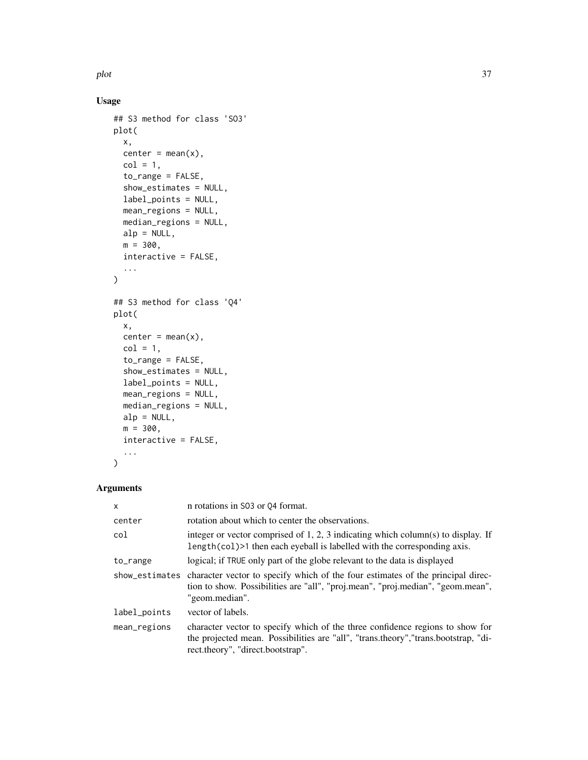## Usage

```
## S3 method for class 'SO3'
plot(
  x,
  center = mean(x),
  col = 1,
  to_range = FALSE,
  show_estimates = NULL,
  label_points = NULL,
  mean_regions = NULL,
  median_regions = NULL,
  alp = NULL,
  m = 300,
  interactive = FALSE,
  ...
)

## S3 method for class 'Q4'
plot(
  x,
  center = mean(x),
  col = 1,
  to_range = FALSE,
  show_estimates = NULL,
  label_points = NULL,
  mean_regions = NULL,
  median_regions = NULL,
  alp = NULL,
  m = 300,
  interactive = FALSE,
  ...
)
```

## Arguments

| | |
|---|---|
| `x` | n rotations in `SO3` or `Q4` format. |
| `center` | rotation about which to center the observations. |
| `col` | integer or vector comprised of 1, 2, 3 indicating which column(s) to display. If `length(col)>1` then each eyeball is labelled with the corresponding axis. |
| `to_range` | logical; if `TRUE` only part of the globe relevant to the data is displayed |
| `show_estimates` | character vector to specify which of the four estimates of the principal direction to show. Possibilities are "all", "proj.mean", "proj.median", "geom.mean", "geom.median". |
| `label_points` | vector of labels. |
| `mean_regions` | character vector to specify which of the three confidence regions to show for the projected mean. Possibilities are "all", "trans.theory","trans.bootstrap, "direct.theory", "direct.bootstrap". |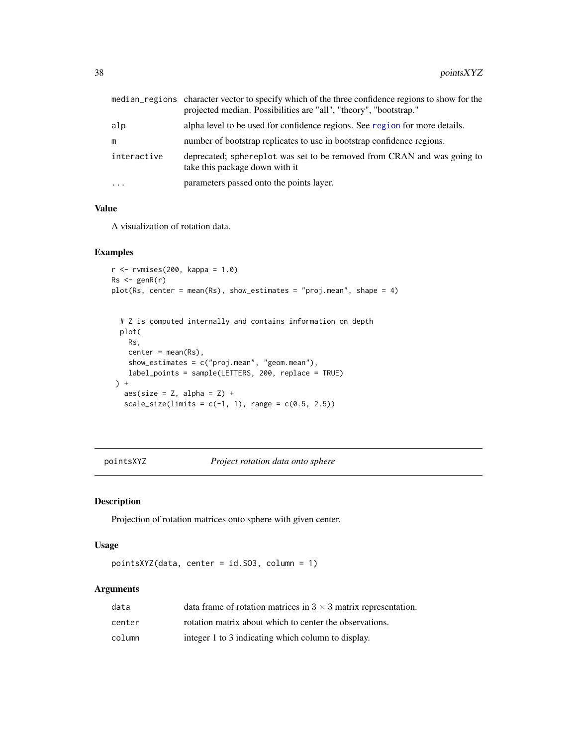| | |
|---|---|
| median_regions | character vector to specify which of the three confidence regions to show for the projected median. Possibilities are "all", "theory", "bootstrap." |
| alp | alpha level to be used for confidence regions. See region for more details. |
| m | number of bootstrap replicates to use in bootstrap confidence regions. |
| interactive | deprecated; sphereplot was set to be removed from CRAN and was going to take this package down with it |
| ... | parameters passed onto the points layer. |

### Value

A visualization of rotation data.

### Examples

```
r <- rvmises(200, kappa = 1.0)
Rs <- genR(r)
plot(Rs, center = mean(Rs), show_estimates = "proj.mean", shape = 4)


  # Z is computed internally and contains information on depth
  plot(
    Rs,
    center = mean(Rs),
    show_estimates = c("proj.mean", "geom.mean"),
    label_points = sample(LETTERS, 200, replace = TRUE)
 ) +
   aes(size = Z, alpha = Z) +
   scale_size(limits = c(-1, 1), range = c(0.5, 2.5))
```

## pointsXYZ *Project rotation data onto sphere*

### Description

Projection of rotation matrices onto sphere with given center.

### Usage

```
pointsXYZ(data, center = id.SO3, column = 1)
```

### Arguments

| | |
|---|---|
| data | data frame of rotation matrices in $3 \times 3$ matrix representation. |
| center | rotation matrix about which to center the observations. |
| column | integer 1 to 3 indicating which column to display. |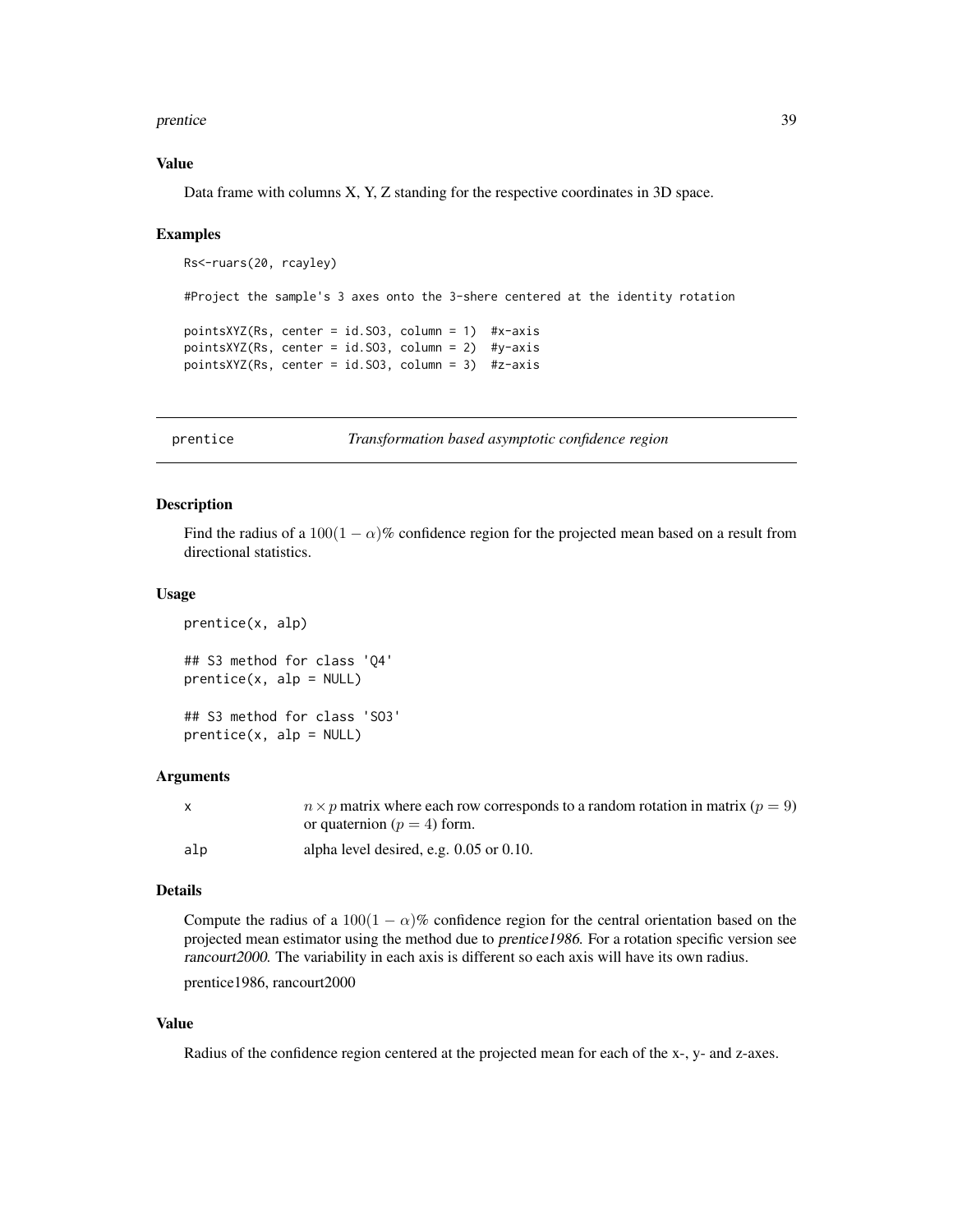### Value

Data frame with columns X, Y, Z standing for the respective coordinates in 3D space.

### Examples

```
Rs<-ruars(20, rcayley)

#Project the sample's 3 axes onto the 3-shere centered at the identity rotation

pointsXYZ(Rs, center = id.SO3, column = 1)  #x-axis
pointsXYZ(Rs, center = id.SO3, column = 2)  #y-axis
pointsXYZ(Rs, center = id.SO3, column = 3)  #z-axis
```

---

## prentice — *Transformation based asymptotic confidence region*

### Description

Find the radius of a $100(1-\alpha)\%$ confidence region for the projected mean based on a result from directional statistics.

### Usage

```
prentice(x, alp)

## S3 method for class 'Q4'
prentice(x, alp = NULL)

## S3 method for class 'SO3'
prentice(x, alp = NULL)
```

### Arguments

| | |
|---|---|
| x | $n \times p$ matrix where each row corresponds to a random rotation in matrix ($p = 9$) or quaternion ($p = 4$) form. |
| alp | alpha level desired, e.g. 0.05 or 0.10. |

### Details

Compute the radius of a $100(1-\alpha)\%$ confidence region for the central orientation based on the projected mean estimator using the method due to *prentice1986*. For a rotation specific version see *rancourt2000*. The variability in each axis is different so each axis will have its own radius.

prentice1986, rancourt2000

### Value

Radius of the confidence region centered at the projected mean for each of the x-, y- and z-axes.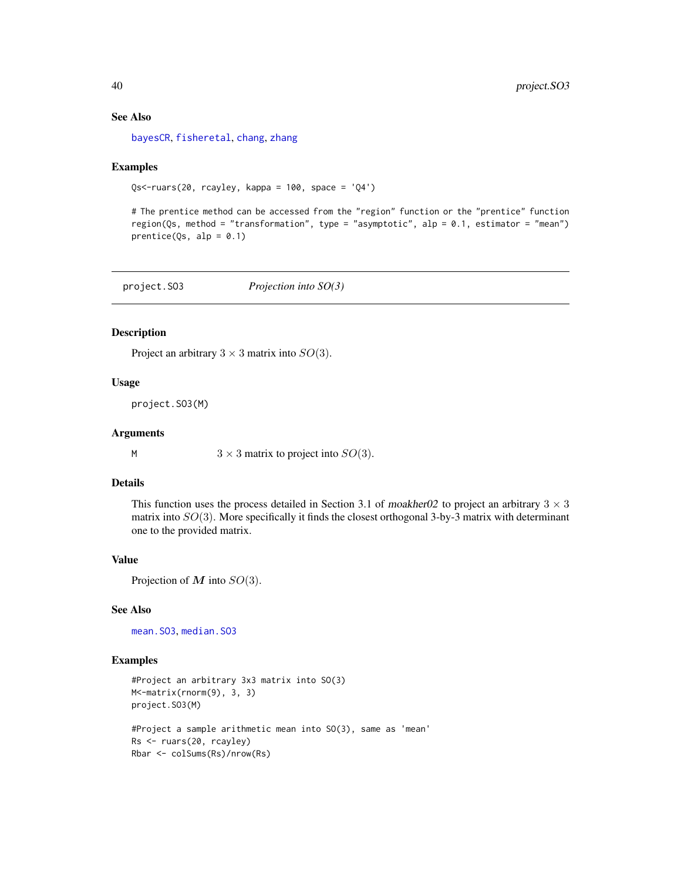### See Also

bayesCR, fisheretal, chang, zhang

### Examples

```
Qs<-ruars(20, rcayley, kappa = 100, space = 'Q4')

# The prentice method can be accessed from the "region" function or the "prentice" function
region(Qs, method = "transformation", type = "asymptotic", alp = 0.1, estimator = "mean")
prentice(Qs, alp = 0.1)
```

---

## project.SO3 — *Projection into SO(3)*

### Description

Project an arbitrary $3 \times 3$ matrix into $SO(3)$.

### Usage

```
project.SO3(M)
```

### Arguments

M — $3 \times 3$ matrix to project into $SO(3)$.

### Details

This function uses the process detailed in Section 3.1 of *moakher02* to project an arbitrary $3 \times 3$ matrix into $SO(3)$. More specifically it finds the closest orthogonal 3-by-3 matrix with determinant one to the provided matrix.

### Value

Projection of $\boldsymbol{M}$ into $SO(3)$.

### See Also

mean.SO3, median.SO3

### Examples

```
#Project an arbitrary 3x3 matrix into SO(3)
M<-matrix(rnorm(9), 3, 3)
project.SO3(M)

#Project a sample arithmetic mean into SO(3), same as 'mean'
Rs <- ruars(20, rcayley)
Rbar <- colSums(Rs)/nrow(Rs)
```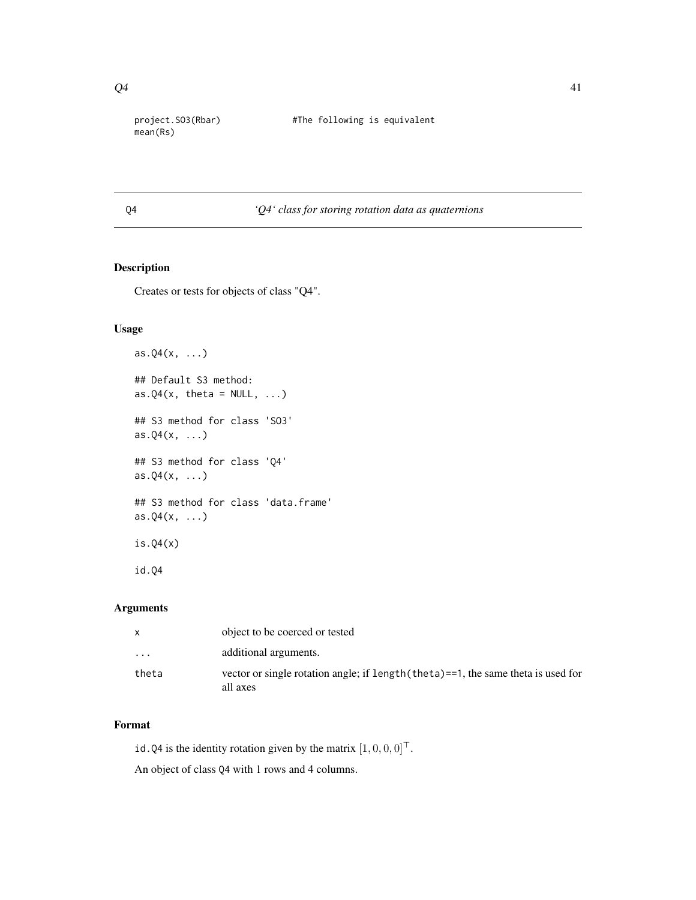```
project.SO3(Rbar)              #The following is equivalent
mean(Rs)
```

# Q4 — 'Q4' class for storing rotation data as quaternions

## Description

Creates or tests for objects of class "Q4".

## Usage

```
as.Q4(x, ...)

## Default S3 method:
as.Q4(x, theta = NULL, ...)

## S3 method for class 'SO3'
as.Q4(x, ...)

## S3 method for class 'Q4'
as.Q4(x, ...)

## S3 method for class 'data.frame'
as.Q4(x, ...)

is.Q4(x)

id.Q4
```

## Arguments

| | |
|---|---|
| x | object to be coerced or tested |
| ... | additional arguments. |
| theta | vector or single rotation angle; if `length(theta)==1`, the same theta is used for all axes |

## Format

`id.Q4` is the identity rotation given by the matrix $[1, 0, 0, 0]^\top$.

An object of class Q4 with 1 rows and 4 columns.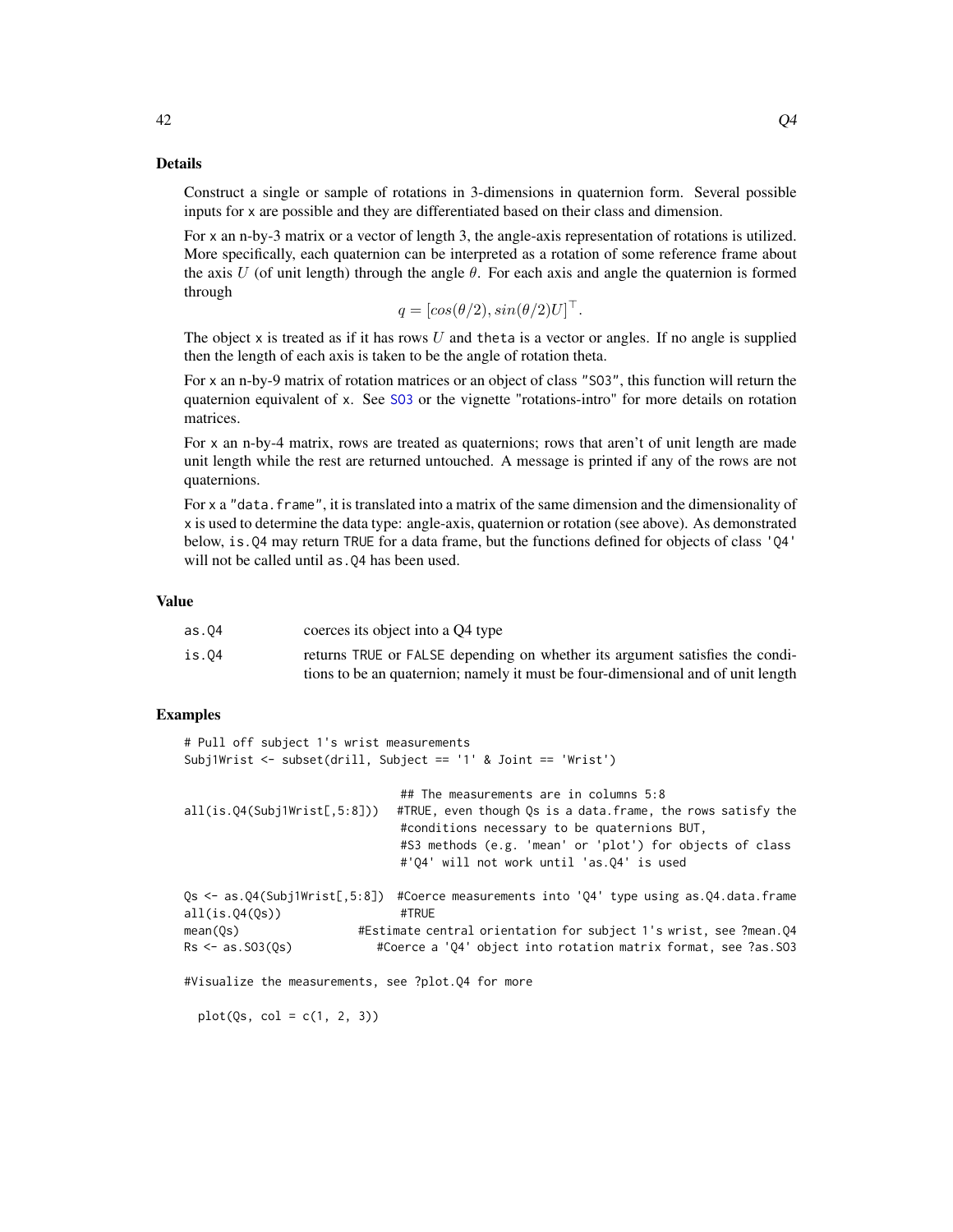## Details

Construct a single or sample of rotations in 3-dimensions in quaternion form. Several possible inputs for x are possible and they are differentiated based on their class and dimension.

For x an n-by-3 matrix or a vector of length 3, the angle-axis representation of rotations is utilized. More specifically, each quaternion can be interpreted as a rotation of some reference frame about the axis $U$ (of unit length) through the angle $\theta$. For each axis and angle the quaternion is formed through

$$q = [cos(\theta/2), sin(\theta/2)U]^\top.$$

The object x is treated as if it has rows $U$ and theta is a vector or angles. If no angle is supplied then the length of each axis is taken to be the angle of rotation theta.

For x an n-by-9 matrix of rotation matrices or an object of class "SO3", this function will return the quaternion equivalent of x. See SO3 or the vignette "rotations-intro" for more details on rotation matrices.

For x an n-by-4 matrix, rows are treated as quaternions; rows that aren't of unit length are made unit length while the rest are returned untouched. A message is printed if any of the rows are not quaternions.

For x a "data.frame", it is translated into a matrix of the same dimension and the dimensionality of x is used to determine the data type: angle-axis, quaternion or rotation (see above). As demonstrated below, is.Q4 may return TRUE for a data frame, but the functions defined for objects of class 'Q4' will not be called until as.Q4 has been used.

## Value

| | |
|---|---|
| as.Q4 | coerces its object into a Q4 type |
| is.Q4 | returns TRUE or FALSE depending on whether its argument satisfies the conditions to be an quaternion; namely it must be four-dimensional and of unit length |

## Examples

```
# Pull off subject 1's wrist measurements
Subj1Wrist <- subset(drill, Subject == '1' & Joint == 'Wrist')

                              ## The measurements are in columns 5:8
all(is.Q4(Subj1Wrist[,5:8]))  #TRUE, even though Qs is a data.frame, the rows satisfy the
                              #conditions necessary to be quaternions BUT,
                              #S3 methods (e.g. 'mean' or 'plot') for objects of class
                              #'Q4' will not work until 'as.Q4' is used

Qs <- as.Q4(Subj1Wrist[,5:8]) #Coerce measurements into 'Q4' type using as.Q4.data.frame
all(is.Q4(Qs))                #TRUE
mean(Qs)                #Estimate central orientation for subject 1's wrist, see ?mean.Q4
Rs <- as.SO3(Qs)           #Coerce a 'Q4' object into rotation matrix format, see ?as.SO3

#Visualize the measurements, see ?plot.Q4 for more

  plot(Qs, col = c(1, 2, 3))
```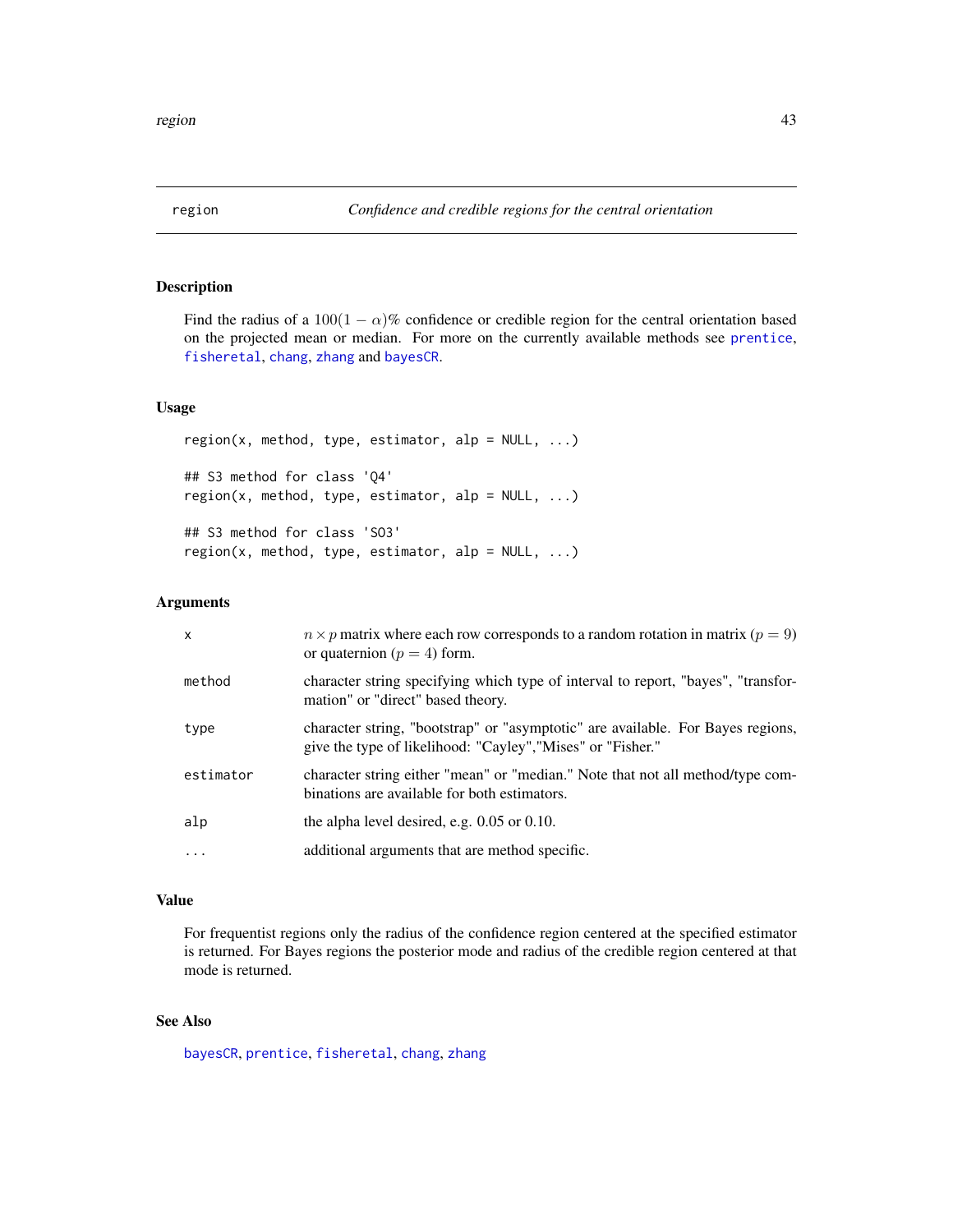## region — *Confidence and credible regions for the central orientation*

### Description

Find the radius of a $100(1-\alpha)\%$ confidence or credible region for the central orientation based on the projected mean or median. For more on the currently available methods see prentice, fisheretal, chang, zhang and bayesCR.

### Usage

```
region(x, method, type, estimator, alp = NULL, ...)

## S3 method for class 'Q4'
region(x, method, type, estimator, alp = NULL, ...)

## S3 method for class 'SO3'
region(x, method, type, estimator, alp = NULL, ...)
```

### Arguments

| | |
|---|---|
| x | $n \times p$ matrix where each row corresponds to a random rotation in matrix ($p = 9$) or quaternion ($p = 4$) form. |
| method | character string specifying which type of interval to report, "bayes", "transformation" or "direct" based theory. |
| type | character string, "bootstrap" or "asymptotic" are available. For Bayes regions, give the type of likelihood: "Cayley","Mises" or "Fisher." |
| estimator | character string either "mean" or "median." Note that not all method/type combinations are available for both estimators. |
| alp | the alpha level desired, e.g. 0.05 or 0.10. |
| ... | additional arguments that are method specific. |

### Value

For frequentist regions only the radius of the confidence region centered at the specified estimator is returned. For Bayes regions the posterior mode and radius of the credible region centered at that mode is returned.

### See Also

bayesCR, prentice, fisheretal, chang, zhang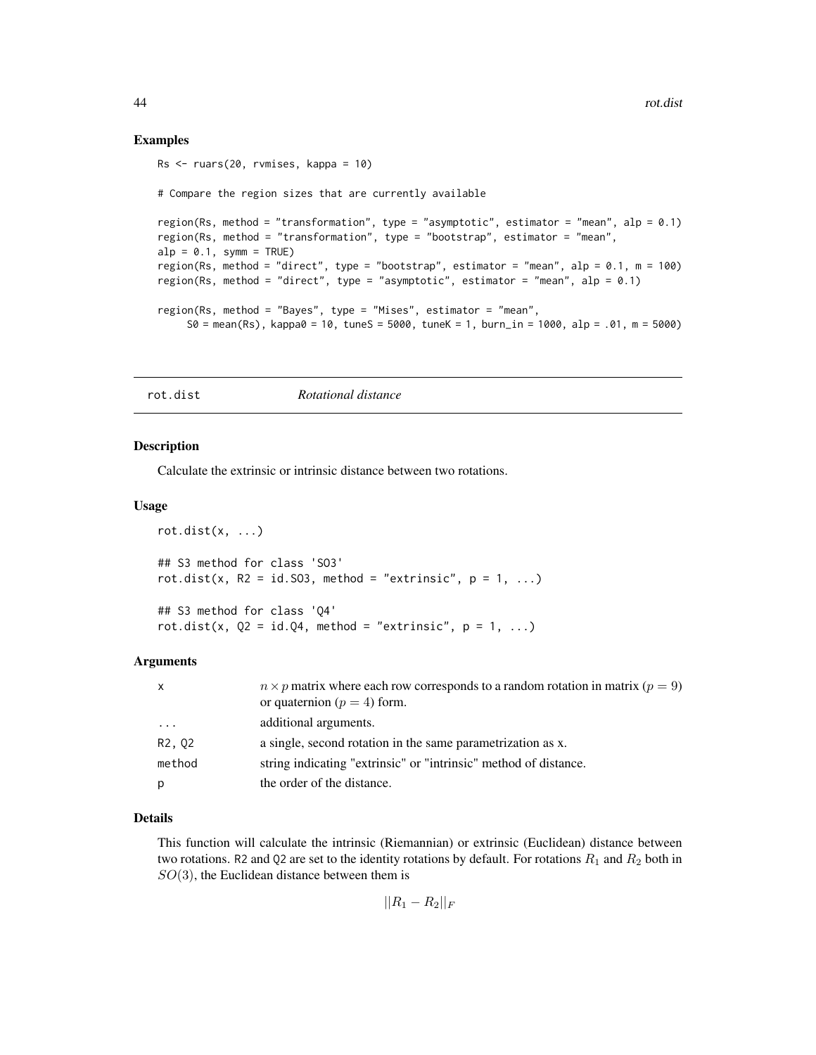### Examples

```
Rs <- ruars(20, rvmises, kappa = 10)

# Compare the region sizes that are currently available

region(Rs, method = "transformation", type = "asymptotic", estimator = "mean", alp = 0.1)
region(Rs, method = "transformation", type = "bootstrap", estimator = "mean",
alp = 0.1, symm = TRUE)
region(Rs, method = "direct", type = "bootstrap", estimator = "mean", alp = 0.1, m = 100)
region(Rs, method = "direct", type = "asymptotic", estimator = "mean", alp = 0.1)

region(Rs, method = "Bayes", type = "Mises", estimator = "mean",
     S0 = mean(Rs), kappa0 = 10, tuneS = 5000, tuneK = 1, burn_in = 1000, alp = .01, m = 5000)
```

## rot.dist    *Rotational distance*

### Description

Calculate the extrinsic or intrinsic distance between two rotations.

### Usage

```
rot.dist(x, ...)

## S3 method for class 'SO3'
rot.dist(x, R2 = id.SO3, method = "extrinsic", p = 1, ...)

## S3 method for class 'Q4'
rot.dist(x, Q2 = id.Q4, method = "extrinsic", p = 1, ...)
```

### Arguments

| | |
|---|---|
| x | $n \times p$ matrix where each row corresponds to a random rotation in matrix ($p = 9$) or quaternion ($p = 4$) form. |
| ... | additional arguments. |
| R2, Q2 | a single, second rotation in the same parametrization as x. |
| method | string indicating "extrinsic" or "intrinsic" method of distance. |
| p | the order of the distance. |

### Details

This function will calculate the intrinsic (Riemannian) or extrinsic (Euclidean) distance between two rotations. R2 and Q2 are set to the identity rotations by default. For rotations $R_1$ and $R_2$ both in $SO(3)$, the Euclidean distance between them is

$$||R_1 - R_2||_F$$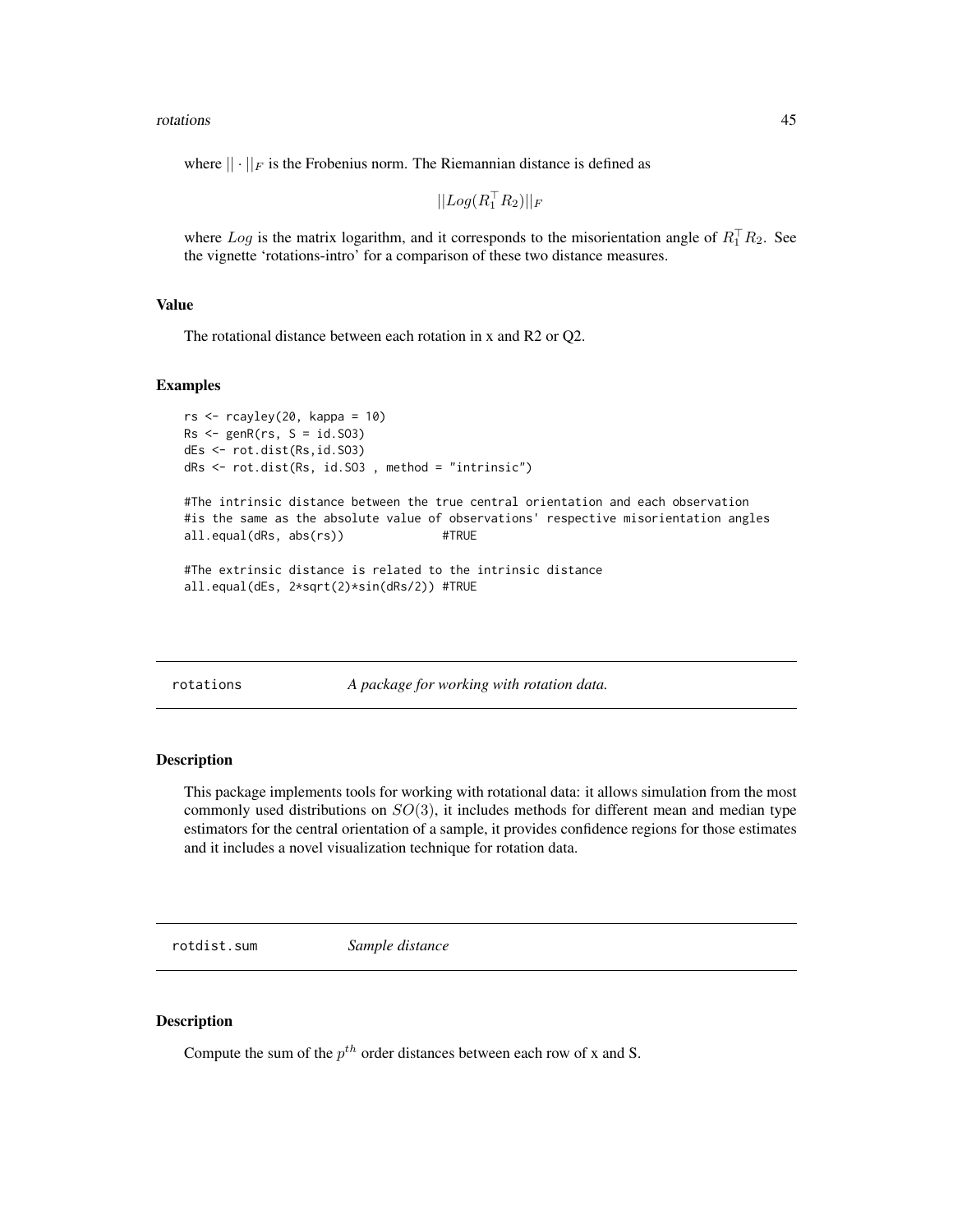where $||\cdot||_F$ is the Frobenius norm. The Riemannian distance is defined as

$$||Log(R_1^\top R_2)||_F$$

where $Log$ is the matrix logarithm, and it corresponds to the misorientation angle of $R_1^\top R_2$. See the vignette 'rotations-intro' for a comparison of these two distance measures.

### Value

The rotational distance between each rotation in x and R2 or Q2.

### Examples

```
rs <- rcayley(20, kappa = 10)
Rs <- genR(rs, S = id.SO3)
dEs <- rot.dist(Rs,id.SO3)
dRs <- rot.dist(Rs, id.SO3 , method = "intrinsic")

#The intrinsic distance between the true central orientation and each observation
#is the same as the absolute value of observations' respective misorientation angles
all.equal(dRs, abs(rs))             #TRUE

#The extrinsic distance is related to the intrinsic distance
all.equal(dEs, 2*sqrt(2)*sin(dRs/2)) #TRUE
```

---

## rotations — *A package for working with rotation data.*

### Description

This package implements tools for working with rotational data: it allows simulation from the most commonly used distributions on $SO(3)$, it includes methods for different mean and median type estimators for the central orientation of a sample, it provides confidence regions for those estimates and it includes a novel visualization technique for rotation data.

---

## rotdist.sum — *Sample distance*

### Description

Compute the sum of the $p^{th}$ order distances between each row of x and S.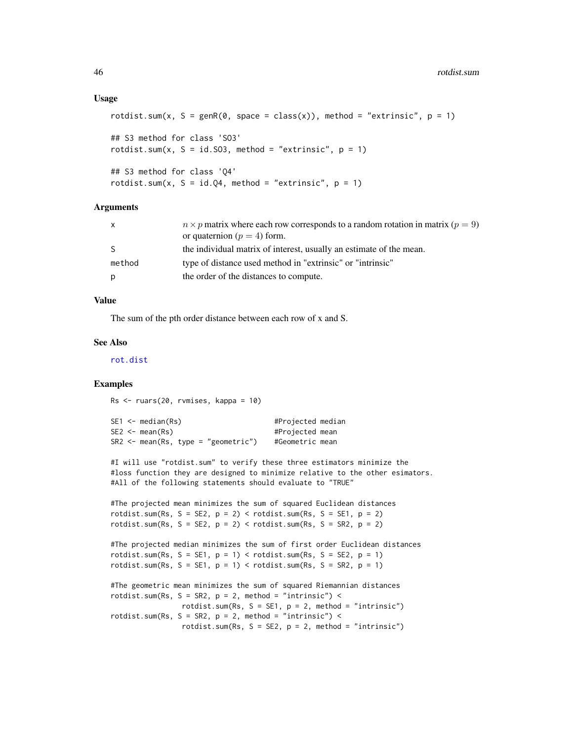### Usage

```
rotdist.sum(x, S = genR(0, space = class(x)), method = "extrinsic", p = 1)

## S3 method for class 'SO3'
rotdist.sum(x, S = id.SO3, method = "extrinsic", p = 1)

## S3 method for class 'Q4'
rotdist.sum(x, S = id.Q4, method = "extrinsic", p = 1)
```

### Arguments

| | |
|---|---|
| x | $n \times p$ matrix where each row corresponds to a random rotation in matrix ($p = 9$) or quaternion ($p = 4$) form. |
| S | the individual matrix of interest, usually an estimate of the mean. |
| method | type of distance used method in "extrinsic" or "intrinsic" |
| p | the order of the distances to compute. |

### Value

The sum of the pth order distance between each row of x and S.

### See Also

rot.dist

### Examples

```
Rs <- ruars(20, rvmises, kappa = 10)

SE1 <- median(Rs)                      #Projected median
SE2 <- mean(Rs)                        #Projected mean
SR2 <- mean(Rs, type = "geometric")    #Geometric mean

#I will use "rotdist.sum" to verify these three estimators minimize the
#loss function they are designed to minimize relative to the other esimators.
#All of the following statements should evaluate to "TRUE"

#The projected mean minimizes the sum of squared Euclidean distances
rotdist.sum(Rs, S = SE2, p = 2) < rotdist.sum(Rs, S = SE1, p = 2)
rotdist.sum(Rs, S = SE2, p = 2) < rotdist.sum(Rs, S = SR2, p = 2)

#The projected median minimizes the sum of first order Euclidean distances
rotdist.sum(Rs, S = SE1, p = 1) < rotdist.sum(Rs, S = SE2, p = 1)
rotdist.sum(Rs, S = SE1, p = 1) < rotdist.sum(Rs, S = SR2, p = 1)

#The geometric mean minimizes the sum of squared Riemannian distances
rotdist.sum(Rs, S = SR2, p = 2, method = "intrinsic") <
                 rotdist.sum(Rs, S = SE1, p = 2, method = "intrinsic")
rotdist.sum(Rs, S = SR2, p = 2, method = "intrinsic") <
                 rotdist.sum(Rs, S = SE2, p = 2, method = "intrinsic")
```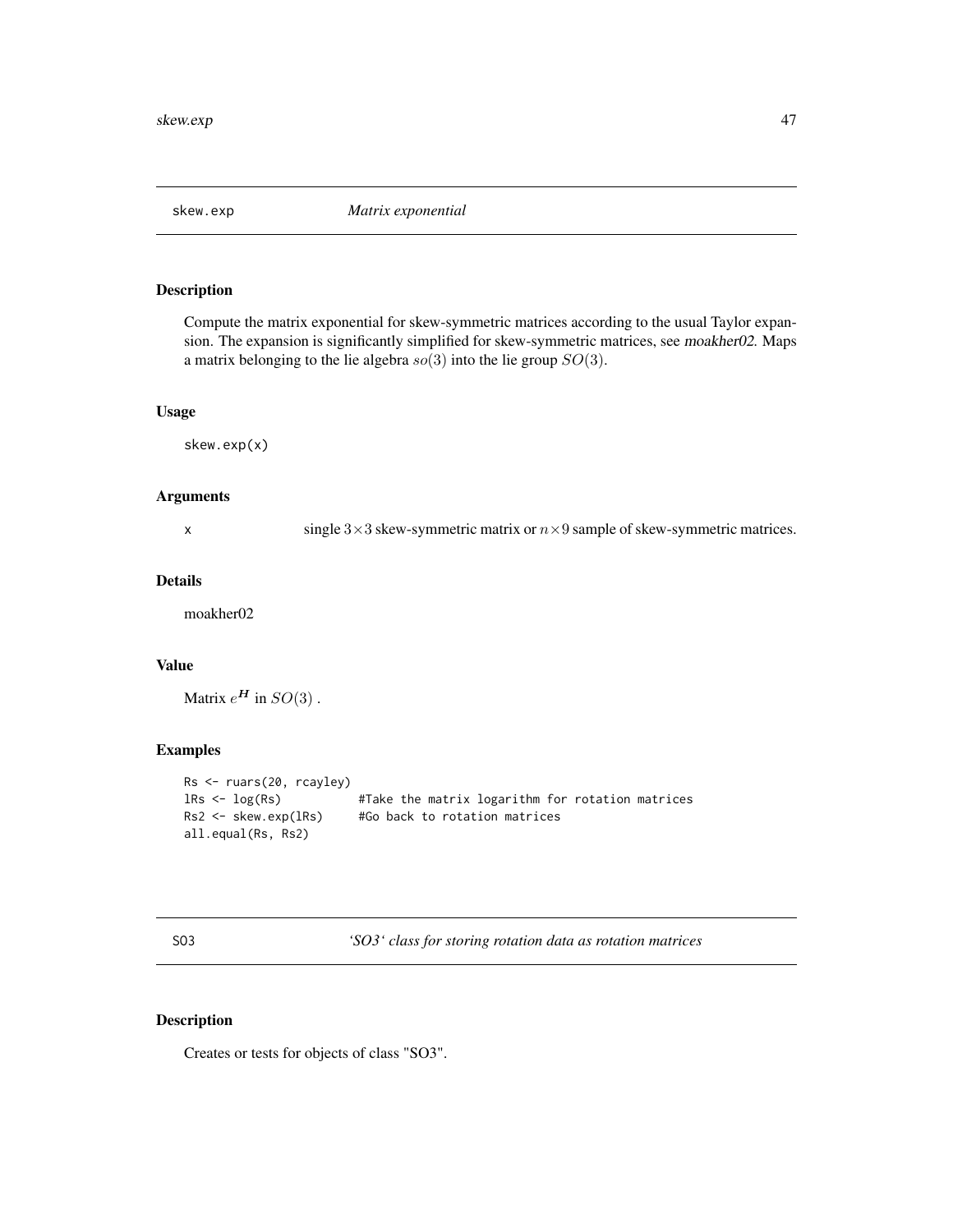## skew.exp — *Matrix exponential*

### Description

Compute the matrix exponential for skew-symmetric matrices according to the usual Taylor expansion. The expansion is significantly simplified for skew-symmetric matrices, see moakher02. Maps a matrix belonging to the lie algebra $so(3)$ into the lie group $SO(3)$.

### Usage

```
skew.exp(x)
```

### Arguments

| | |
|---|---|
| x | single $3 \times 3$ skew-symmetric matrix or $n \times 9$ sample of skew-symmetric matrices. |

### Details

moakher02

### Value

Matrix $e^{\boldsymbol{H}}$ in $SO(3)$ .

### Examples

```
Rs <- ruars(20, rcayley)
lRs <- log(Rs)          #Take the matrix logarithm for rotation matrices
Rs2 <- skew.exp(lRs)    #Go back to rotation matrices
all.equal(Rs, Rs2)
```

## SO3 — *'SO3' class for storing rotation data as rotation matrices*

### Description

Creates or tests for objects of class "SO3".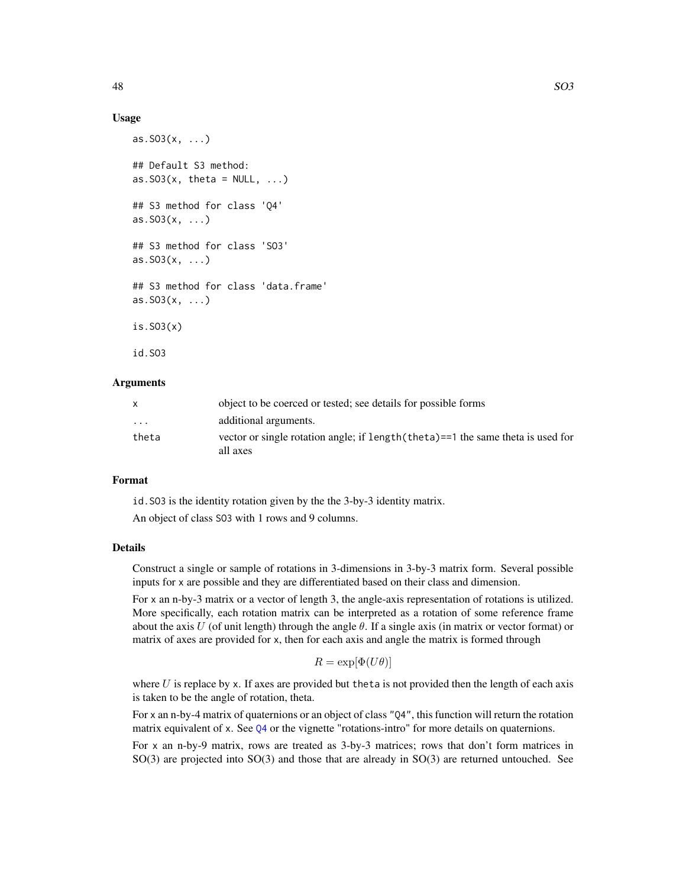### Usage

```
as.SO3(x, ...)

## Default S3 method:
as.SO3(x, theta = NULL, ...)

## S3 method for class 'Q4'
as.SO3(x, ...)

## S3 method for class 'SO3'
as.SO3(x, ...)

## S3 method for class 'data.frame'
as.SO3(x, ...)

is.SO3(x)

id.SO3
```

### Arguments

| | |
|---|---|
| x | object to be coerced or tested; see details for possible forms |
| ... | additional arguments. |
| theta | vector or single rotation angle; if `length(theta)==1` the same theta is used for all axes |

### Format

`id.SO3` is the identity rotation given by the the 3-by-3 identity matrix.

An object of class SO3 with 1 rows and 9 columns.

### Details

Construct a single or sample of rotations in 3-dimensions in 3-by-3 matrix form. Several possible inputs for `x` are possible and they are differentiated based on their class and dimension.

For `x` an n-by-3 matrix or a vector of length 3, the angle-axis representation of rotations is utilized. More specifically, each rotation matrix can be interpreted as a rotation of some reference frame about the axis $U$ (of unit length) through the angle $\theta$. If a single axis (in matrix or vector format) or matrix of axes are provided for `x`, then for each axis and angle the matrix is formed through

$$R = \exp[\Phi(U\theta)]$$

where $U$ is replace by `x`. If axes are provided but `theta` is not provided then the length of each axis is taken to be the angle of rotation, theta.

For `x` an n-by-4 matrix of quaternions or an object of class `"Q4"`, this function will return the rotation matrix equivalent of `x`. See `Q4` or the vignette "rotations-intro" for more details on quaternions.

For `x` an n-by-9 matrix, rows are treated as 3-by-3 matrices; rows that don't form matrices in SO(3) are projected into SO(3) and those that are already in SO(3) are returned untouched. See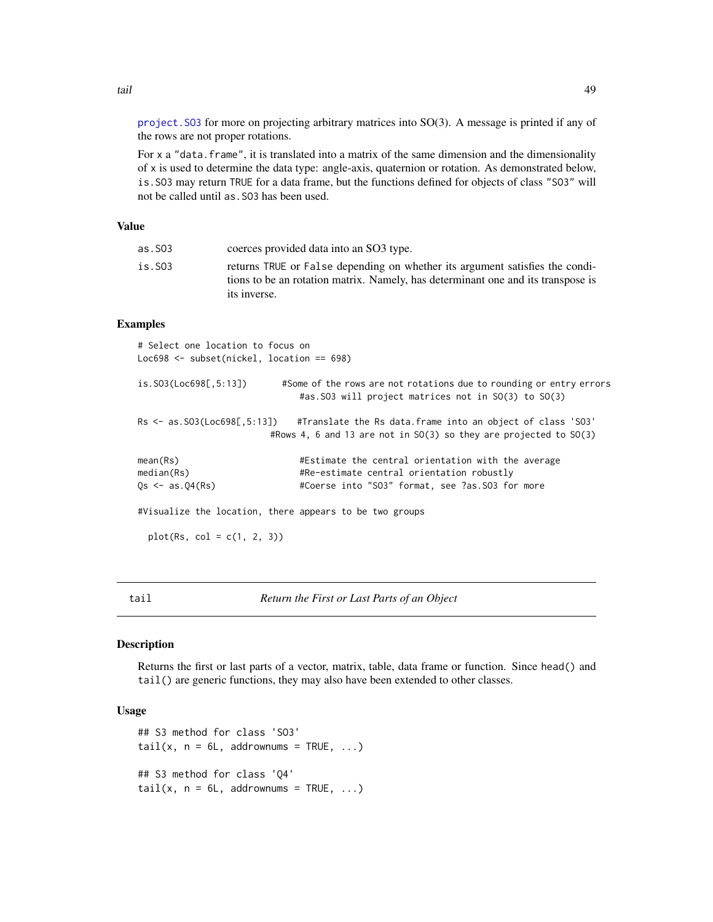project.SO3 for more on projecting arbitrary matrices into SO(3). A message is printed if any of the rows are not proper rotations.

For x a "data.frame", it is translated into a matrix of the same dimension and the dimensionality of x is used to determine the data type: angle-axis, quaternion or rotation. As demonstrated below, is.SO3 may return TRUE for a data frame, but the functions defined for objects of class "SO3" will not be called until as.SO3 has been used.

### Value

| | |
|---|---|
| as.SO3 | coerces provided data into an SO3 type. |
| is.SO3 | returns TRUE or False depending on whether its argument satisfies the conditions to be an rotation matrix. Namely, has determinant one and its transpose is its inverse. |

### Examples

```
# Select one location to focus on
Loc698 <- subset(nickel, location == 698)

is.SO3(Loc698[,5:13])       #Some of the rows are not rotations due to rounding or entry errors
                              #as.SO3 will project matrices not in SO(3) to SO(3)

Rs <- as.SO3(Loc698[,5:13])    #Translate the Rs data.frame into an object of class 'SO3'
                            #Rows 4, 6 and 13 are not in SO(3) so they are projected to SO(3)

mean(Rs)                      #Estimate the central orientation with the average
median(Rs)                    #Re-estimate central orientation robustly
Qs <- as.Q4(Rs)               #Coerse into "SO3" format, see ?as.SO3 for more

#Visualize the location, there appears to be two groups

  plot(Rs, col = c(1, 2, 3))
```

---

## tail — *Return the First or Last Parts of an Object*

### Description

Returns the first or last parts of a vector, matrix, table, data frame or function. Since head() and tail() are generic functions, they may also have been extended to other classes.

### Usage

```
## S3 method for class 'SO3'
tail(x, n = 6L, addrownums = TRUE, ...)

## S3 method for class 'Q4'
tail(x, n = 6L, addrownums = TRUE, ...)
```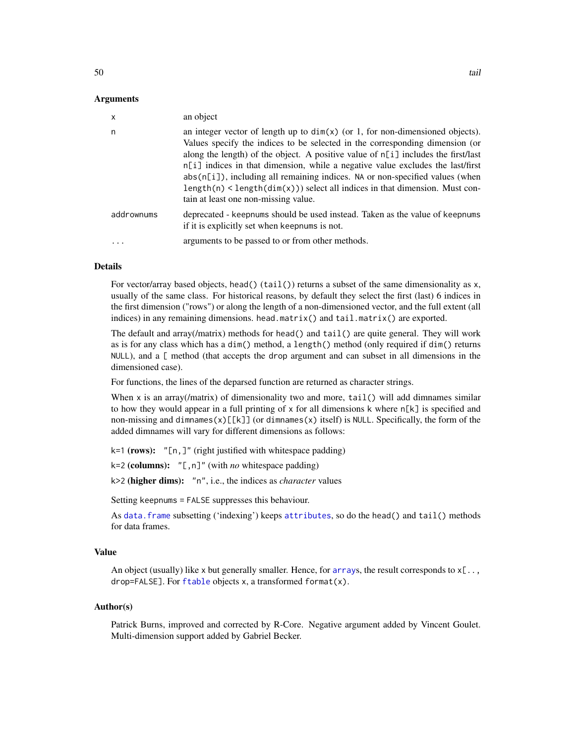### Arguments

| | |
|---|---|
| `x` | an object |
| `n` | an integer vector of length up to `dim(x)` (or 1, for non-dimensioned objects). Values specify the indices to be selected in the corresponding dimension (or along the length) of the object. A positive value of `n[i]` includes the first/last `n[i]` indices in that dimension, while a negative value excludes the last/first `abs(n[i])`, including all remaining indices. `NA` or non-specified values (when `length(n) < length(dim(x))`) select all indices in that dimension. Must contain at least one non-missing value. |
| `addrownums` | deprecated - `keepnums` should be used instead. Taken as the value of `keepnums` if it is explicitly set when `keepnums` is not. |
| `...` | arguments to be passed to or from other methods. |

### Details

For vector/array based objects, `head()` (`tail()`) returns a subset of the same dimensionality as `x`, usually of the same class. For historical reasons, by default they select the first (last) 6 indices in the first dimension ("rows") or along the length of a non-dimensioned vector, and the full extent (all indices) in any remaining dimensions. `head.matrix()` and `tail.matrix()` are exported.

The default and array(/matrix) methods for `head()` and `tail()` are quite general. They will work as is for any class which has a `dim()` method, a `length()` method (only required if `dim()` returns `NULL`), and a `[` method (that accepts the `drop` argument and can subset in all dimensions in the dimensioned case).

For functions, the lines of the deparsed function are returned as character strings.

When `x` is an array(/matrix) of dimensionality two and more, `tail()` will add dimnames similar to how they would appear in a full printing of `x` for all dimensions `k` where `n[k]` is specified and non-missing and `dimnames(x)[[k]]` (or `dimnames(x)` itself) is `NULL`. Specifically, the form of the added dimnames will vary for different dimensions as follows:

`k=1` **(rows):** `"[n,]"` (right justified with whitespace padding)

`k=2` **(columns):** `"[,n]"` (with *no* whitespace padding)

`k>2` **(higher dims):** `"n"`, i.e., the indices as *character* values

Setting `keepnums = FALSE` suppresses this behaviour.

As `data.frame` subsetting ('indexing') keeps `attributes`, so do the `head()` and `tail()` methods for data frames.

### Value

An object (usually) like `x` but generally smaller. Hence, for `array`s, the result corresponds to `x[.., drop=FALSE]`. For `ftable` objects `x`, a transformed `format(x)`.

### Author(s)

Patrick Burns, improved and corrected by R-Core. Negative argument added by Vincent Goulet. Multi-dimension support added by Gabriel Becker.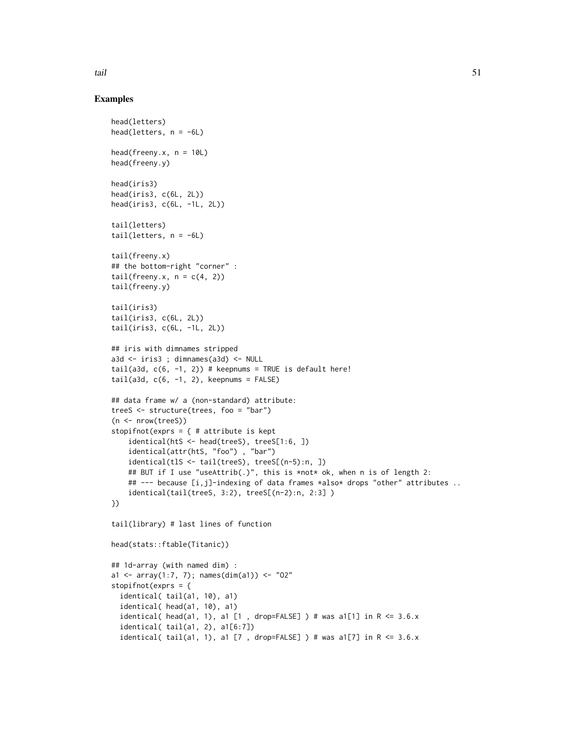## Examples

```
head(letters)
head(letters, n = -6L)

head(freeny.x, n = 10L)
head(freeny.y)

head(iris3)
head(iris3, c(6L, 2L))
head(iris3, c(6L, -1L, 2L))

tail(letters)
tail(letters, n = -6L)

tail(freeny.x)
## the bottom-right "corner" :
tail(freeny.x, n = c(4, 2))
tail(freeny.y)

tail(iris3)
tail(iris3, c(6L, 2L))
tail(iris3, c(6L, -1L, 2L))

## iris with dimnames stripped
a3d <- iris3 ; dimnames(a3d) <- NULL
tail(a3d, c(6, -1, 2)) # keepnums = TRUE is default here!
tail(a3d, c(6, -1, 2), keepnums = FALSE)

## data frame w/ a (non-standard) attribute:
treeS <- structure(trees, foo = "bar")
(n <- nrow(treeS))
stopifnot(exprs = { # attribute is kept
    identical(htS <- head(treeS), treeS[1:6, ])
    identical(attr(htS, "foo") , "bar")
    identical(tlS <- tail(treeS), treeS[(n-5):n, ])
    ## BUT if I use "useAttrib(.)", this is *not* ok, when n is of length 2:
    ## --- because [i,j]-indexing of data frames *also* drops "other" attributes ..
    identical(tail(treeS, 3:2), treeS[(n-2):n, 2:3] )
})

tail(library) # last lines of function

head(stats::ftable(Titanic))

## 1d-array (with named dim) :
a1 <- array(1:7, 7); names(dim(a1)) <- "O2"
stopifnot(exprs = {
  identical( tail(a1, 10), a1)
  identical( head(a1, 10), a1)
  identical( head(a1, 1), a1 [1 , drop=FALSE] ) # was a1[1] in R <= 3.6.x
  identical( tail(a1, 2), a1[6:7])
  identical( tail(a1, 1), a1 [7 , drop=FALSE] ) # was a1[7] in R <= 3.6.x
```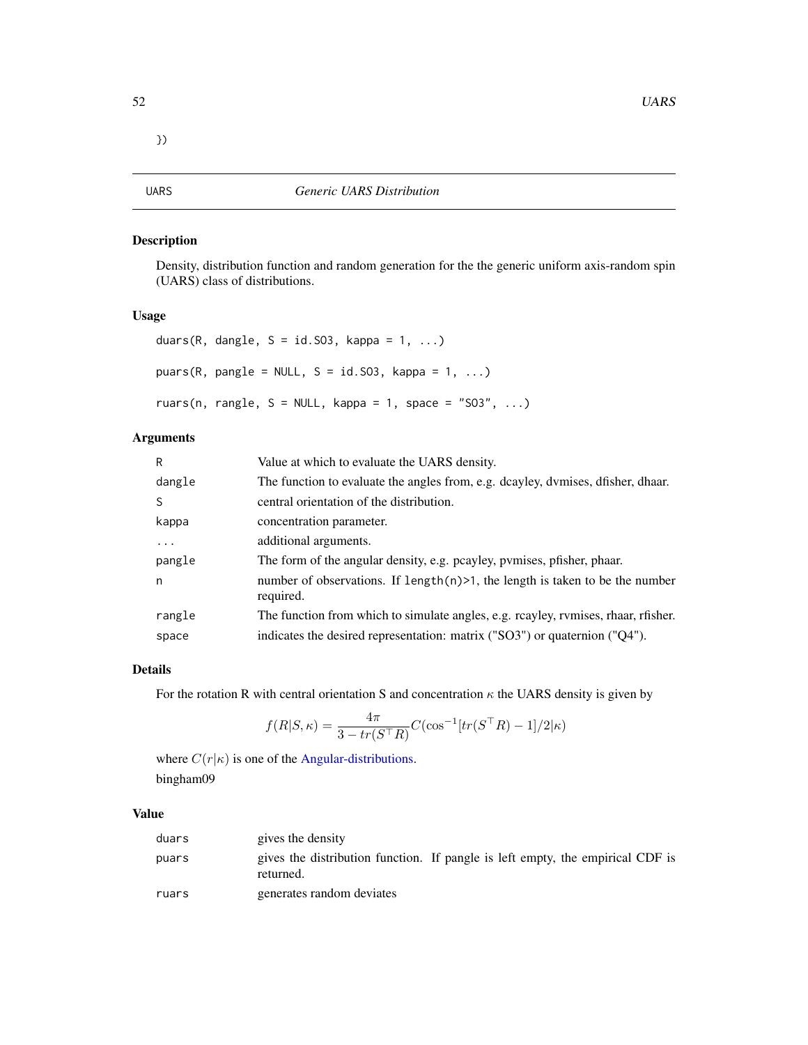})

## UARS — *Generic UARS Distribution*

### Description

Density, distribution function and random generation for the the generic uniform axis-random spin (UARS) class of distributions.

### Usage

```
duars(R, dangle, S = id.SO3, kappa = 1, ...)

puars(R, pangle = NULL, S = id.SO3, kappa = 1, ...)

ruars(n, rangle, S = NULL, kappa = 1, space = "SO3", ...)
```

### Arguments

| | |
|---|---|
| R | Value at which to evaluate the UARS density. |
| dangle | The function to evaluate the angles from, e.g. dcayley, dvmises, dfisher, dhaar. |
| S | central orientation of the distribution. |
| kappa | concentration parameter. |
| ... | additional arguments. |
| pangle | The form of the angular density, e.g. pcayley, pvmises, pfisher, phaar. |
| n | number of observations. If `length(n)>1`, the length is taken to be the number required. |
| rangle | The function from which to simulate angles, e.g. rcayley, rvmises, rhaar, rfisher. |
| space | indicates the desired representation: matrix ("SO3") or quaternion ("Q4"). |

### Details

For the rotation R with central orientation S and concentration $\kappa$ the UARS density is given by

$$f(R|S,\kappa) = \frac{4\pi}{3 - tr(S^\top R)} C(\cos^{-1}[tr(S^\top R) - 1]/2|\kappa)$$

where $C(r|\kappa)$ is one of the Angular-distributions.
bingham09

### Value

| | |
|---|---|
| duars | gives the density |
| puars | gives the distribution function. If pangle is left empty, the empirical CDF is returned. |
| ruars | generates random deviates |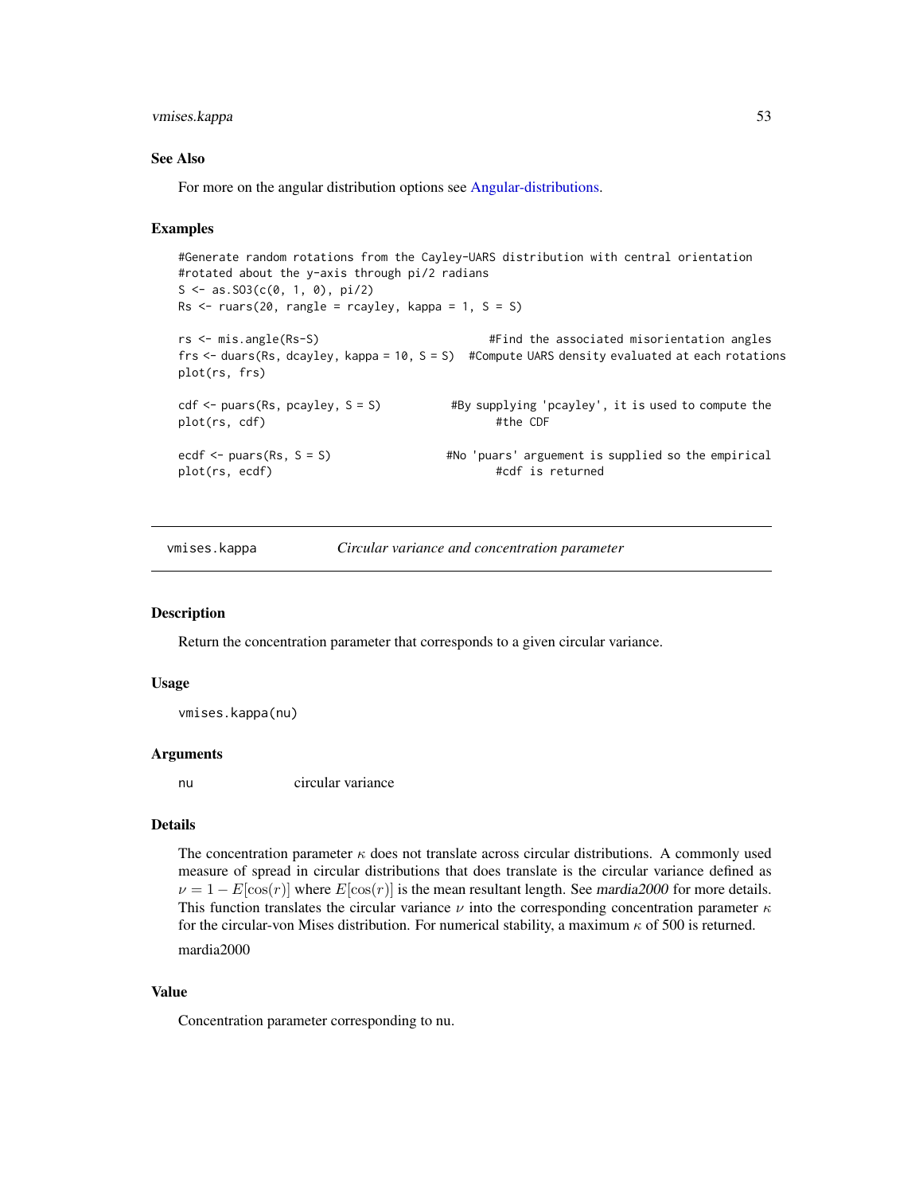### See Also

For more on the angular distribution options see Angular-distributions.

### Examples

```
#Generate random rotations from the Cayley-UARS distribution with central orientation
#rotated about the y-axis through pi/2 radians
S <- as.SO3(c(0, 1, 0), pi/2)
Rs <- ruars(20, rangle = rcayley, kappa = 1, S = S)

rs <- mis.angle(Rs-S)                          #Find the associated misorientation angles
frs <- duars(Rs, dcayley, kappa = 10, S = S)  #Compute UARS density evaluated at each rotations
plot(rs, frs)

cdf <- puars(Rs, pcayley, S = S)          #By supplying 'pcayley', it is used to compute the
plot(rs, cdf)                                    #the CDF

ecdf <- puars(Rs, S = S)                 #No 'puars' arguement is supplied so the empirical
plot(rs, ecdf)                                   #cdf is returned
```

---

## vmises.kappa — *Circular variance and concentration parameter*

### Description

Return the concentration parameter that corresponds to a given circular variance.

### Usage

```
vmises.kappa(nu)
```

### Arguments

| | |
|---|---|
| nu | circular variance |

### Details

The concentration parameter $\kappa$ does not translate across circular distributions. A commonly used measure of spread in circular distributions that does translate is the circular variance defined as $\nu = 1 - E[\cos(r)]$ where $E[\cos(r)]$ is the mean resultant length. See *mardia2000* for more details. This function translates the circular variance $\nu$ into the corresponding concentration parameter $\kappa$ for the circular-von Mises distribution. For numerical stability, a maximum $\kappa$ of 500 is returned.

mardia2000

### Value

Concentration parameter corresponding to nu.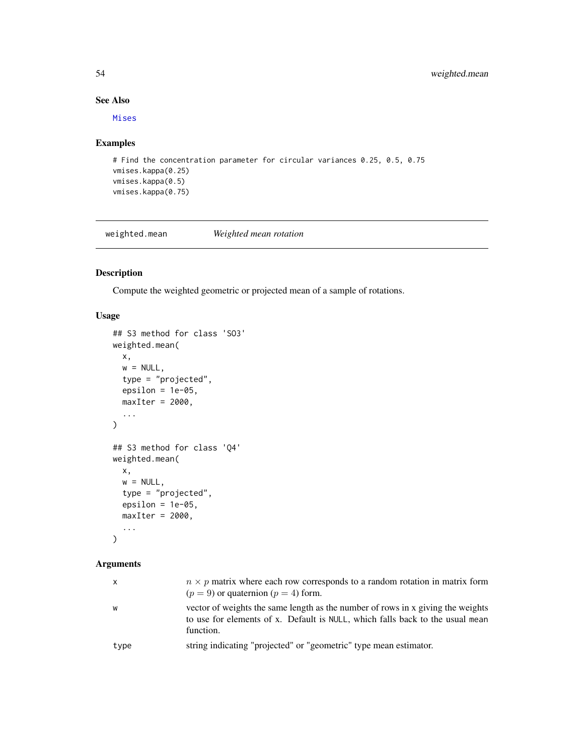### See Also

Mises

### Examples

```
# Find the concentration parameter for circular variances 0.25, 0.5, 0.75
vmises.kappa(0.25)
vmises.kappa(0.5)
vmises.kappa(0.75)
```

---

## weighted.mean — *Weighted mean rotation*

### Description

Compute the weighted geometric or projected mean of a sample of rotations.

### Usage

```
## S3 method for class 'SO3'
weighted.mean(
  x,
  w = NULL,
  type = "projected",
  epsilon = 1e-05,
  maxIter = 2000,
  ...
)

## S3 method for class 'Q4'
weighted.mean(
  x,
  w = NULL,
  type = "projected",
  epsilon = 1e-05,
  maxIter = 2000,
  ...
)
```

### Arguments

| | |
|---|---|
| x | $n \times p$ matrix where each row corresponds to a random rotation in matrix form ($p = 9$) or quaternion ($p = 4$) form. |
| w | vector of weights the same length as the number of rows in x giving the weights to use for elements of x. Default is NULL, which falls back to the usual mean function. |
| type | string indicating "projected" or "geometric" type mean estimator. |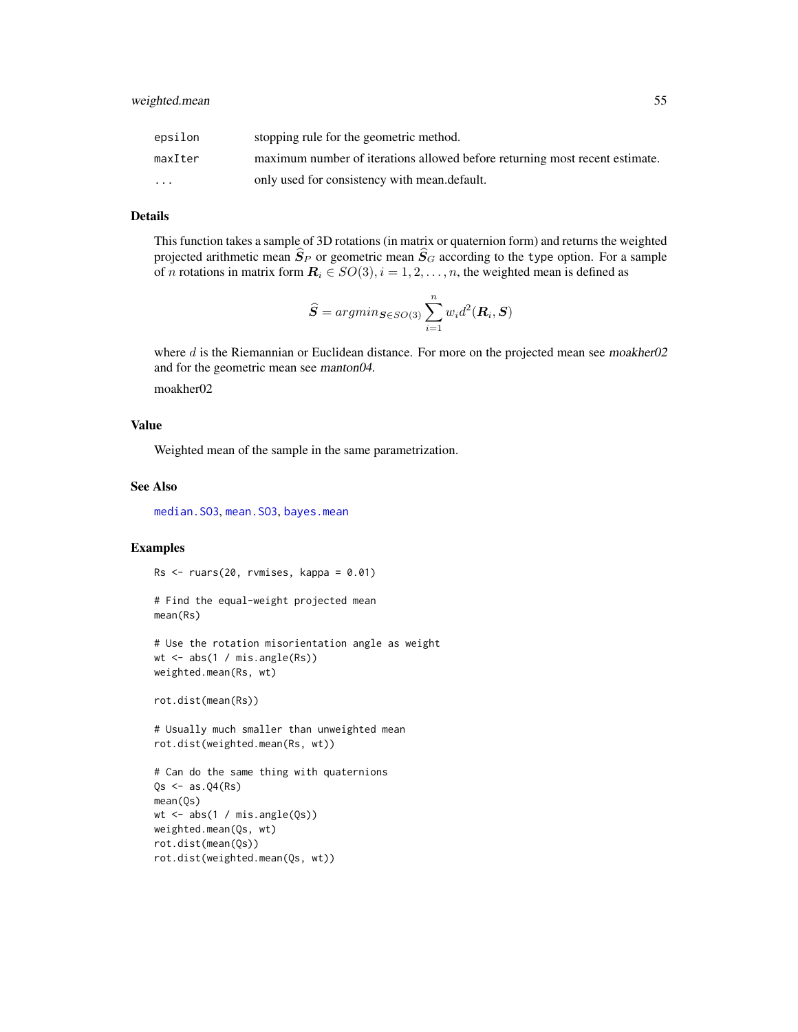| | |
|---|---|
| epsilon | stopping rule for the geometric method. |
| maxIter | maximum number of iterations allowed before returning most recent estimate. |
| ... | only used for consistency with mean.default. |

### Details

This function takes a sample of 3D rotations (in matrix or quaternion form) and returns the weighted projected arithmetic mean $\widehat{\boldsymbol{S}}_P$ or geometric mean $\widehat{\boldsymbol{S}}_G$ according to the type option. For a sample of $n$ rotations in matrix form $\boldsymbol{R}_i \in SO(3), i = 1, 2, \dots, n$, the weighted mean is defined as

$$\widehat{\boldsymbol{S}} = argmin_{\boldsymbol{S} \in SO(3)} \sum_{i=1}^{n} w_i d^2(\boldsymbol{R}_i, \boldsymbol{S})$$

where $d$ is the Riemannian or Euclidean distance. For more on the projected mean see *moakher02* and for the geometric mean see *manton04*.

moakher02

### Value

Weighted mean of the sample in the same parametrization.

### See Also

median.SO3, mean.SO3, bayes.mean

### Examples

```
Rs <- ruars(20, rvmises, kappa = 0.01)

# Find the equal-weight projected mean
mean(Rs)

# Use the rotation misorientation angle as weight
wt <- abs(1 / mis.angle(Rs))
weighted.mean(Rs, wt)

rot.dist(mean(Rs))

# Usually much smaller than unweighted mean
rot.dist(weighted.mean(Rs, wt))

# Can do the same thing with quaternions
Qs <- as.Q4(Rs)
mean(Qs)
wt <- abs(1 / mis.angle(Qs))
weighted.mean(Qs, wt)
rot.dist(mean(Qs))
rot.dist(weighted.mean(Qs, wt))
```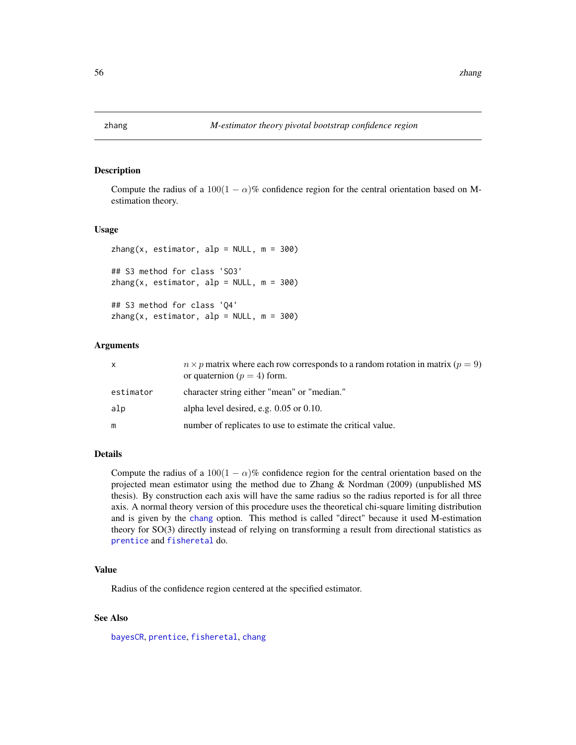## zhang — *M-estimator theory pivotal bootstrap confidence region*

### Description

Compute the radius of a $100(1-\alpha)\%$ confidence region for the central orientation based on M-estimation theory.

### Usage

```
zhang(x, estimator, alp = NULL, m = 300)

## S3 method for class 'SO3'
zhang(x, estimator, alp = NULL, m = 300)

## S3 method for class 'Q4'
zhang(x, estimator, alp = NULL, m = 300)
```

### Arguments

| | |
|---|---|
| x | $n \times p$ matrix where each row corresponds to a random rotation in matrix ($p = 9$) or quaternion ($p = 4$) form. |
| estimator | character string either "mean" or "median." |
| alp | alpha level desired, e.g. 0.05 or 0.10. |
| m | number of replicates to use to estimate the critical value. |

### Details

Compute the radius of a $100(1-\alpha)\%$ confidence region for the central orientation based on the projected mean estimator using the method due to Zhang & Nordman (2009) (unpublished MS thesis). By construction each axis will have the same radius so the radius reported is for all three axis. A normal theory version of this procedure uses the theoretical chi-square limiting distribution and is given by the chang option. This method is called "direct" because it used M-estimation theory for SO(3) directly instead of relying on transforming a result from directional statistics as prentice and fisheretal do.

### Value

Radius of the confidence region centered at the specified estimator.

### See Also

bayesCR, prentice, fisheretal, chang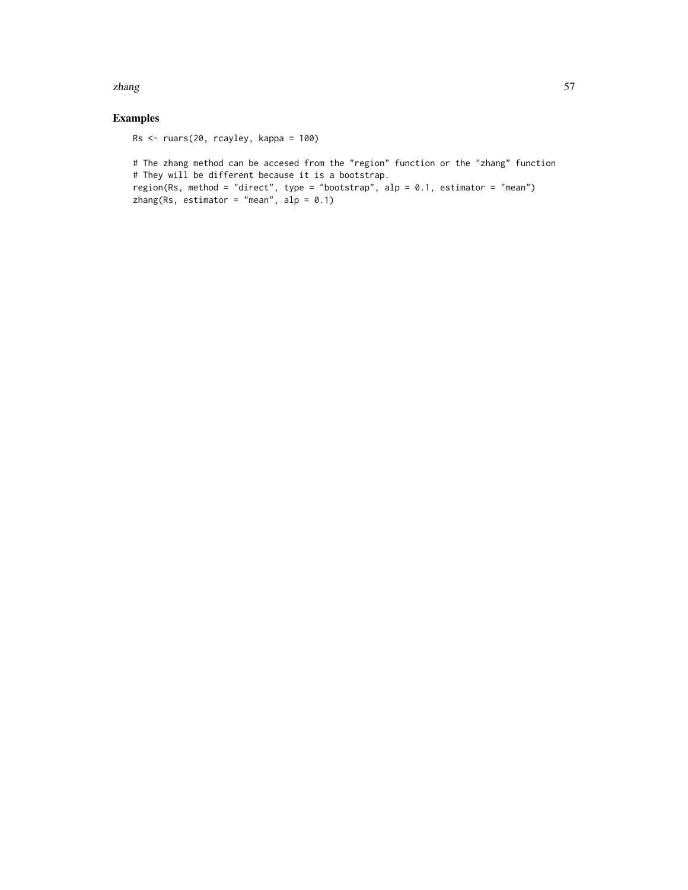## Examples

```
Rs <- ruars(20, rcayley, kappa = 100)

# The zhang method can be accesed from the "region" function or the "zhang" function
# They will be different because it is a bootstrap.
region(Rs, method = "direct", type = "bootstrap", alp = 0.1, estimator = "mean")
zhang(Rs, estimator = "mean", alp = 0.1)
```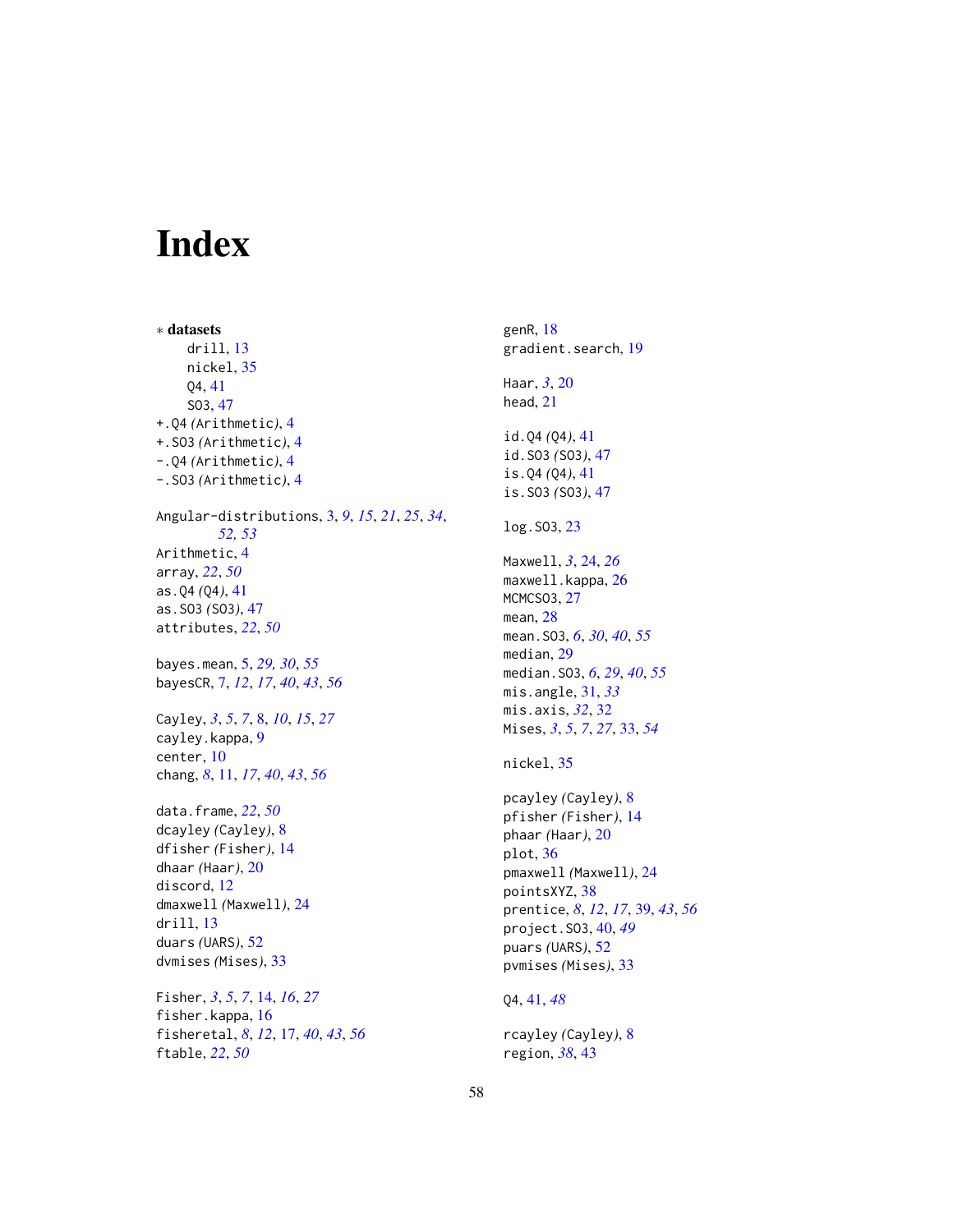# Index

∗ **datasets**
- drill, 13
- nickel, 35
- Q4, 41
- SO3, 47

+.Q4 *(*Arithmetic*)*, 4
+.SO3 *(*Arithmetic*)*, 4
-.Q4 *(*Arithmetic*)*, 4
-.SO3 *(*Arithmetic*)*, 4

Angular-distributions, 3, *9*, *15*, *21*, *25*, *34*, *52*, *53*
Arithmetic, 4
array, *22*, *50*
as.Q4 *(*Q4*)*, 41
as.SO3 *(*SO3*)*, 47
attributes, *22*, *50*

bayes.mean, 5, *29*, *30*, *55*
bayesCR, 7, *12*, *17*, *40*, *43*, *56*

Cayley, *3*, *5*, *7*, 8, *10*, *15*, *27*
cayley.kappa, 9
center, 10
chang, *8*, 11, *17*, *40*, *43*, *56*

data.frame, *22*, *50*
dcayley *(*Cayley*)*, 8
dfisher *(*Fisher*)*, 14
dhaar *(*Haar*)*, 20
discord, 12
dmaxwell *(*Maxwell*)*, 24
drill, 13
duars *(*UARS*)*, 52
dvmises *(*Mises*)*, 33

Fisher, *3*, *5*, *7*, 14, *16*, *27*
fisher.kappa, 16
fisheretal, *8*, *12*, 17, *40*, *43*, *56*
ftable, *22*, *50*

genR, 18
gradient.search, 19

Haar, *3*, 20
head, 21

id.Q4 *(*Q4*)*, 41
id.SO3 *(*SO3*)*, 47
is.Q4 *(*Q4*)*, 41
is.SO3 *(*SO3*)*, 47

log.SO3, 23

Maxwell, *3*, 24, *26*
maxwell.kappa, 26
MCMCSO3, 27
mean, 28
mean.SO3, *6*, *30*, *40*, *55*
median, 29
median.SO3, *6*, *29*, *40*, *55*
mis.angle, 31, *33*
mis.axis, *32*, 32
Mises, *3*, *5*, *7*, *27*, 33, *54*

nickel, 35

pcayley *(*Cayley*)*, 8
pfisher *(*Fisher*)*, 14
phaar *(*Haar*)*, 20
plot, 36
pmaxwell *(*Maxwell*)*, 24
pointsXYZ, 38
prentice, *8*, *12*, *17*, 39, *43*, *56*
project.SO3, 40, *49*
puars *(*UARS*)*, 52
pvmises *(*Mises*)*, 33

Q4, 41, *48*

rcayley *(*Cayley*)*, 8
region, *38*, 43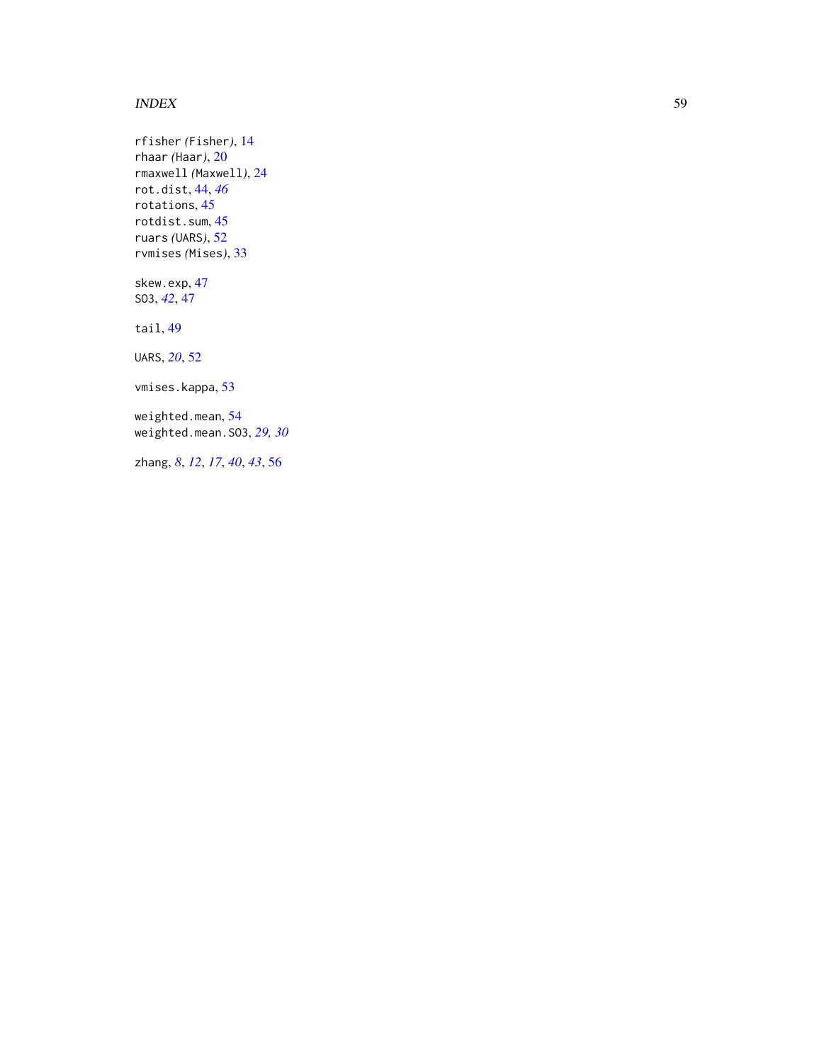rfisher *(*Fisher*)*, 14
rhaar *(*Haar*)*, 20
rmaxwell *(*Maxwell*)*, 24
rot.dist, 44, *46*
rotations, 45
rotdist.sum, 45
ruars *(*UARS*)*, 52
rvmises *(*Mises*)*, 33

skew.exp, 47
SO3, *42*, 47

tail, 49

UARS, *20*, 52

vmises.kappa, 53

weighted.mean, 54
weighted.mean.SO3, *29, 30*

zhang, *8*, *12*, *17*, *40*, *43*, 56